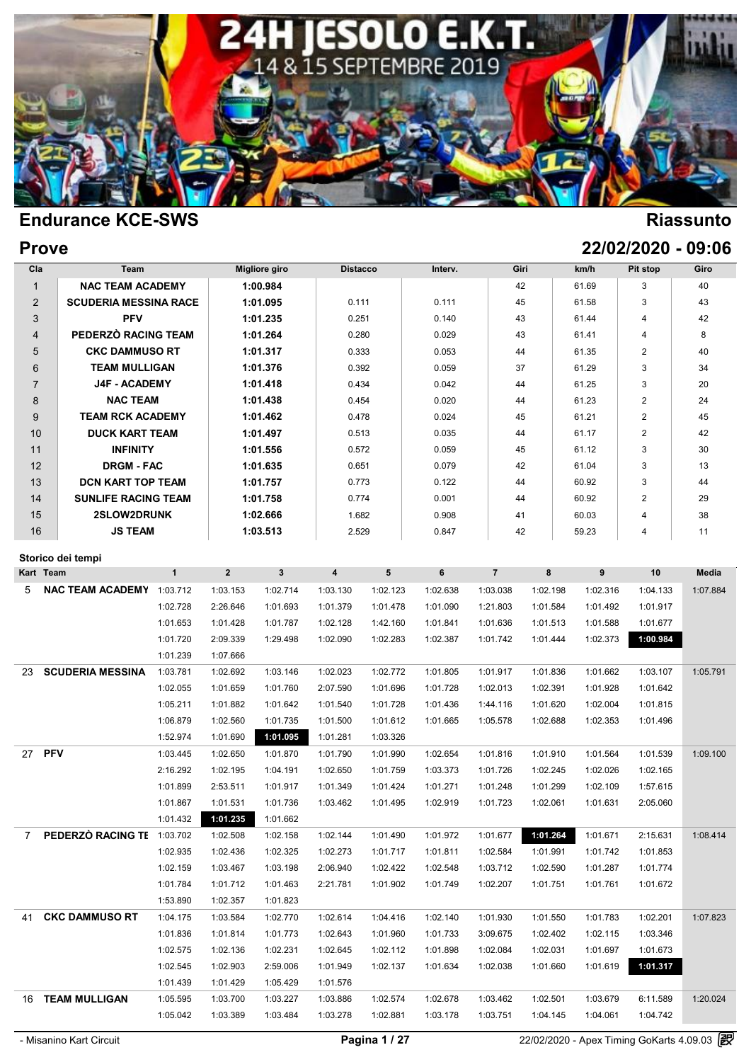# 24H JESOLO E.K.T.

14 & 15 SEPTEMBRE 2019

## Endurance KCE-SWS — Riassunto

## Prove — 22/02/2020 - 09:06

| Cla | Team | Migliore giro | Distacco | Interv. | Giri | km/h | Pit stop | Giro |
|---|---|---|---|---|---|---|---|---|
| 1 | NAC TEAM ACADEMY | 1:00.984 | | | 42 | 61.69 | 3 | 40 |
| 2 | SCUDERIA MESSINA RACE | 1:01.095 | 0.111 | 0.111 | 45 | 61.58 | 3 | 43 |
| 3 | PFV | 1:01.235 | 0.251 | 0.140 | 43 | 61.44 | 4 | 42 |
| 4 | PEDERZÒ RACING TEAM | 1:01.264 | 0.280 | 0.029 | 43 | 61.41 | 4 | 8 |
| 5 | CKC DAMMUSO RT | 1:01.317 | 0.333 | 0.053 | 44 | 61.35 | 2 | 40 |
| 6 | TEAM MULLIGAN | 1:01.376 | 0.392 | 0.059 | 37 | 61.29 | 3 | 34 |
| 7 | J4F - ACADEMY | 1:01.418 | 0.434 | 0.042 | 44 | 61.25 | 3 | 20 |
| 8 | NAC TEAM | 1:01.438 | 0.454 | 0.020 | 44 | 61.23 | 2 | 24 |
| 9 | TEAM RCK ACADEMY | 1:01.462 | 0.478 | 0.024 | 45 | 61.21 | 2 | 45 |
| 10 | DUCK KART TEAM | 1:01.497 | 0.513 | 0.035 | 44 | 61.17 | 2 | 42 |
| 11 | INFINITY | 1:01.556 | 0.572 | 0.059 | 45 | 61.12 | 3 | 30 |
| 12 | DRGM - FAC | 1:01.635 | 0.651 | 0.079 | 42 | 61.04 | 3 | 13 |
| 13 | DCN KART TOP TEAM | 1:01.757 | 0.773 | 0.122 | 44 | 60.92 | 3 | 44 |
| 14 | SUNLIFE RACING TEAM | 1:01.758 | 0.774 | 0.001 | 44 | 60.92 | 2 | 29 |
| 15 | 2SLOW2DRUNK | 1:02.666 | 1.682 | 0.908 | 41 | 60.03 | 4 | 38 |
| 16 | JS TEAM | 1:03.513 | 2.529 | 0.847 | 42 | 59.23 | 4 | 11 |

### Storico dei tempi

| Kart | Team | 1 | 2 | 3 | 4 | 5 | 6 | 7 | 8 | 9 | 10 | Media |
|---|---|---|---|---|---|---|---|---|---|---|---|---|
| 5 | NAC TEAM ACADEMY | 1:03.712 | 1:03.153 | 1:02.714 | 1:03.130 | 1:02.123 | 1:02.638 | 1:03.038 | 1:02.198 | 1:02.316 | 1:04.133 | 1:07.884 |
| | | 1:02.728 | 2:26.646 | 1:01.693 | 1:01.379 | 1:01.478 | 1:01.090 | 1:21.803 | 1:01.584 | 1:01.492 | 1:01.917 | |
| | | 1:01.653 | 1:01.428 | 1:01.787 | 1:02.128 | 1:42.160 | 1:01.841 | 1:01.636 | 1:01.513 | 1:01.588 | 1:01.677 | |
| | | 1:01.720 | 2:09.339 | 1:29.498 | 1:02.090 | 1:02.283 | 1:02.387 | 1:01.742 | 1:01.444 | 1:02.373 | **1:00.984** | |
| | | 1:01.239 | 1:07.666 | | | | | | | | | |
| 23 | SCUDERIA MESSINA | 1:03.781 | 1:02.692 | 1:03.146 | 1:02.023 | 1:02.772 | 1:01.805 | 1:01.917 | 1:01.836 | 1:01.662 | 1:03.107 | 1:05.791 |
| | | 1:02.055 | 1:01.659 | 1:01.760 | 2:07.590 | 1:01.696 | 1:01.728 | 1:02.013 | 1:02.391 | 1:01.928 | 1:01.642 | |
| | | 1:05.211 | 1:01.882 | 1:01.642 | 1:01.540 | 1:01.728 | 1:01.436 | 1:44.116 | 1:01.620 | 1:02.004 | 1:01.815 | |
| | | 1:06.879 | 1:02.560 | 1:01.735 | 1:01.500 | 1:01.612 | 1:01.665 | 1:05.578 | 1:02.688 | 1:02.353 | 1:01.496 | |
| | | 1:52.974 | 1:01.690 | **1:01.095** | 1:01.281 | 1:03.326 | | | | | | |
| 27 | PFV | 1:03.445 | 1:02.650 | 1:01.870 | 1:01.790 | 1:01.990 | 1:02.654 | 1:01.816 | 1:01.910 | 1:01.564 | 1:01.539 | 1:09.100 |
| | | 2:16.292 | 1:02.195 | 1:04.191 | 1:02.650 | 1:01.759 | 1:03.373 | 1:01.726 | 1:02.245 | 1:02.026 | 1:02.165 | |
| | | 1:01.899 | 2:53.511 | 1:01.917 | 1:01.349 | 1:01.424 | 1:01.271 | 1:01.248 | 1:01.299 | 1:02.109 | 1:57.615 | |
| | | 1:01.867 | 1:01.531 | 1:01.736 | 1:03.462 | 1:01.495 | 1:02.919 | 1:01.723 | 1:02.061 | 1:01.631 | 2:05.060 | |
| | | 1:01.432 | **1:01.235** | 1:01.662 | | | | | | | | |
| 7 | PEDERZÒ RACING TE | 1:03.702 | 1:02.508 | 1:02.158 | 1:02.144 | 1:01.490 | 1:01.972 | 1:01.677 | **1:01.264** | 1:01.671 | 2:15.631 | 1:08.414 |
| | | 1:02.935 | 1:02.436 | 1:02.325 | 1:02.273 | 1:01.717 | 1:01.811 | 1:02.584 | 1:01.991 | 1:01.742 | 1:01.853 | |
| | | 1:02.159 | 1:03.467 | 1:03.198 | 2:06.940 | 1:02.422 | 1:02.548 | 1:03.712 | 1:02.590 | 1:01.287 | 1:01.774 | |
| | | 1:01.784 | 1:01.712 | 1:01.463 | 2:21.781 | 1:01.902 | 1:01.749 | 1:02.207 | 1:01.751 | 1:01.761 | 1:01.672 | |
| | | 1:53.890 | 1:02.357 | 1:01.823 | | | | | | | | |
| 41 | CKC DAMMUSO RT | 1:04.175 | 1:03.584 | 1:02.770 | 1:02.614 | 1:04.416 | 1:02.140 | 1:01.930 | 1:01.550 | 1:01.783 | 1:02.201 | 1:07.823 |
| | | 1:01.836 | 1:01.814 | 1:01.773 | 1:02.643 | 1:01.960 | 1:01.733 | 3:09.675 | 1:02.402 | 1:02.115 | 1:03.346 | |
| | | 1:02.575 | 1:02.136 | 1:02.231 | 1:02.645 | 1:02.112 | 1:01.898 | 1:02.084 | 1:02.031 | 1:01.697 | 1:01.673 | |
| | | 1:02.545 | 1:02.903 | 2:59.006 | 1:01.949 | 1:02.137 | 1:01.634 | 1:02.038 | 1:01.660 | 1:01.619 | **1:01.317** | |
| | | 1:01.439 | 1:01.429 | 1:05.429 | 1:01.576 | | | | | | | |
| 16 | TEAM MULLIGAN | 1:05.595 | 1:03.700 | 1:03.227 | 1:03.886 | 1:02.574 | 1:02.678 | 1:03.462 | 1:02.501 | 1:03.679 | 6:11.589 | 1:20.024 |
| | | 1:05.042 | 1:03.389 | 1:03.484 | 1:03.278 | 1:02.881 | 1:03.178 | 1:03.751 | 1:04.145 | 1:04.061 | 1:04.742 | |

- Misanino Kart Circuit — 22/02/2020 - Apex Timing GoKarts 4.09.03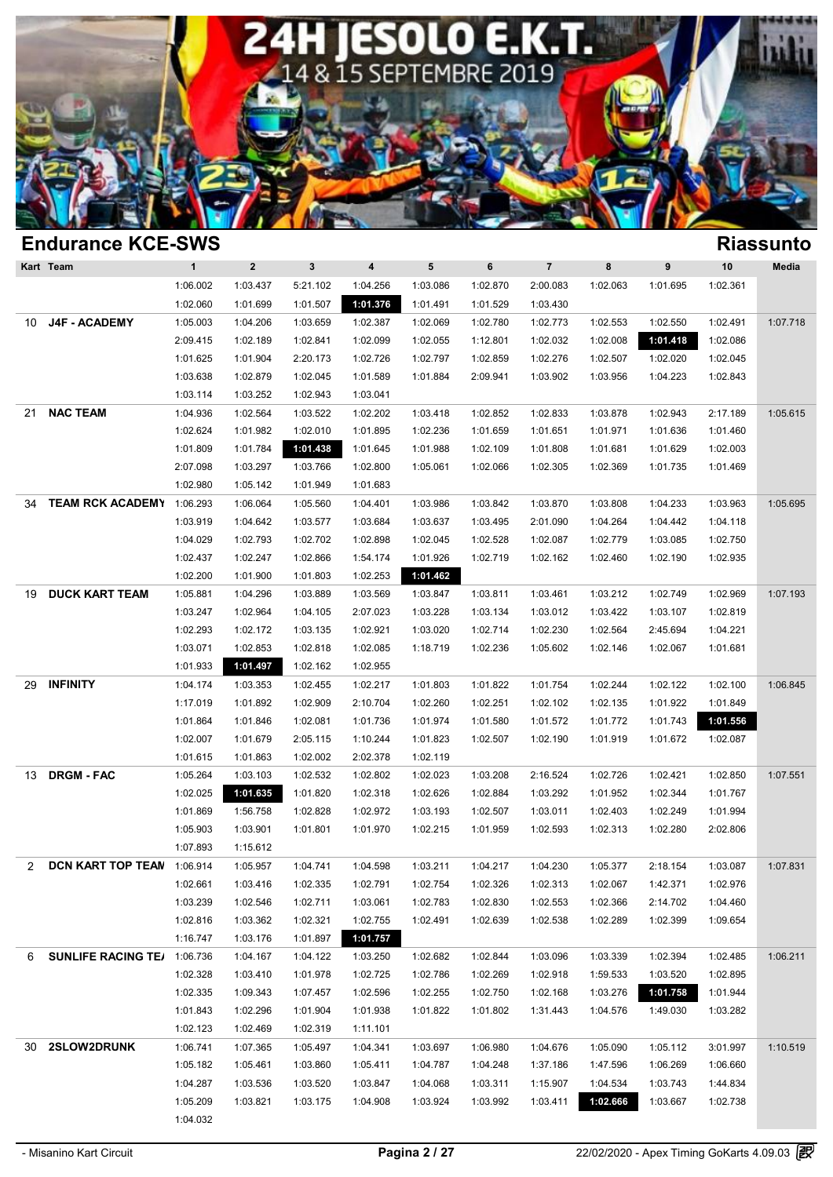# 24H JESOLO E.K.T.

14 & 15 SEPTEMBRE 2019

## Endurance KCE-SWS

**Riassunto**

| Kart | Team | 1 | 2 | 3 | 4 | 5 | 6 | 7 | 8 | 9 | 10 | Media |
|---|---|---|---|---|---|---|---|---|---|---|---|---|
| | | 1:06.002 | 1:03.437 | 5:21.102 | 1:04.256 | 1:03.086 | 1:02.870 | 2:00.083 | 1:02.063 | 1:01.695 | 1:02.361 | |
| | | 1:02.060 | 1:01.699 | 1:01.507 | **1:01.376** | 1:01.491 | 1:01.529 | 1:03.430 | | | | |
| 10 | J4F - ACADEMY | 1:05.003 | 1:04.206 | 1:03.659 | 1:02.387 | 1:02.069 | 1:02.780 | 1:02.773 | 1:02.553 | 1:02.550 | 1:02.491 | 1:07.718 |
| | | 2:09.415 | 1:02.189 | 1:02.841 | 1:02.099 | 1:02.055 | 1:12.801 | 1:02.032 | 1:02.008 | **1:01.418** | 1:02.086 | |
| | | 1:01.625 | 1:01.904 | 2:20.173 | 1:02.726 | 1:02.797 | 1:02.859 | 1:02.276 | 1:02.507 | 1:02.020 | 1:02.045 | |
| | | 1:03.638 | 1:02.879 | 1:02.045 | 1:01.589 | 1:01.884 | 2:09.941 | 1:03.902 | 1:03.956 | 1:04.223 | 1:02.843 | |
| | | 1:03.114 | 1:03.252 | 1:02.943 | 1:03.041 | | | | | | | |
| 21 | NAC TEAM | 1:04.936 | 1:02.564 | 1:03.522 | 1:02.202 | 1:03.418 | 1:02.852 | 1:02.833 | 1:03.878 | 1:02.943 | 2:17.189 | 1:05.615 |
| | | 1:02.624 | 1:01.982 | 1:02.010 | 1:01.895 | 1:02.236 | 1:01.659 | 1:01.651 | 1:01.971 | 1:01.636 | 1:01.460 | |
| | | 1:01.809 | 1:01.784 | **1:01.438** | 1:01.645 | 1:01.988 | 1:02.109 | 1:01.808 | 1:01.681 | 1:01.629 | 1:02.003 | |
| | | 2:07.098 | 1:03.297 | 1:03.766 | 1:02.800 | 1:05.061 | 1:02.066 | 1:02.305 | 1:02.369 | 1:01.735 | 1:01.469 | |
| | | 1:02.980 | 1:05.142 | 1:01.949 | 1:01.683 | | | | | | | |
| 34 | TEAM RCK ACADEMY | 1:06.293 | 1:06.064 | 1:05.560 | 1:04.401 | 1:03.986 | 1:03.842 | 1:03.870 | 1:03.808 | 1:04.233 | 1:03.963 | 1:05.695 |
| | | 1:03.919 | 1:04.642 | 1:03.577 | 1:03.684 | 1:03.637 | 1:03.495 | 2:01.090 | 1:04.264 | 1:04.442 | 1:04.118 | |
| | | 1:04.029 | 1:02.793 | 1:02.702 | 1:02.898 | 1:02.045 | 1:02.528 | 1:02.087 | 1:02.779 | 1:03.085 | 1:02.750 | |
| | | 1:02.437 | 1:02.247 | 1:02.866 | 1:54.174 | 1:01.926 | 1:02.719 | 1:02.162 | 1:02.460 | 1:02.190 | 1:02.935 | |
| | | 1:02.200 | 1:01.900 | 1:01.803 | 1:02.253 | **1:01.462** | | | | | | |
| 19 | DUCK KART TEAM | 1:05.881 | 1:04.296 | 1:03.889 | 1:03.569 | 1:03.847 | 1:03.811 | 1:03.461 | 1:03.212 | 1:02.749 | 1:02.969 | 1:07.193 |
| | | 1:03.247 | 1:02.964 | 1:04.105 | 2:07.023 | 1:03.228 | 1:03.134 | 1:03.012 | 1:03.422 | 1:03.107 | 1:02.819 | |
| | | 1:02.293 | 1:02.172 | 1:03.135 | 1:02.921 | 1:03.020 | 1:02.714 | 1:02.230 | 1:02.564 | 2:45.694 | 1:04.221 | |
| | | 1:03.071 | 1:02.853 | 1:02.818 | 1:02.085 | 1:18.719 | 1:02.236 | 1:05.602 | 1:02.146 | 1:02.067 | 1:01.681 | |
| | | 1:01.933 | **1:01.497** | 1:02.162 | 1:02.955 | | | | | | | |
| 29 | INFINITY | 1:04.174 | 1:03.353 | 1:02.455 | 1:02.217 | 1:01.803 | 1:01.822 | 1:01.754 | 1:02.244 | 1:02.122 | 1:02.100 | 1:06.845 |
| | | 1:17.019 | 1:01.892 | 1:02.909 | 2:10.704 | 1:02.260 | 1:02.251 | 1:02.102 | 1:02.135 | 1:01.922 | 1:01.849 | |
| | | 1:01.864 | 1:01.846 | 1:02.081 | 1:01.736 | 1:01.974 | 1:01.580 | 1:01.572 | 1:01.772 | 1:01.743 | **1:01.556** | |
| | | 1:02.007 | 1:01.679 | 2:05.115 | 1:10.244 | 1:01.823 | 1:02.507 | 1:02.190 | 1:01.919 | 1:01.672 | 1:02.087 | |
| | | 1:01.615 | 1:01.863 | 1:02.002 | 2:02.378 | 1:02.119 | | | | | | |
| 13 | DRGM - FAC | 1:05.264 | 1:03.103 | 1:02.532 | 1:02.802 | 1:02.023 | 1:03.208 | 2:16.524 | 1:02.726 | 1:02.421 | 1:02.850 | 1:07.551 |
| | | 1:02.025 | **1:01.635** | 1:01.820 | 1:02.318 | 1:02.626 | 1:02.884 | 1:03.292 | 1:01.952 | 1:02.344 | 1:01.767 | |
| | | 1:01.869 | 1:56.758 | 1:02.828 | 1:02.972 | 1:03.193 | 1:02.507 | 1:03.011 | 1:02.403 | 1:02.249 | 1:01.994 | |
| | | 1:05.903 | 1:03.901 | 1:01.801 | 1:01.970 | 1:02.215 | 1:01.959 | 1:02.593 | 1:02.313 | 1:02.280 | 2:02.806 | |
| | | 1:07.893 | 1:15.612 | | | | | | | | | |
| 2 | DCN KART TOP TEAM | 1:06.914 | 1:05.957 | 1:04.741 | 1:04.598 | 1:03.211 | 1:04.217 | 1:04.230 | 1:05.377 | 2:18.154 | 1:03.087 | 1:07.831 |
| | | 1:02.661 | 1:03.416 | 1:02.335 | 1:02.791 | 1:02.754 | 1:02.326 | 1:02.313 | 1:02.067 | 1:42.371 | 1:02.976 | |
| | | 1:03.239 | 1:02.546 | 1:02.711 | 1:03.061 | 1:02.783 | 1:02.830 | 1:02.553 | 1:02.366 | 2:14.702 | 1:04.460 | |
| | | 1:02.816 | 1:03.362 | 1:02.321 | 1:02.755 | 1:02.491 | 1:02.639 | 1:02.538 | 1:02.289 | 1:02.399 | 1:09.654 | |
| | | 1:16.747 | 1:03.176 | 1:01.897 | **1:01.757** | | | | | | | |
| 6 | SUNLIFE RACING TEAM | 1:06.736 | 1:04.167 | 1:04.122 | 1:03.250 | 1:02.682 | 1:02.844 | 1:03.096 | 1:03.339 | 1:02.394 | 1:02.485 | 1:06.211 |
| | | 1:02.328 | 1:03.410 | 1:01.978 | 1:02.725 | 1:02.786 | 1:02.269 | 1:02.918 | 1:59.533 | 1:03.520 | 1:02.895 | |
| | | 1:02.335 | 1:09.343 | 1:07.457 | 1:02.596 | 1:02.255 | 1:02.750 | 1:02.168 | 1:03.276 | **1:01.758** | 1:01.944 | |
| | | 1:01.843 | 1:02.296 | 1:01.904 | 1:01.938 | 1:01.822 | 1:01.802 | 1:31.443 | 1:04.576 | 1:49.030 | 1:03.282 | |
| | | 1:02.123 | 1:02.469 | 1:02.319 | 1:11.101 | | | | | | | |
| 30 | 2SLOW2DRUNK | 1:06.741 | 1:07.365 | 1:05.497 | 1:04.341 | 1:03.697 | 1:06.980 | 1:04.676 | 1:05.090 | 1:05.112 | 3:01.997 | 1:10.519 |
| | | 1:05.182 | 1:05.461 | 1:03.860 | 1:05.411 | 1:04.787 | 1:04.248 | 1:37.186 | 1:47.596 | 1:06.269 | 1:06.660 | |
| | | 1:04.287 | 1:03.536 | 1:03.520 | 1:03.847 | 1:04.068 | 1:03.311 | 1:15.907 | 1:04.534 | 1:03.743 | 1:44.834 | |
| | | 1:05.209 | 1:03.821 | 1:03.175 | 1:04.908 | 1:03.924 | 1:03.992 | 1:03.411 | **1:02.666** | 1:03.667 | 1:02.738 | |
| | | 1:04.032 | | | | | | | | | | |

- Misanino Kart Circuit

22/02/2020 - Apex Timing GoKarts 4.09.03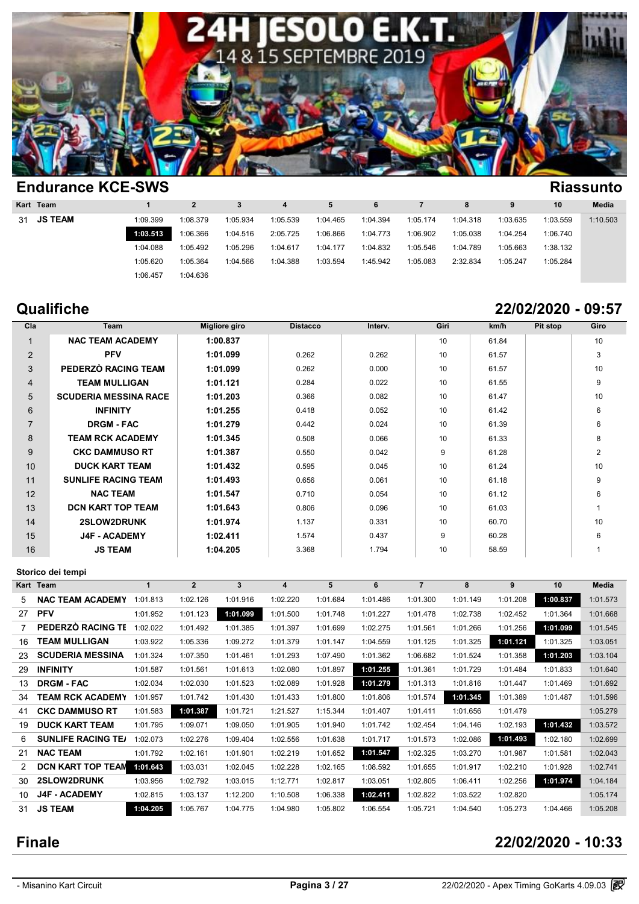## Endurance KCE-SWS

## Riassunto

| Kart | Team | 1 | 2 | 3 | 4 | 5 | 6 | 7 | 8 | 9 | 10 | Media |
|---|---|---|---|---|---|---|---|---|---|---|---|---|
| 31 | **JS TEAM** | 1:09.399 | 1:08.379 | 1:05.934 | 1:05.539 | 1:04.465 | 1:04.394 | 1:05.174 | 1:04.318 | 1:03.635 | 1:03.559 | 1:10.503 |
| | | **1:03.513** | 1:06.366 | 1:04.516 | 2:05.725 | 1:06.866 | 1:04.773 | 1:06.902 | 1:05.038 | 1:04.254 | 1:06.740 | |
| | | 1:04.088 | 1:05.492 | 1:05.296 | 1:04.617 | 1:04.177 | 1:04.832 | 1:05.546 | 1:04.789 | 1:05.663 | 1:38.132 | |
| | | 1:05.620 | 1:05.364 | 1:04.566 | 1:04.388 | 1:03.594 | 1:45.942 | 1:05.083 | 2:32.834 | 1:05.247 | 1:05.284 | |
| | | 1:06.457 | 1:04.636 | | | | | | | | | |

## Qualifiche

## 22/02/2020 - 09:57

| Cla | Team | Migliore giro | Distacco | Interv. | Giri | km/h | Pit stop | Giro |
|---|---|---|---|---|---|---|---|---|
| 1 | **NAC TEAM ACADEMY** | **1:00.837** | | | 10 | 61.84 | | 10 |
| 2 | **PFV** | **1:01.099** | 0.262 | 0.262 | 10 | 61.57 | | 3 |
| 3 | **PEDERZÒ RACING TEAM** | **1:01.099** | 0.262 | 0.000 | 10 | 61.57 | | 10 |
| 4 | **TEAM MULLIGAN** | **1:01.121** | 0.284 | 0.022 | 10 | 61.55 | | 9 |
| 5 | **SCUDERIA MESSINA RACE** | **1:01.203** | 0.366 | 0.082 | 10 | 61.47 | | 10 |
| 6 | **INFINITY** | **1:01.255** | 0.418 | 0.052 | 10 | 61.42 | | 6 |
| 7 | **DRGM - FAC** | **1:01.279** | 0.442 | 0.024 | 10 | 61.39 | | 6 |
| 8 | **TEAM RCK ACADEMY** | **1:01.345** | 0.508 | 0.066 | 10 | 61.33 | | 8 |
| 9 | **CKC DAMMUSO RT** | **1:01.387** | 0.550 | 0.042 | 9 | 61.28 | | 2 |
| 10 | **DUCK KART TEAM** | **1:01.432** | 0.595 | 0.045 | 10 | 61.24 | | 10 |
| 11 | **SUNLIFE RACING TEAM** | **1:01.493** | 0.656 | 0.061 | 10 | 61.18 | | 9 |
| 12 | **NAC TEAM** | **1:01.547** | 0.710 | 0.054 | 10 | 61.12 | | 6 |
| 13 | **DCN KART TOP TEAM** | **1:01.643** | 0.806 | 0.096 | 10 | 61.03 | | 1 |
| 14 | **2SLOW2DRUNK** | **1:01.974** | 1.137 | 0.331 | 10 | 60.70 | | 10 |
| 15 | **J4F - ACADEMY** | **1:02.411** | 1.574 | 0.437 | 9 | 60.28 | | 6 |
| 16 | **JS TEAM** | **1:04.205** | 3.368 | 1.794 | 10 | 58.59 | | 1 |

### Storico dei tempi

| Kart | Team | 1 | 2 | 3 | 4 | 5 | 6 | 7 | 8 | 9 | 10 | Media |
|---|---|---|---|---|---|---|---|---|---|---|---|---|
| 5 | **NAC TEAM ACADEMY** | 1:01.813 | 1:02.126 | 1:01.916 | 1:02.220 | 1:01.684 | 1:01.486 | 1:01.300 | 1:01.149 | 1:01.208 | **1:00.837** | 1:01.573 |
| 27 | **PFV** | 1:01.952 | 1:01.123 | **1:01.099** | 1:01.500 | 1:01.748 | 1:01.227 | 1:01.478 | 1:02.738 | 1:02.452 | 1:01.364 | 1:01.668 |
| 7 | **PEDERZÒ RACING TE** | 1:02.022 | 1:01.492 | 1:01.385 | 1:01.397 | 1:01.699 | 1:02.275 | 1:01.561 | 1:01.266 | 1:01.256 | **1:01.099** | 1:01.545 |
| 16 | **TEAM MULLIGAN** | 1:03.922 | 1:05.336 | 1:09.272 | 1:01.379 | 1:01.147 | 1:04.559 | 1:01.125 | 1:01.325 | **1:01.121** | 1:01.325 | 1:03.051 |
| 23 | **SCUDERIA MESSINA** | 1:01.324 | 1:07.350 | 1:01.461 | 1:01.293 | 1:07.490 | 1:01.362 | 1:06.682 | 1:01.524 | 1:01.358 | **1:01.203** | 1:03.104 |
| 29 | **INFINITY** | 1:01.587 | 1:01.561 | 1:01.613 | 1:02.080 | 1:01.897 | **1:01.255** | 1:01.361 | 1:01.729 | 1:01.484 | 1:01.833 | 1:01.640 |
| 13 | **DRGM - FAC** | 1:02.034 | 1:02.030 | 1:01.523 | 1:02.089 | 1:01.928 | **1:01.279** | 1:01.313 | 1:01.816 | 1:01.447 | 1:01.469 | 1:01.692 |
| 34 | **TEAM RCK ACADEMY** | 1:01.957 | 1:01.742 | 1:01.430 | 1:01.433 | 1:01.800 | 1:01.806 | 1:01.574 | **1:01.345** | 1:01.389 | 1:01.487 | 1:01.596 |
| 41 | **CKC DAMMUSO RT** | 1:01.583 | **1:01.387** | 1:01.721 | 1:21.527 | 1:15.344 | 1:01.407 | 1:01.411 | 1:01.656 | 1:01.479 | | 1:05.279 |
| 19 | **DUCK KART TEAM** | 1:01.795 | 1:09.071 | 1:09.050 | 1:01.905 | 1:01.940 | 1:01.742 | 1:02.454 | 1:04.146 | 1:02.193 | **1:01.432** | 1:03.572 |
| 6 | **SUNLIFE RACING TE/** | 1:02.073 | 1:02.276 | 1:09.404 | 1:02.556 | 1:01.638 | 1:01.717 | 1:01.573 | 1:02.086 | **1:01.493** | 1:02.180 | 1:02.699 |
| 21 | **NAC TEAM** | 1:01.792 | 1:02.161 | 1:01.901 | 1:02.219 | 1:01.652 | **1:01.547** | 1:02.325 | 1:03.270 | 1:01.987 | 1:01.581 | 1:02.043 |
| 2 | **DCN KART TOP TEAM** | **1:01.643** | 1:03.031 | 1:02.045 | 1:02.228 | 1:02.165 | 1:08.592 | 1:01.655 | 1:01.917 | 1:02.210 | 1:01.928 | 1:02.741 |
| 30 | **2SLOW2DRUNK** | 1:03.956 | 1:02.792 | 1:03.015 | 1:12.771 | 1:02.817 | 1:03.051 | 1:02.805 | 1:06.411 | 1:02.256 | **1:01.974** | 1:04.184 |
| 10 | **J4F - ACADEMY** | 1:02.815 | 1:03.137 | 1:12.200 | 1:10.508 | 1:06.338 | **1:02.411** | 1:02.822 | 1:03.522 | 1:02.820 | | 1:05.174 |
| 31 | **JS TEAM** | **1:04.205** | 1:05.767 | 1:04.775 | 1:04.980 | 1:05.802 | 1:06.554 | 1:05.721 | 1:04.540 | 1:05.273 | 1:04.466 | 1:05.208 |

## Finale

## 22/02/2020 - 10:33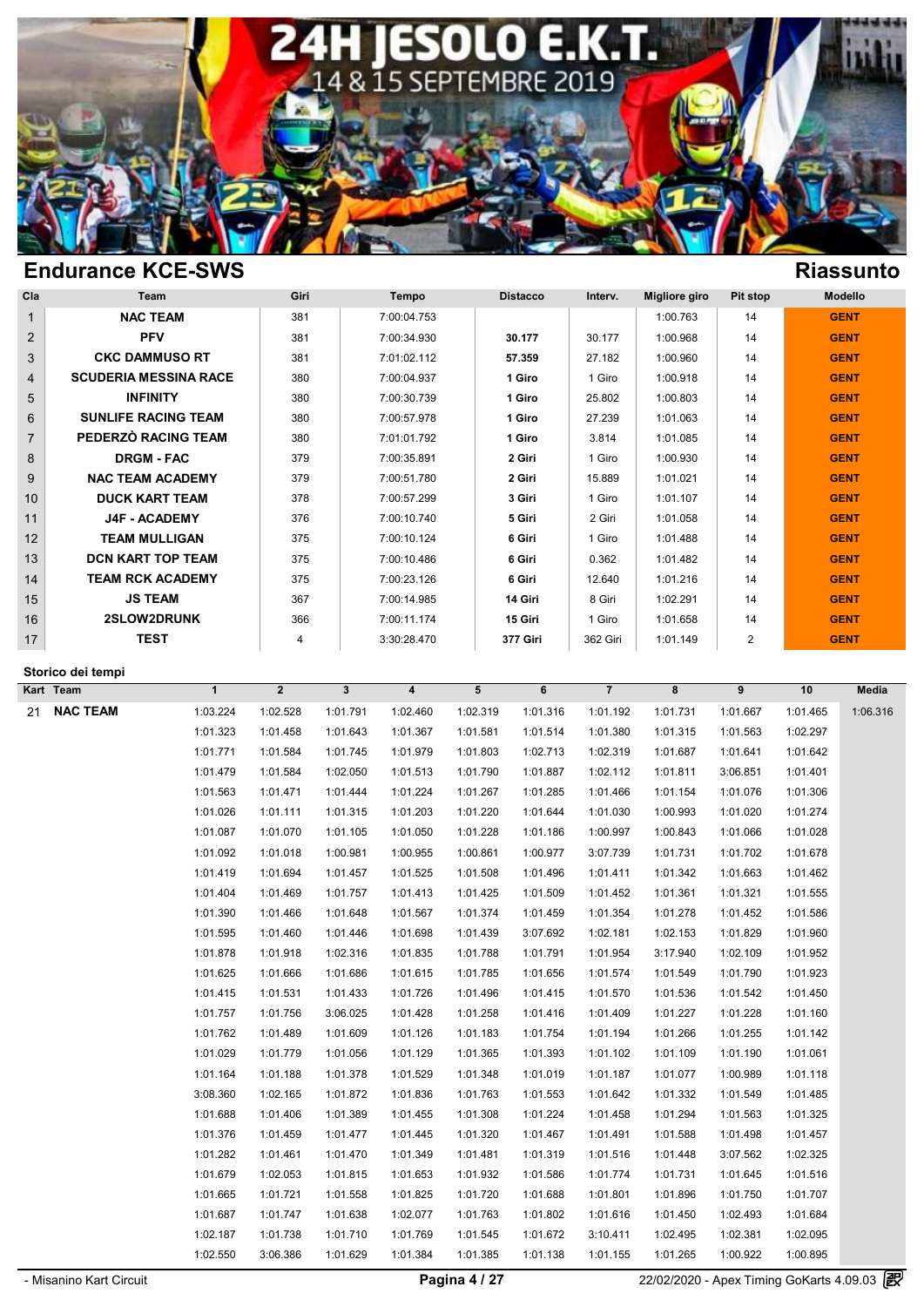# 24H JESOLO E.K.T.

14 & 15 SEPTEMBRE 2019

## Endurance KCE-SWS

## Riassunto

| Cla | Team | Giri | Tempo | Distacco | Interv. | Migliore giro | Pit stop | Modello |
|---|---|---|---|---|---|---|---|---|
| 1 | NAC TEAM | 381 | 7:00:04.753 | | | 1:00.763 | 14 | GENT |
| 2 | PFV | 381 | 7:00:34.930 | 30.177 | 30.177 | 1:00.968 | 14 | GENT |
| 3 | CKC DAMMUSO RT | 381 | 7:01:02.112 | 57.359 | 27.182 | 1:00.960 | 14 | GENT |
| 4 | SCUDERIA MESSINA RACE | 380 | 7:00:04.937 | 1 Giro | 1 Giro | 1:00.918 | 14 | GENT |
| 5 | INFINITY | 380 | 7:00:30.739 | 1 Giro | 25.802 | 1:00.803 | 14 | GENT |
| 6 | SUNLIFE RACING TEAM | 380 | 7:00:57.978 | 1 Giro | 27.239 | 1:01.063 | 14 | GENT |
| 7 | PEDERZÒ RACING TEAM | 380 | 7:01:01.792 | 1 Giro | 3.814 | 1:01.085 | 14 | GENT |
| 8 | DRGM - FAC | 379 | 7:00:35.891 | 2 Giri | 1 Giro | 1:00.930 | 14 | GENT |
| 9 | NAC TEAM ACADEMY | 379 | 7:00:51.780 | 2 Giri | 15.889 | 1:01.021 | 14 | GENT |
| 10 | DUCK KART TEAM | 378 | 7:00:57.299 | 3 Giri | 1 Giro | 1:01.107 | 14 | GENT |
| 11 | J4F - ACADEMY | 376 | 7:00:10.740 | 5 Giri | 2 Giri | 1:01.058 | 14 | GENT |
| 12 | TEAM MULLIGAN | 375 | 7:00:10.124 | 6 Giri | 1 Giro | 1:01.488 | 14 | GENT |
| 13 | DCN KART TOP TEAM | 375 | 7:00:10.486 | 6 Giri | 0.362 | 1:01.482 | 14 | GENT |
| 14 | TEAM RCK ACADEMY | 375 | 7:00:23.126 | 6 Giri | 12.640 | 1:01.216 | 14 | GENT |
| 15 | JS TEAM | 367 | 7:00:14.985 | 14 Giri | 8 Giri | 1:02.291 | 14 | GENT |
| 16 | 2SLOW2DRUNK | 366 | 7:00:11.174 | 15 Giri | 1 Giro | 1:01.658 | 14 | GENT |
| 17 | TEST | 4 | 3:30:28.470 | 377 Giri | 362 Giri | 1:01.149 | 2 | GENT |

### Storico dei tempi

| Kart | Team | 1 | 2 | 3 | 4 | 5 | 6 | 7 | 8 | 9 | 10 | Media |
|---|---|---|---|---|---|---|---|---|---|---|---|---|
| 21 | NAC TEAM | 1:03.224 | 1:02.528 | 1:01.791 | 1:02.460 | 1:02.319 | 1:01.316 | 1:01.192 | 1:01.731 | 1:01.667 | 1:01.465 | 1:06.316 |
| | | 1:01.323 | 1:01.458 | 1:01.643 | 1:01.367 | 1:01.581 | 1:01.514 | 1:01.380 | 1:01.315 | 1:01.563 | 1:02.297 | |
| | | 1:01.771 | 1:01.584 | 1:01.745 | 1:01.979 | 1:01.803 | 1:02.713 | 1:02.319 | 1:01.687 | 1:01.641 | 1:01.642 | |
| | | 1:01.479 | 1:01.584 | 1:02.050 | 1:01.513 | 1:01.790 | 1:01.887 | 1:02.112 | 1:01.811 | 3:06.851 | 1:01.401 | |
| | | 1:01.563 | 1:01.471 | 1:01.444 | 1:01.224 | 1:01.267 | 1:01.285 | 1:01.466 | 1:01.154 | 1:01.076 | 1:01.306 | |
| | | 1:01.026 | 1:01.111 | 1:01.315 | 1:01.203 | 1:01.220 | 1:01.644 | 1:01.030 | 1:00.993 | 1:01.020 | 1:01.274 | |
| | | 1:01.087 | 1:01.070 | 1:01.105 | 1:01.050 | 1:01.228 | 1:01.186 | 1:00.997 | 1:00.843 | 1:01.066 | 1:01.028 | |
| | | 1:01.092 | 1:01.018 | 1:00.981 | 1:00.955 | 1:00.861 | 1:00.977 | 3:07.739 | 1:01.731 | 1:01.702 | 1:01.678 | |
| | | 1:01.419 | 1:01.694 | 1:01.457 | 1:01.525 | 1:01.508 | 1:01.496 | 1:01.411 | 1:01.342 | 1:01.663 | 1:01.462 | |
| | | 1:01.404 | 1:01.469 | 1:01.757 | 1:01.413 | 1:01.425 | 1:01.509 | 1:01.452 | 1:01.361 | 1:01.321 | 1:01.555 | |
| | | 1:01.390 | 1:01.466 | 1:01.648 | 1:01.567 | 1:01.374 | 1:01.459 | 1:01.354 | 1:01.278 | 1:01.452 | 1:01.586 | |
| | | 1:01.595 | 1:01.460 | 1:01.446 | 1:01.698 | 1:01.439 | 3:07.692 | 1:02.181 | 1:02.153 | 1:01.829 | 1:01.960 | |
| | | 1:01.878 | 1:01.918 | 1:02.316 | 1:01.835 | 1:01.788 | 1:01.791 | 1:01.954 | 3:17.940 | 1:02.109 | 1:01.952 | |
| | | 1:01.625 | 1:01.666 | 1:01.686 | 1:01.615 | 1:01.785 | 1:01.656 | 1:01.574 | 1:01.549 | 1:01.790 | 1:01.923 | |
| | | 1:01.415 | 1:01.531 | 1:01.433 | 1:01.726 | 1:01.496 | 1:01.415 | 1:01.570 | 1:01.536 | 1:01.542 | 1:01.450 | |
| | | 1:01.757 | 1:01.756 | 3:06.025 | 1:01.428 | 1:01.258 | 1:01.416 | 1:01.409 | 1:01.227 | 1:01.228 | 1:01.160 | |
| | | 1:01.762 | 1:01.489 | 1:01.609 | 1:01.126 | 1:01.183 | 1:01.754 | 1:01.194 | 1:01.266 | 1:01.255 | 1:01.142 | |
| | | 1:01.029 | 1:01.779 | 1:01.056 | 1:01.129 | 1:01.365 | 1:01.393 | 1:01.102 | 1:01.109 | 1:01.190 | 1:01.061 | |
| | | 1:01.164 | 1:01.188 | 1:01.378 | 1:01.529 | 1:01.348 | 1:01.019 | 1:01.187 | 1:01.077 | 1:00.989 | 1:01.118 | |
| | | 3:08.360 | 1:02.165 | 1:01.872 | 1:01.836 | 1:01.763 | 1:01.553 | 1:01.642 | 1:01.332 | 1:01.549 | 1:01.485 | |
| | | 1:01.688 | 1:01.406 | 1:01.389 | 1:01.455 | 1:01.308 | 1:01.224 | 1:01.458 | 1:01.294 | 1:01.563 | 1:01.325 | |
| | | 1:01.376 | 1:01.459 | 1:01.477 | 1:01.445 | 1:01.320 | 1:01.467 | 1:01.491 | 1:01.588 | 1:01.498 | 1:01.457 | |
| | | 1:01.282 | 1:01.461 | 1:01.470 | 1:01.349 | 1:01.481 | 1:01.319 | 1:01.516 | 1:01.448 | 3:07.562 | 1:02.325 | |
| | | 1:01.679 | 1:02.053 | 1:01.815 | 1:01.653 | 1:01.932 | 1:01.586 | 1:01.774 | 1:01.731 | 1:01.645 | 1:01.516 | |
| | | 1:01.665 | 1:01.721 | 1:01.558 | 1:01.825 | 1:01.720 | 1:01.688 | 1:01.801 | 1:01.896 | 1:01.750 | 1:01.707 | |
| | | 1:01.687 | 1:01.747 | 1:01.638 | 1:02.077 | 1:01.763 | 1:01.802 | 1:01.616 | 1:01.450 | 1:02.493 | 1:01.684 | |
| | | 1:02.187 | 1:01.738 | 1:01.710 | 1:01.769 | 1:01.545 | 1:01.672 | 3:10.411 | 1:02.495 | 1:02.381 | 1:02.095 | |
| | | 1:02.550 | 3:06.386 | 1:01.629 | 1:01.384 | 1:01.385 | 1:01.138 | 1:01.155 | 1:01.265 | 1:00.922 | 1:00.895 | |

- Misanino Kart Circuit — 22/02/2020 - Apex Timing GoKarts 4.09.03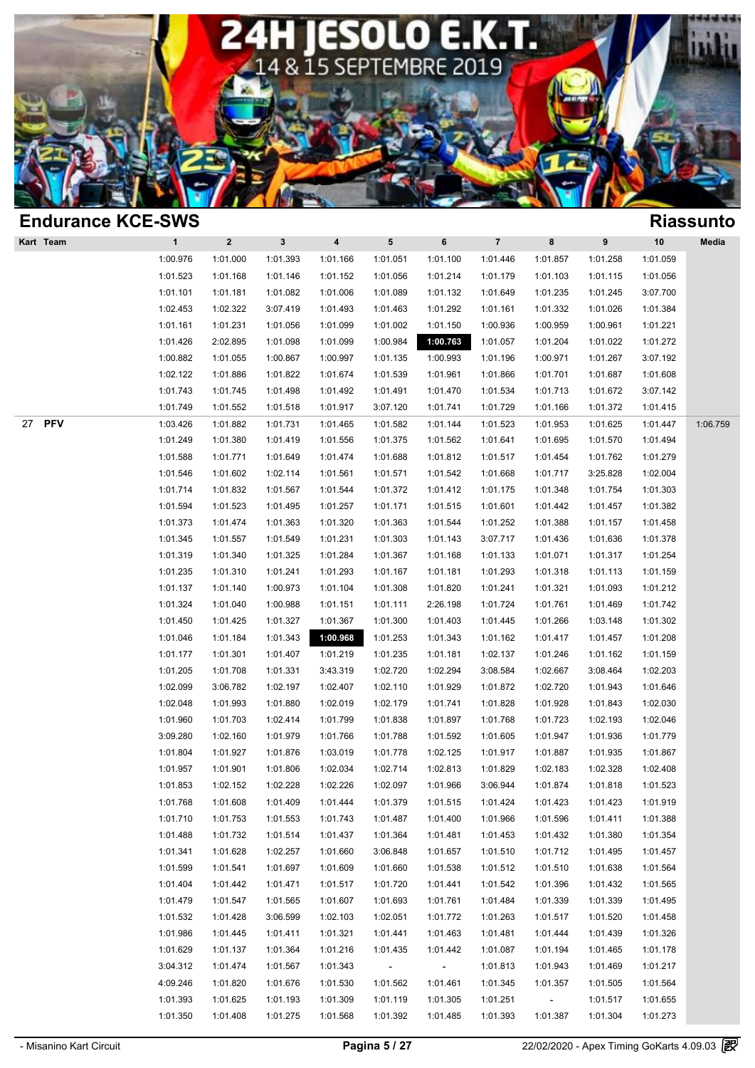# 24H JESOLO E.K.T.

14 & 15 SEPTEMBRE 2019

## Endurance KCE-SWS

## Riassunto

| Kart | Team | 1 | 2 | 3 | 4 | 5 | 6 | 7 | 8 | 9 | 10 | Media |
|---|---|---|---|---|---|---|---|---|---|---|---|---|
| | | 1:00.976 | 1:01.000 | 1:01.393 | 1:01.166 | 1:01.051 | 1:01.100 | 1:01.446 | 1:01.857 | 1:01.258 | 1:01.059 | |
| | | 1:01.523 | 1:01.168 | 1:01.146 | 1:01.152 | 1:01.056 | 1:01.214 | 1:01.179 | 1:01.103 | 1:01.115 | 1:01.056 | |
| | | 1:01.101 | 1:01.181 | 1:01.082 | 1:01.006 | 1:01.089 | 1:01.132 | 1:01.649 | 1:01.235 | 1:01.245 | 3:07.700 | |
| | | 1:02.453 | 1:02.322 | 3:07.419 | 1:01.493 | 1:01.463 | 1:01.292 | 1:01.161 | 1:01.332 | 1:01.026 | 1:01.384 | |
| | | 1:01.161 | 1:01.231 | 1:01.056 | 1:01.099 | 1:01.002 | 1:01.150 | 1:00.936 | 1:00.959 | 1:00.961 | 1:01.221 | |
| | | 1:01.426 | 2:02.895 | 1:01.098 | 1:01.099 | 1:00.984 | **1:00.763** | 1:01.057 | 1:01.204 | 1:01.022 | 1:01.272 | |
| | | 1:00.882 | 1:01.055 | 1:00.867 | 1:00.997 | 1:01.135 | 1:00.993 | 1:01.196 | 1:00.971 | 1:01.267 | 3:07.192 | |
| | | 1:02.122 | 1:01.886 | 1:01.822 | 1:01.674 | 1:01.539 | 1:01.961 | 1:01.866 | 1:01.701 | 1:01.687 | 1:01.608 | |
| | | 1:01.743 | 1:01.745 | 1:01.498 | 1:01.492 | 1:01.491 | 1:01.470 | 1:01.534 | 1:01.713 | 1:01.672 | 3:07.142 | |
| | | 1:01.749 | 1:01.552 | 1:01.518 | 1:01.917 | 3:07.120 | 1:01.741 | 1:01.729 | 1:01.166 | 1:01.372 | 1:01.415 | |
| 27 | **PFV** | 1:03.426 | 1:01.882 | 1:01.731 | 1:01.465 | 1:01.582 | 1:01.144 | 1:01.523 | 1:01.953 | 1:01.625 | 1:01.447 | 1:06.759 |
| | | 1:01.249 | 1:01.380 | 1:01.419 | 1:01.556 | 1:01.375 | 1:01.562 | 1:01.641 | 1:01.695 | 1:01.570 | 1:01.494 | |
| | | 1:01.588 | 1:01.771 | 1:01.649 | 1:01.474 | 1:01.688 | 1:01.812 | 1:01.517 | 1:01.454 | 1:01.762 | 1:01.279 | |
| | | 1:01.546 | 1:01.602 | 1:02.114 | 1:01.561 | 1:01.571 | 1:01.542 | 1:01.668 | 1:01.717 | 3:25.828 | 1:02.004 | |
| | | 1:01.714 | 1:01.832 | 1:01.567 | 1:01.544 | 1:01.372 | 1:01.412 | 1:01.175 | 1:01.348 | 1:01.754 | 1:01.303 | |
| | | 1:01.594 | 1:01.523 | 1:01.495 | 1:01.257 | 1:01.171 | 1:01.515 | 1:01.601 | 1:01.442 | 1:01.457 | 1:01.382 | |
| | | 1:01.373 | 1:01.474 | 1:01.363 | 1:01.320 | 1:01.363 | 1:01.544 | 1:01.252 | 1:01.388 | 1:01.157 | 1:01.458 | |
| | | 1:01.345 | 1:01.557 | 1:01.549 | 1:01.231 | 1:01.303 | 1:01.143 | 3:07.717 | 1:01.436 | 1:01.636 | 1:01.378 | |
| | | 1:01.319 | 1:01.340 | 1:01.325 | 1:01.284 | 1:01.367 | 1:01.168 | 1:01.133 | 1:01.071 | 1:01.317 | 1:01.254 | |
| | | 1:01.235 | 1:01.310 | 1:01.241 | 1:01.293 | 1:01.167 | 1:01.181 | 1:01.293 | 1:01.318 | 1:01.113 | 1:01.159 | |
| | | 1:01.137 | 1:01.140 | 1:00.973 | 1:01.104 | 1:01.308 | 1:01.820 | 1:01.241 | 1:01.321 | 1:01.093 | 1:01.212 | |
| | | 1:01.324 | 1:01.040 | 1:00.988 | 1:01.151 | 1:01.111 | 2:26.198 | 1:01.724 | 1:01.761 | 1:01.469 | 1:01.742 | |
| | | 1:01.450 | 1:01.425 | 1:01.327 | 1:01.367 | 1:01.300 | 1:01.403 | 1:01.445 | 1:01.266 | 1:03.148 | 1:01.302 | |
| | | 1:01.046 | 1:01.184 | 1:01.343 | **1:00.968** | 1:01.253 | 1:01.343 | 1:01.162 | 1:01.417 | 1:01.457 | 1:01.208 | |
| | | 1:01.177 | 1:01.301 | 1:01.407 | 1:01.219 | 1:01.235 | 1:01.181 | 1:02.137 | 1:01.246 | 1:01.162 | 1:01.159 | |
| | | 1:01.205 | 1:01.708 | 1:01.331 | 3:43.319 | 1:02.720 | 1:02.294 | 3:08.584 | 1:02.667 | 3:08.464 | 1:02.203 | |
| | | 1:02.099 | 3:06.782 | 1:02.197 | 1:02.407 | 1:02.110 | 1:01.929 | 1:01.872 | 1:02.720 | 1:01.943 | 1:01.646 | |
| | | 1:02.048 | 1:01.993 | 1:01.880 | 1:02.019 | 1:02.179 | 1:01.741 | 1:01.828 | 1:01.928 | 1:01.843 | 1:02.030 | |
| | | 1:01.960 | 1:01.703 | 1:02.414 | 1:01.799 | 1:01.838 | 1:01.897 | 1:01.768 | 1:01.723 | 1:02.193 | 1:02.046 | |
| | | 3:09.280 | 1:02.160 | 1:01.979 | 1:01.766 | 1:01.788 | 1:01.592 | 1:01.605 | 1:01.947 | 1:01.936 | 1:01.779 | |
| | | 1:01.804 | 1:01.927 | 1:01.876 | 1:03.019 | 1:01.778 | 1:02.125 | 1:01.917 | 1:01.887 | 1:01.935 | 1:01.867 | |
| | | 1:01.957 | 1:01.901 | 1:01.806 | 1:02.034 | 1:02.714 | 1:02.813 | 1:01.829 | 1:02.183 | 1:02.328 | 1:02.408 | |
| | | 1:01.853 | 1:02.152 | 1:02.228 | 1:02.226 | 1:02.097 | 1:01.966 | 3:06.944 | 1:01.874 | 1:01.818 | 1:01.523 | |
| | | 1:01.768 | 1:01.608 | 1:01.409 | 1:01.444 | 1:01.379 | 1:01.515 | 1:01.424 | 1:01.423 | 1:01.423 | 1:01.919 | |
| | | 1:01.710 | 1:01.753 | 1:01.553 | 1:01.743 | 1:01.487 | 1:01.400 | 1:01.966 | 1:01.596 | 1:01.411 | 1:01.388 | |
| | | 1:01.488 | 1:01.732 | 1:01.514 | 1:01.437 | 1:01.364 | 1:01.481 | 1:01.453 | 1:01.432 | 1:01.380 | 1:01.354 | |
| | | 1:01.341 | 1:01.628 | 1:02.257 | 1:01.660 | 3:06.848 | 1:01.657 | 1:01.510 | 1:01.712 | 1:01.495 | 1:01.457 | |
| | | 1:01.599 | 1:01.541 | 1:01.697 | 1:01.609 | 1:01.660 | 1:01.538 | 1:01.512 | 1:01.510 | 1:01.638 | 1:01.564 | |
| | | 1:01.404 | 1:01.442 | 1:01.471 | 1:01.517 | 1:01.720 | 1:01.441 | 1:01.542 | 1:01.396 | 1:01.432 | 1:01.565 | |
| | | 1:01.479 | 1:01.547 | 1:01.565 | 1:01.607 | 1:01.693 | 1:01.761 | 1:01.484 | 1:01.339 | 1:01.339 | 1:01.495 | |
| | | 1:01.532 | 1:01.428 | 3:06.599 | 1:02.103 | 1:02.051 | 1:01.772 | 1:01.263 | 1:01.517 | 1:01.520 | 1:01.458 | |
| | | 1:01.986 | 1:01.445 | 1:01.411 | 1:01.321 | 1:01.441 | 1:01.463 | 1:01.481 | 1:01.444 | 1:01.439 | 1:01.326 | |
| | | 1:01.629 | 1:01.137 | 1:01.364 | 1:01.216 | 1:01.435 | 1:01.442 | 1:01.087 | 1:01.194 | 1:01.465 | 1:01.178 | |
| | | 3:04.312 | 1:01.474 | 1:01.567 | 1:01.343 | - | - | 1:01.813 | 1:01.943 | 1:01.469 | 1:01.217 | |
| | | 4:09.246 | 1:01.820 | 1:01.676 | 1:01.530 | 1:01.562 | 1:01.461 | 1:01.345 | 1:01.357 | 1:01.505 | 1:01.564 | |
| | | 1:01.393 | 1:01.625 | 1:01.193 | 1:01.309 | 1:01.119 | 1:01.305 | 1:01.251 | - | 1:01.517 | 1:01.655 | |
| | | 1:01.350 | 1:01.408 | 1:01.275 | 1:01.568 | 1:01.392 | 1:01.485 | 1:01.393 | 1:01.387 | 1:01.304 | 1:01.273 | |

- Misanino Kart Circuit

22/02/2020 - Apex Timing GoKarts 4.09.03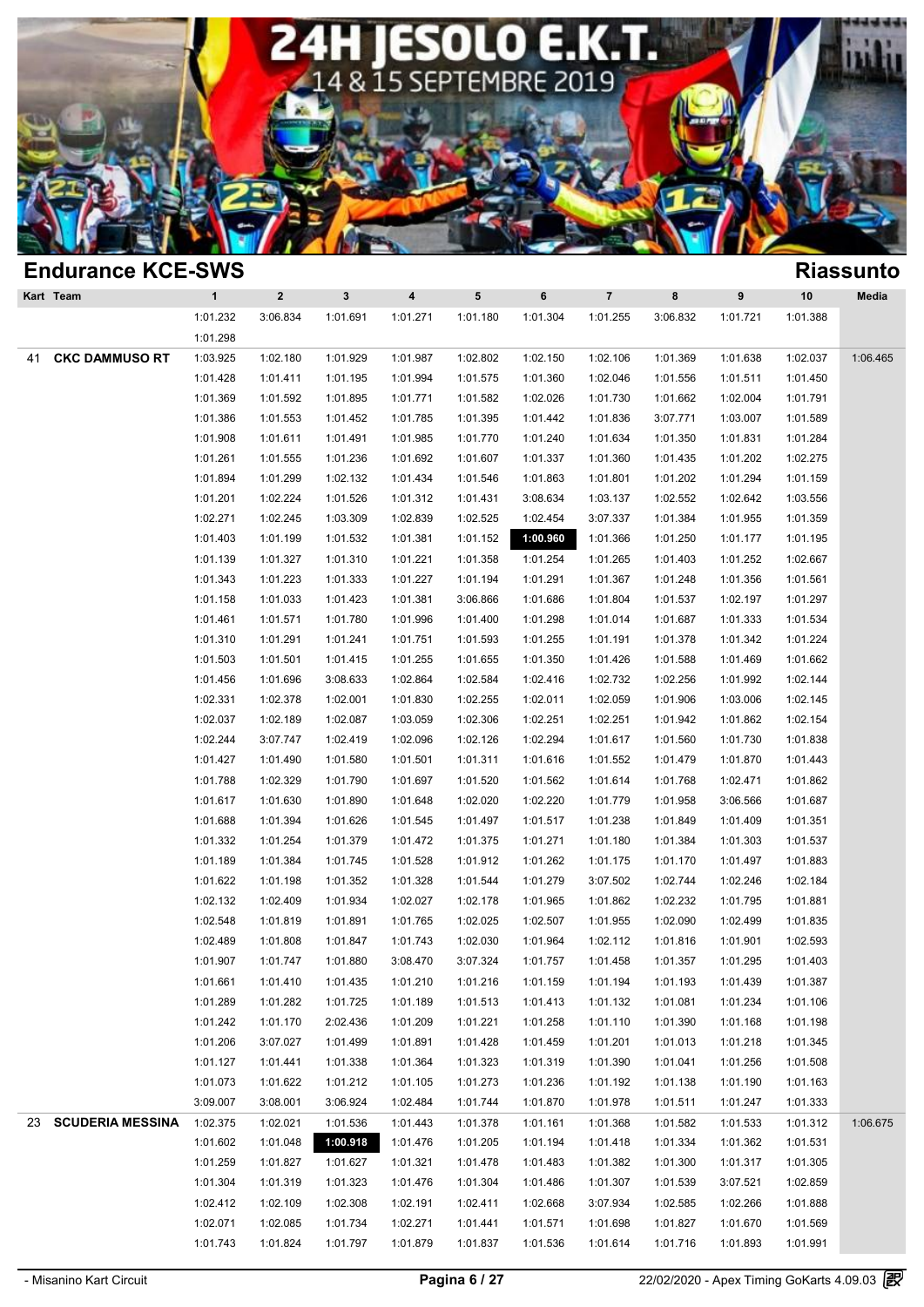## 24H JESOLO E.K.T.
14 & 15 SEPTEMBRE 2019

# Endurance KCE-SWS

## Riassunto

| Kart | Team | 1 | 2 | 3 | 4 | 5 | 6 | 7 | 8 | 9 | 10 | Media |
|---|---|---|---|---|---|---|---|---|---|---|---|---|
| | | 1:01.232 | 3:06.834 | 1:01.691 | 1:01.271 | 1:01.180 | 1:01.304 | 1:01.255 | 3:06.832 | 1:01.721 | 1:01.388 | |
| | | 1:01.298 | | | | | | | | | | |
| 41 | **CKC DAMMUSO RT** | 1:03.925 | 1:02.180 | 1:01.929 | 1:01.987 | 1:02.802 | 1:02.150 | 1:02.106 | 1:01.369 | 1:01.638 | 1:02.037 | 1:06.465 |
| | | 1:01.428 | 1:01.411 | 1:01.195 | 1:01.994 | 1:01.575 | 1:01.360 | 1:02.046 | 1:01.556 | 1:01.511 | 1:01.450 | |
| | | 1:01.369 | 1:01.592 | 1:01.895 | 1:01.771 | 1:01.582 | 1:02.026 | 1:01.730 | 1:01.662 | 1:02.004 | 1:01.791 | |
| | | 1:01.386 | 1:01.553 | 1:01.452 | 1:01.785 | 1:01.395 | 1:01.442 | 1:01.836 | 3:07.771 | 1:03.007 | 1:01.589 | |
| | | 1:01.908 | 1:01.611 | 1:01.491 | 1:01.985 | 1:01.770 | 1:01.240 | 1:01.634 | 1:01.350 | 1:01.831 | 1:01.284 | |
| | | 1:01.261 | 1:01.555 | 1:01.236 | 1:01.692 | 1:01.607 | 1:01.337 | 1:01.360 | 1:01.435 | 1:01.202 | 1:02.275 | |
| | | 1:01.894 | 1:01.299 | 1:02.132 | 1:01.434 | 1:01.546 | 1:01.863 | 1:01.801 | 1:01.202 | 1:01.294 | 1:01.159 | |
| | | 1:01.201 | 1:02.224 | 1:01.526 | 1:01.312 | 1:01.431 | 3:08.634 | 1:03.137 | 1:02.552 | 1:02.642 | 1:03.556 | |
| | | 1:02.271 | 1:02.245 | 1:03.309 | 1:02.839 | 1:02.525 | 1:02.454 | 3:07.337 | 1:01.384 | 1:01.955 | 1:01.359 | |
| | | 1:01.403 | 1:01.199 | 1:01.532 | 1:01.381 | 1:01.152 | **1:00.960** | 1:01.366 | 1:01.250 | 1:01.177 | 1:01.195 | |
| | | 1:01.139 | 1:01.327 | 1:01.310 | 1:01.221 | 1:01.358 | 1:01.254 | 1:01.265 | 1:01.403 | 1:01.252 | 1:02.667 | |
| | | 1:01.343 | 1:01.223 | 1:01.333 | 1:01.227 | 1:01.194 | 1:01.291 | 1:01.367 | 1:01.248 | 1:01.356 | 1:01.561 | |
| | | 1:01.158 | 1:01.033 | 1:01.423 | 1:01.381 | 3:06.866 | 1:01.686 | 1:01.804 | 1:01.537 | 1:02.197 | 1:01.297 | |
| | | 1:01.461 | 1:01.571 | 1:01.780 | 1:01.996 | 1:01.400 | 1:01.298 | 1:01.014 | 1:01.687 | 1:01.333 | 1:01.534 | |
| | | 1:01.310 | 1:01.291 | 1:01.241 | 1:01.751 | 1:01.593 | 1:01.255 | 1:01.191 | 1:01.378 | 1:01.342 | 1:01.224 | |
| | | 1:01.503 | 1:01.501 | 1:01.415 | 1:01.255 | 1:01.655 | 1:01.350 | 1:01.426 | 1:01.588 | 1:01.469 | 1:01.662 | |
| | | 1:01.456 | 1:01.696 | 3:08.633 | 1:02.864 | 1:02.584 | 1:02.416 | 1:02.732 | 1:02.256 | 1:01.992 | 1:02.144 | |
| | | 1:02.331 | 1:02.378 | 1:02.001 | 1:01.830 | 1:02.255 | 1:02.011 | 1:02.059 | 1:01.906 | 1:03.006 | 1:02.145 | |
| | | 1:02.037 | 1:02.189 | 1:02.087 | 1:03.059 | 1:02.306 | 1:02.251 | 1:02.251 | 1:01.942 | 1:01.862 | 1:02.154 | |
| | | 1:02.244 | 3:07.747 | 1:02.419 | 1:02.096 | 1:02.126 | 1:02.294 | 1:01.617 | 1:01.560 | 1:01.730 | 1:01.838 | |
| | | 1:01.427 | 1:01.490 | 1:01.580 | 1:01.501 | 1:01.311 | 1:01.616 | 1:01.552 | 1:01.479 | 1:01.870 | 1:01.443 | |
| | | 1:01.788 | 1:02.329 | 1:01.790 | 1:01.697 | 1:01.520 | 1:01.562 | 1:01.614 | 1:01.768 | 1:02.471 | 1:01.862 | |
| | | 1:01.617 | 1:01.630 | 1:01.890 | 1:01.648 | 1:02.020 | 1:02.220 | 1:01.779 | 1:01.958 | 3:06.566 | 1:01.687 | |
| | | 1:01.688 | 1:01.394 | 1:01.626 | 1:01.545 | 1:01.497 | 1:01.517 | 1:01.238 | 1:01.849 | 1:01.409 | 1:01.351 | |
| | | 1:01.332 | 1:01.254 | 1:01.379 | 1:01.472 | 1:01.375 | 1:01.271 | 1:01.180 | 1:01.384 | 1:01.303 | 1:01.537 | |
| | | 1:01.189 | 1:01.384 | 1:01.745 | 1:01.528 | 1:01.912 | 1:01.262 | 1:01.175 | 1:01.170 | 1:01.497 | 1:01.883 | |
| | | 1:01.622 | 1:01.198 | 1:01.352 | 1:01.328 | 1:01.544 | 1:01.279 | 3:07.502 | 1:02.744 | 1:02.246 | 1:02.184 | |
| | | 1:02.132 | 1:02.409 | 1:01.934 | 1:02.027 | 1:02.178 | 1:01.965 | 1:01.862 | 1:02.232 | 1:01.795 | 1:01.881 | |
| | | 1:02.548 | 1:01.819 | 1:01.891 | 1:01.765 | 1:02.025 | 1:02.507 | 1:01.955 | 1:02.090 | 1:02.499 | 1:01.835 | |
| | | 1:02.489 | 1:01.808 | 1:01.847 | 1:01.743 | 1:02.030 | 1:01.964 | 1:02.112 | 1:01.816 | 1:01.901 | 1:02.593 | |
| | | 1:01.907 | 1:01.747 | 1:01.880 | 3:08.470 | 3:07.324 | 1:01.757 | 1:01.458 | 1:01.357 | 1:01.295 | 1:01.403 | |
| | | 1:01.661 | 1:01.410 | 1:01.435 | 1:01.210 | 1:01.216 | 1:01.159 | 1:01.194 | 1:01.193 | 1:01.439 | 1:01.387 | |
| | | 1:01.289 | 1:01.282 | 1:01.725 | 1:01.189 | 1:01.513 | 1:01.413 | 1:01.132 | 1:01.081 | 1:01.234 | 1:01.106 | |
| | | 1:01.242 | 1:01.170 | 2:02.436 | 1:01.209 | 1:01.221 | 1:01.258 | 1:01.110 | 1:01.390 | 1:01.168 | 1:01.198 | |
| | | 1:01.206 | 3:07.027 | 1:01.499 | 1:01.891 | 1:01.428 | 1:01.459 | 1:01.201 | 1:01.013 | 1:01.218 | 1:01.345 | |
| | | 1:01.127 | 1:01.441 | 1:01.338 | 1:01.364 | 1:01.323 | 1:01.319 | 1:01.390 | 1:01.041 | 1:01.256 | 1:01.508 | |
| | | 1:01.073 | 1:01.622 | 1:01.212 | 1:01.105 | 1:01.273 | 1:01.236 | 1:01.192 | 1:01.138 | 1:01.190 | 1:01.163 | |
| | | 3:09.007 | 3:08.001 | 3:06.924 | 1:02.484 | 1:01.744 | 1:01.870 | 1:01.978 | 1:01.511 | 1:01.247 | 1:01.333 | |
| 23 | **SCUDERIA MESSINA** | 1:02.375 | 1:02.021 | 1:01.536 | 1:01.443 | 1:01.378 | 1:01.161 | 1:01.368 | 1:01.582 | 1:01.533 | 1:01.312 | 1:06.675 |
| | | 1:01.602 | 1:01.048 | **1:00.918** | 1:01.476 | 1:01.205 | 1:01.194 | 1:01.418 | 1:01.334 | 1:01.362 | 1:01.531 | |
| | | 1:01.259 | 1:01.827 | 1:01.627 | 1:01.321 | 1:01.478 | 1:01.483 | 1:01.382 | 1:01.300 | 1:01.317 | 1:01.305 | |
| | | 1:01.304 | 1:01.319 | 1:01.323 | 1:01.476 | 1:01.304 | 1:01.486 | 1:01.307 | 1:01.539 | 3:07.521 | 1:02.859 | |
| | | 1:02.412 | 1:02.109 | 1:02.308 | 1:02.191 | 1:02.411 | 1:02.668 | 3:07.934 | 1:02.585 | 1:02.266 | 1:01.888 | |
| | | 1:02.071 | 1:02.085 | 1:01.734 | 1:02.271 | 1:01.441 | 1:01.571 | 1:01.698 | 1:01.827 | 1:01.670 | 1:01.569 | |
| | | 1:01.743 | 1:01.824 | 1:01.797 | 1:01.879 | 1:01.837 | 1:01.536 | 1:01.614 | 1:01.716 | 1:01.893 | 1:01.991 | |

- Misanino Kart Circuit — 22/02/2020 - Apex Timing GoKarts 4.09.03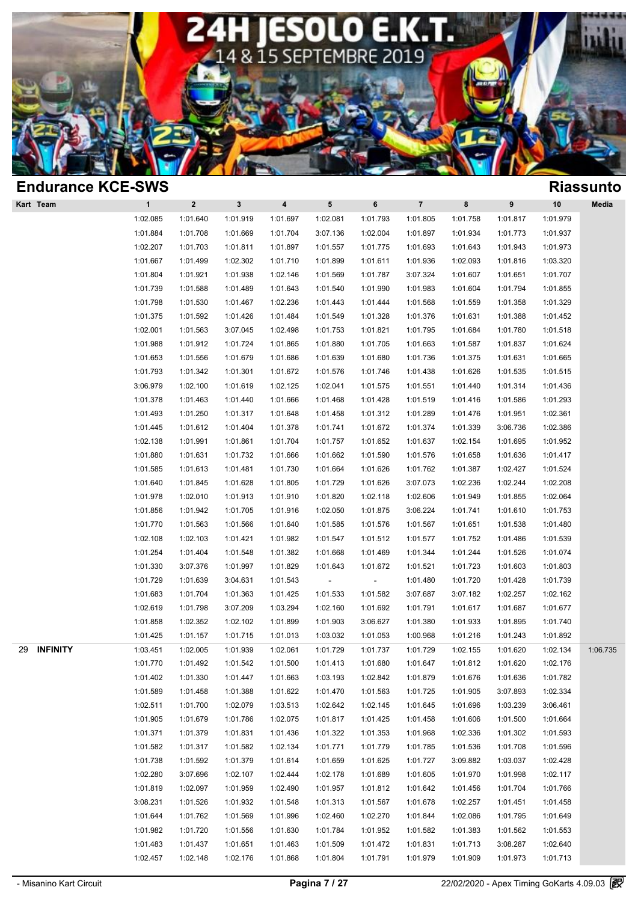# 24H JESOLO E.K.T.
14 & 15 SEPTEMBRE 2019

## Endurance KCE-SWS

**Riassunto**

| Kart | Team | 1 | 2 | 3 | 4 | 5 | 6 | 7 | 8 | 9 | 10 | Media |
|---|---|---|---|---|---|---|---|---|---|---|---|---|
| | | 1:02.085 | 1:01.640 | 1:01.919 | 1:01.697 | 1:02.081 | 1:01.793 | 1:01.805 | 1:01.758 | 1:01.817 | 1:01.979 | |
| | | 1:01.884 | 1:01.708 | 1:01.669 | 1:01.704 | 3:07.136 | 1:02.004 | 1:01.897 | 1:01.934 | 1:01.773 | 1:01.937 | |
| | | 1:02.207 | 1:01.703 | 1:01.811 | 1:01.897 | 1:01.557 | 1:01.775 | 1:01.693 | 1:01.643 | 1:01.943 | 1:01.973 | |
| | | 1:01.667 | 1:01.499 | 1:02.302 | 1:01.710 | 1:01.899 | 1:01.611 | 1:01.936 | 1:02.093 | 1:01.816 | 1:03.320 | |
| | | 1:01.804 | 1:01.921 | 1:01.938 | 1:02.146 | 1:01.569 | 1:01.787 | 3:07.324 | 1:01.607 | 1:01.651 | 1:01.707 | |
| | | 1:01.739 | 1:01.588 | 1:01.489 | 1:01.643 | 1:01.540 | 1:01.990 | 1:01.983 | 1:01.604 | 1:01.794 | 1:01.855 | |
| | | 1:01.798 | 1:01.530 | 1:01.467 | 1:02.236 | 1:01.443 | 1:01.444 | 1:01.568 | 1:01.559 | 1:01.358 | 1:01.329 | |
| | | 1:01.375 | 1:01.592 | 1:01.426 | 1:01.484 | 1:01.549 | 1:01.328 | 1:01.376 | 1:01.631 | 1:01.388 | 1:01.452 | |
| | | 1:02.001 | 1:01.563 | 3:07.045 | 1:02.498 | 1:01.753 | 1:01.821 | 1:01.795 | 1:01.684 | 1:01.780 | 1:01.518 | |
| | | 1:01.988 | 1:01.912 | 1:01.724 | 1:01.865 | 1:01.880 | 1:01.705 | 1:01.663 | 1:01.587 | 1:01.837 | 1:01.624 | |
| | | 1:01.653 | 1:01.556 | 1:01.679 | 1:01.686 | 1:01.639 | 1:01.680 | 1:01.736 | 1:01.375 | 1:01.631 | 1:01.665 | |
| | | 1:01.793 | 1:01.342 | 1:01.301 | 1:01.672 | 1:01.576 | 1:01.746 | 1:01.438 | 1:01.626 | 1:01.535 | 1:01.515 | |
| | | 3:06.979 | 1:02.100 | 1:01.619 | 1:02.125 | 1:02.041 | 1:01.575 | 1:01.551 | 1:01.440 | 1:01.314 | 1:01.436 | |
| | | 1:01.378 | 1:01.463 | 1:01.440 | 1:01.666 | 1:01.468 | 1:01.428 | 1:01.519 | 1:01.416 | 1:01.586 | 1:01.293 | |
| | | 1:01.493 | 1:01.250 | 1:01.317 | 1:01.648 | 1:01.458 | 1:01.312 | 1:01.289 | 1:01.476 | 1:01.951 | 1:02.361 | |
| | | 1:01.445 | 1:01.612 | 1:01.404 | 1:01.378 | 1:01.741 | 1:01.672 | 1:01.374 | 1:01.339 | 3:06.736 | 1:02.386 | |
| | | 1:02.138 | 1:01.991 | 1:01.861 | 1:01.704 | 1:01.757 | 1:01.652 | 1:01.637 | 1:02.154 | 1:01.695 | 1:01.952 | |
| | | 1:01.880 | 1:01.631 | 1:01.732 | 1:01.666 | 1:01.662 | 1:01.590 | 1:01.576 | 1:01.658 | 1:01.636 | 1:01.417 | |
| | | 1:01.585 | 1:01.613 | 1:01.481 | 1:01.730 | 1:01.664 | 1:01.626 | 1:01.762 | 1:01.387 | 1:02.427 | 1:01.524 | |
| | | 1:01.640 | 1:01.845 | 1:01.628 | 1:01.805 | 1:01.729 | 1:01.626 | 3:07.073 | 1:02.236 | 1:02.244 | 1:02.208 | |
| | | 1:01.978 | 1:02.010 | 1:01.913 | 1:01.910 | 1:01.820 | 1:02.118 | 1:02.606 | 1:01.949 | 1:01.855 | 1:02.064 | |
| | | 1:01.856 | 1:01.942 | 1:01.705 | 1:01.916 | 1:02.050 | 1:01.875 | 3:06.224 | 1:01.741 | 1:01.610 | 1:01.753 | |
| | | 1:01.770 | 1:01.563 | 1:01.566 | 1:01.640 | 1:01.585 | 1:01.576 | 1:01.567 | 1:01.651 | 1:01.538 | 1:01.480 | |
| | | 1:02.108 | 1:02.103 | 1:01.421 | 1:01.982 | 1:01.547 | 1:01.512 | 1:01.577 | 1:01.752 | 1:01.486 | 1:01.539 | |
| | | 1:01.254 | 1:01.404 | 1:01.548 | 1:01.382 | 1:01.668 | 1:01.469 | 1:01.344 | 1:01.244 | 1:01.526 | 1:01.074 | |
| | | 1:01.330 | 3:07.376 | 1:01.997 | 1:01.829 | 1:01.643 | 1:01.672 | 1:01.521 | 1:01.723 | 1:01.603 | 1:01.803 | |
| | | 1:01.729 | 1:01.639 | 3:04.631 | 1:01.543 | - | - | 1:01.480 | 1:01.720 | 1:01.428 | 1:01.739 | |
| | | 1:01.683 | 1:01.704 | 1:01.363 | 1:01.425 | 1:01.533 | 1:01.582 | 3:07.687 | 3:07.182 | 1:02.257 | 1:02.162 | |
| | | 1:02.619 | 1:01.798 | 3:07.209 | 1:03.294 | 1:02.160 | 1:01.692 | 1:01.791 | 1:01.617 | 1:01.687 | 1:01.677 | |
| | | 1:01.858 | 1:02.352 | 1:02.102 | 1:01.899 | 1:01.903 | 3:06.627 | 1:01.380 | 1:01.933 | 1:01.895 | 1:01.740 | |
| | | 1:01.425 | 1:01.157 | 1:01.715 | 1:01.013 | 1:03.032 | 1:01.053 | 1:00.968 | 1:01.216 | 1:01.243 | 1:01.892 | |
| 29 | **INFINITY** | 1:03.451 | 1:02.005 | 1:01.939 | 1:02.061 | 1:01.729 | 1:01.737 | 1:01.729 | 1:02.155 | 1:01.620 | 1:02.134 | 1:06.735 |
| | | 1:01.770 | 1:01.492 | 1:01.542 | 1:01.500 | 1:01.413 | 1:01.680 | 1:01.647 | 1:01.812 | 1:01.620 | 1:02.176 | |
| | | 1:01.402 | 1:01.330 | 1:01.447 | 1:01.663 | 1:03.193 | 1:02.842 | 1:01.879 | 1:01.676 | 1:01.636 | 1:01.782 | |
| | | 1:01.589 | 1:01.458 | 1:01.388 | 1:01.622 | 1:01.470 | 1:01.563 | 1:01.725 | 1:01.905 | 3:07.893 | 1:02.334 | |
| | | 1:02.511 | 1:01.700 | 1:02.079 | 1:03.513 | 1:02.642 | 1:02.145 | 1:01.645 | 1:01.696 | 1:03.239 | 3:06.461 | |
| | | 1:01.905 | 1:01.679 | 1:01.786 | 1:02.075 | 1:01.817 | 1:01.425 | 1:01.458 | 1:01.606 | 1:01.500 | 1:01.664 | |
| | | 1:01.371 | 1:01.379 | 1:01.831 | 1:01.436 | 1:01.322 | 1:01.353 | 1:01.968 | 1:02.336 | 1:01.302 | 1:01.593 | |
| | | 1:01.582 | 1:01.317 | 1:01.582 | 1:02.134 | 1:01.771 | 1:01.779 | 1:01.785 | 1:01.536 | 1:01.708 | 1:01.596 | |
| | | 1:01.738 | 1:01.592 | 1:01.379 | 1:01.614 | 1:01.659 | 1:01.625 | 1:01.727 | 3:09.882 | 1:03.037 | 1:02.428 | |
| | | 1:02.280 | 3:07.696 | 1:02.107 | 1:02.444 | 1:02.178 | 1:01.689 | 1:01.605 | 1:01.970 | 1:01.998 | 1:02.117 | |
| | | 1:01.819 | 1:02.097 | 1:01.959 | 1:02.490 | 1:01.957 | 1:01.812 | 1:01.642 | 1:01.456 | 1:01.704 | 1:01.766 | |
| | | 3:08.231 | 1:01.526 | 1:01.932 | 1:01.548 | 1:01.313 | 1:01.567 | 1:01.678 | 1:02.257 | 1:01.451 | 1:01.458 | |
| | | 1:01.644 | 1:01.762 | 1:01.569 | 1:01.996 | 1:02.460 | 1:02.270 | 1:01.844 | 1:02.086 | 1:01.795 | 1:01.649 | |
| | | 1:01.982 | 1:01.720 | 1:01.556 | 1:01.630 | 1:01.784 | 1:01.952 | 1:01.582 | 1:01.383 | 1:01.562 | 1:01.553 | |
| | | 1:01.483 | 1:01.437 | 1:01.651 | 1:01.463 | 1:01.509 | 1:01.472 | 1:01.831 | 1:01.713 | 3:08.287 | 1:02.640 | |
| | | 1:02.457 | 1:02.148 | 1:02.176 | 1:01.868 | 1:01.804 | 1:01.791 | 1:01.979 | 1:01.909 | 1:01.973 | 1:01.713 | |

- Misanino Kart Circuit — 22/02/2020 - Apex Timing GoKarts 4.09.03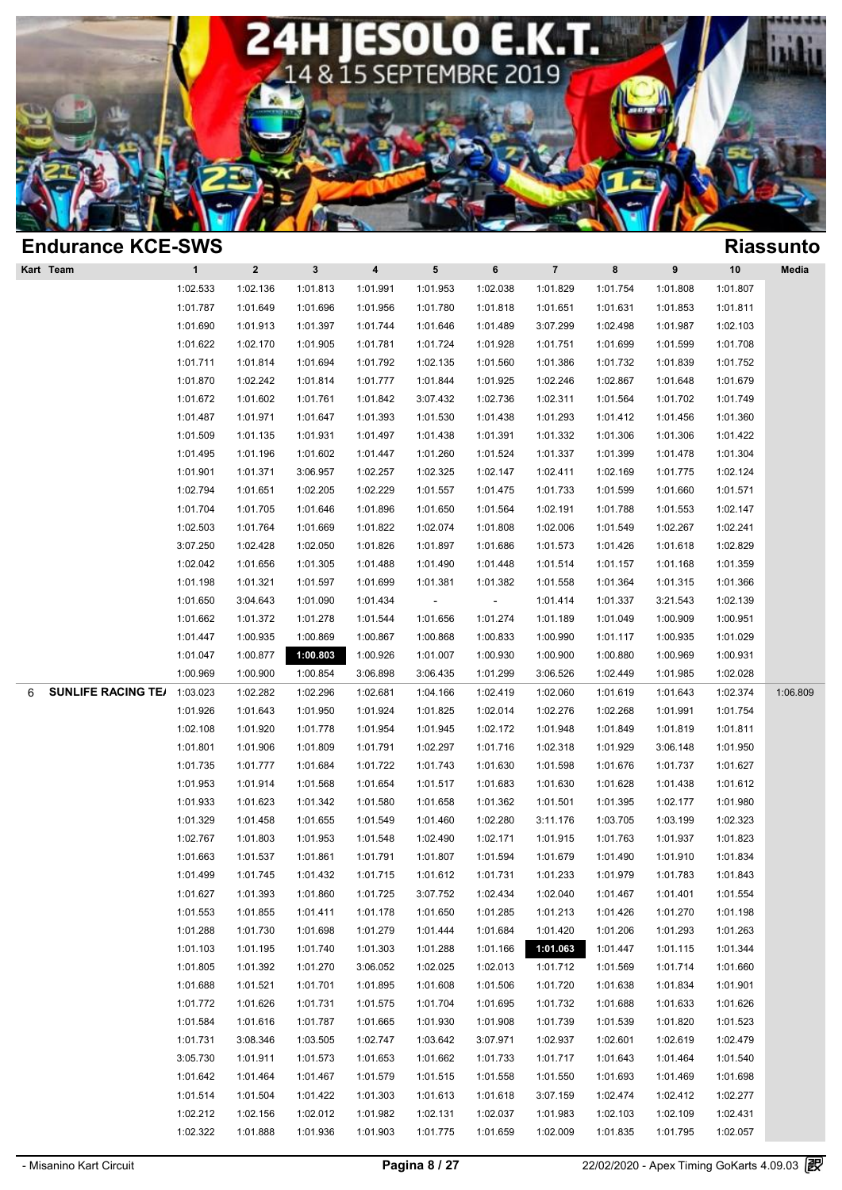# 24H JESOLO E.K.T.

14 & 15 SEPTEMBRE 2019

## Endurance KCE-SWS

## Riassunto

| Kart | Team | 1 | 2 | 3 | 4 | 5 | 6 | 7 | 8 | 9 | 10 | Media |
|---|---|---|---|---|---|---|---|---|---|---|---|---|
| | | 1:02.533 | 1:02.136 | 1:01.813 | 1:01.991 | 1:01.953 | 1:02.038 | 1:01.829 | 1:01.754 | 1:01.808 | 1:01.807 | |
| | | 1:01.787 | 1:01.649 | 1:01.696 | 1:01.956 | 1:01.780 | 1:01.818 | 1:01.651 | 1:01.631 | 1:01.853 | 1:01.811 | |
| | | 1:01.690 | 1:01.913 | 1:01.397 | 1:01.744 | 1:01.646 | 1:01.489 | 3:07.299 | 1:02.498 | 1:01.987 | 1:02.103 | |
| | | 1:01.622 | 1:02.170 | 1:01.905 | 1:01.781 | 1:01.724 | 1:01.928 | 1:01.751 | 1:01.699 | 1:01.599 | 1:01.708 | |
| | | 1:01.711 | 1:01.814 | 1:01.694 | 1:01.792 | 1:02.135 | 1:01.560 | 1:01.386 | 1:01.732 | 1:01.839 | 1:01.752 | |
| | | 1:01.870 | 1:02.242 | 1:01.814 | 1:01.777 | 1:01.844 | 1:01.925 | 1:02.246 | 1:02.867 | 1:01.648 | 1:01.679 | |
| | | 1:01.672 | 1:01.602 | 1:01.761 | 1:01.842 | 3:07.432 | 1:02.736 | 1:02.311 | 1:01.564 | 1:01.702 | 1:01.749 | |
| | | 1:01.487 | 1:01.971 | 1:01.647 | 1:01.393 | 1:01.530 | 1:01.438 | 1:01.293 | 1:01.412 | 1:01.456 | 1:01.360 | |
| | | 1:01.509 | 1:01.135 | 1:01.931 | 1:01.497 | 1:01.438 | 1:01.391 | 1:01.332 | 1:01.306 | 1:01.306 | 1:01.422 | |
| | | 1:01.495 | 1:01.196 | 1:01.602 | 1:01.447 | 1:01.260 | 1:01.524 | 1:01.337 | 1:01.399 | 1:01.478 | 1:01.304 | |
| | | 1:01.901 | 1:01.371 | 3:06.957 | 1:02.257 | 1:02.325 | 1:02.147 | 1:02.411 | 1:02.169 | 1:01.775 | 1:02.124 | |
| | | 1:02.794 | 1:01.651 | 1:02.205 | 1:02.229 | 1:01.557 | 1:01.475 | 1:01.733 | 1:01.599 | 1:01.660 | 1:01.571 | |
| | | 1:01.704 | 1:01.705 | 1:01.646 | 1:01.896 | 1:01.650 | 1:01.564 | 1:02.191 | 1:01.788 | 1:01.553 | 1:02.147 | |
| | | 1:02.503 | 1:01.764 | 1:01.669 | 1:01.822 | 1:02.074 | 1:01.808 | 1:02.006 | 1:01.549 | 1:02.267 | 1:02.241 | |
| | | 3:07.250 | 1:02.428 | 1:02.050 | 1:01.826 | 1:01.897 | 1:01.686 | 1:01.573 | 1:01.426 | 1:01.618 | 1:02.829 | |
| | | 1:02.042 | 1:01.656 | 1:01.305 | 1:01.488 | 1:01.490 | 1:01.448 | 1:01.514 | 1:01.157 | 1:01.168 | 1:01.359 | |
| | | 1:01.198 | 1:01.321 | 1:01.597 | 1:01.699 | 1:01.381 | 1:01.382 | 1:01.558 | 1:01.364 | 1:01.315 | 1:01.366 | |
| | | 1:01.650 | 3:04.643 | 1:01.090 | 1:01.434 | - | - | 1:01.414 | 1:01.337 | 3:21.543 | 1:02.139 | |
| | | 1:01.662 | 1:01.372 | 1:01.278 | 1:01.544 | 1:01.656 | 1:01.274 | 1:01.189 | 1:01.049 | 1:00.909 | 1:00.951 | |
| | | 1:01.447 | 1:00.935 | 1:00.869 | 1:00.867 | 1:00.868 | 1:00.833 | 1:00.990 | 1:01.117 | 1:00.935 | 1:01.029 | |
| | | 1:01.047 | 1:00.877 | **1:00.803** | 1:00.926 | 1:01.007 | 1:00.930 | 1:00.900 | 1:00.880 | 1:00.969 | 1:00.931 | |
| | | 1:00.969 | 1:00.900 | 1:00.854 | 3:06.898 | 3:06.435 | 1:01.299 | 3:06.526 | 1:02.449 | 1:01.985 | 1:02.028 | |
| 6 | **SUNLIFE RACING TE/** | 1:03.023 | 1:02.282 | 1:02.296 | 1:02.681 | 1:04.166 | 1:02.419 | 1:02.060 | 1:01.619 | 1:01.643 | 1:02.374 | 1:06.809 |
| | | 1:01.926 | 1:01.643 | 1:01.950 | 1:01.924 | 1:01.825 | 1:02.014 | 1:02.276 | 1:02.268 | 1:01.991 | 1:01.754 | |
| | | 1:02.108 | 1:01.920 | 1:01.778 | 1:01.954 | 1:01.945 | 1:02.172 | 1:01.948 | 1:01.849 | 1:01.819 | 1:01.811 | |
| | | 1:01.801 | 1:01.906 | 1:01.809 | 1:01.791 | 1:02.297 | 1:01.716 | 1:02.318 | 1:01.929 | 3:06.148 | 1:01.950 | |
| | | 1:01.735 | 1:01.777 | 1:01.684 | 1:01.722 | 1:01.743 | 1:01.630 | 1:01.598 | 1:01.676 | 1:01.737 | 1:01.627 | |
| | | 1:01.953 | 1:01.914 | 1:01.568 | 1:01.654 | 1:01.517 | 1:01.683 | 1:01.630 | 1:01.628 | 1:01.438 | 1:01.612 | |
| | | 1:01.933 | 1:01.623 | 1:01.342 | 1:01.580 | 1:01.658 | 1:01.362 | 1:01.501 | 1:01.395 | 1:02.177 | 1:01.980 | |
| | | 1:01.329 | 1:01.458 | 1:01.655 | 1:01.549 | 1:01.460 | 1:02.280 | 3:11.176 | 1:03.705 | 1:03.199 | 1:02.323 | |
| | | 1:02.767 | 1:01.803 | 1:01.953 | 1:01.548 | 1:02.490 | 1:02.171 | 1:01.915 | 1:01.763 | 1:01.937 | 1:01.823 | |
| | | 1:01.663 | 1:01.537 | 1:01.861 | 1:01.791 | 1:01.807 | 1:01.594 | 1:01.679 | 1:01.490 | 1:01.910 | 1:01.834 | |
| | | 1:01.499 | 1:01.745 | 1:01.432 | 1:01.715 | 1:01.612 | 1:01.731 | 1:01.233 | 1:01.979 | 1:01.783 | 1:01.843 | |
| | | 1:01.627 | 1:01.393 | 1:01.860 | 1:01.725 | 3:07.752 | 1:02.434 | 1:02.040 | 1:01.467 | 1:01.401 | 1:01.554 | |
| | | 1:01.553 | 1:01.855 | 1:01.411 | 1:01.178 | 1:01.650 | 1:01.285 | 1:01.213 | 1:01.426 | 1:01.270 | 1:01.198 | |
| | | 1:01.288 | 1:01.730 | 1:01.698 | 1:01.279 | 1:01.444 | 1:01.684 | 1:01.420 | 1:01.206 | 1:01.293 | 1:01.263 | |
| | | 1:01.103 | 1:01.195 | 1:01.740 | 1:01.303 | 1:01.288 | 1:01.166 | **1:01.063** | 1:01.447 | 1:01.115 | 1:01.344 | |
| | | 1:01.805 | 1:01.392 | 1:01.270 | 3:06.052 | 1:02.025 | 1:02.013 | 1:01.712 | 1:01.569 | 1:01.714 | 1:01.660 | |
| | | 1:01.688 | 1:01.521 | 1:01.701 | 1:01.895 | 1:01.608 | 1:01.506 | 1:01.720 | 1:01.638 | 1:01.834 | 1:01.901 | |
| | | 1:01.772 | 1:01.626 | 1:01.731 | 1:01.575 | 1:01.704 | 1:01.695 | 1:01.732 | 1:01.688 | 1:01.633 | 1:01.626 | |
| | | 1:01.584 | 1:01.616 | 1:01.787 | 1:01.665 | 1:01.930 | 1:01.908 | 1:01.739 | 1:01.539 | 1:01.820 | 1:01.523 | |
| | | 1:01.731 | 3:08.346 | 1:03.505 | 1:02.747 | 1:03.642 | 3:07.971 | 1:02.937 | 1:02.601 | 1:02.619 | 1:02.479 | |
| | | 3:05.730 | 1:01.911 | 1:01.573 | 1:01.653 | 1:01.662 | 1:01.733 | 1:01.717 | 1:01.643 | 1:01.464 | 1:01.540 | |
| | | 1:01.642 | 1:01.464 | 1:01.467 | 1:01.579 | 1:01.515 | 1:01.558 | 1:01.550 | 1:01.693 | 1:01.469 | 1:01.698 | |
| | | 1:01.514 | 1:01.504 | 1:01.422 | 1:01.303 | 1:01.613 | 1:01.618 | 3:07.159 | 1:02.474 | 1:02.412 | 1:02.277 | |
| | | 1:02.212 | 1:02.156 | 1:02.012 | 1:01.982 | 1:02.131 | 1:02.037 | 1:01.983 | 1:02.103 | 1:02.109 | 1:02.431 | |
| | | 1:02.322 | 1:01.888 | 1:01.936 | 1:01.903 | 1:01.775 | 1:01.659 | 1:02.009 | 1:01.835 | 1:01.795 | 1:02.057 | |

- Misanino Kart Circuit

22/02/2020 - Apex Timing GoKarts 4.09.03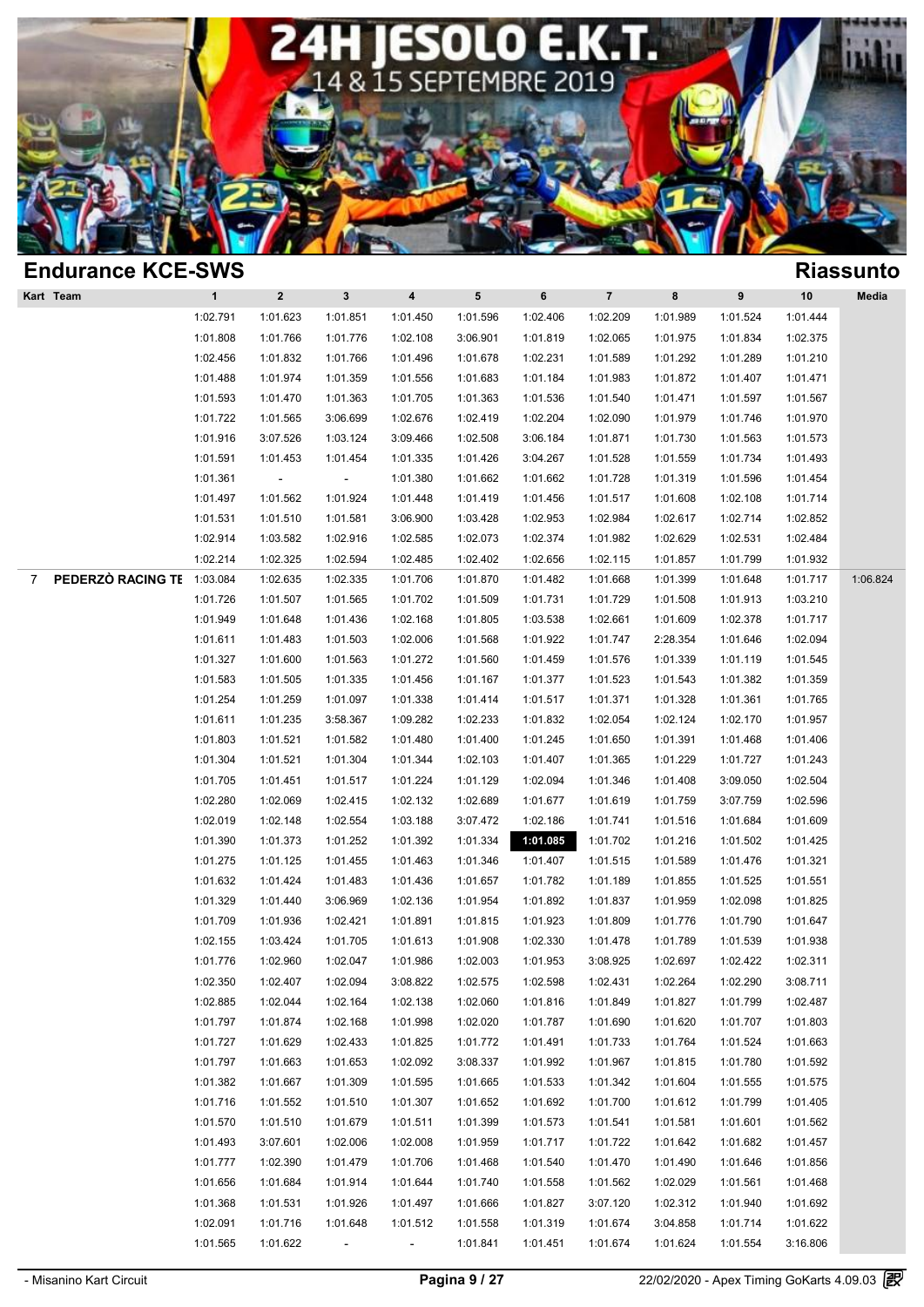# 24H JESOLO E.K.T.

14 & 15 SEPTEMBRE 2019

## Endurance KCE-SWS

## Riassunto

| Kart | Team | 1 | 2 | 3 | 4 | 5 | 6 | 7 | 8 | 9 | 10 | Media |
|---|---|---|---|---|---|---|---|---|---|---|---|---|
| | | 1:02.791 | 1:01.623 | 1:01.851 | 1:01.450 | 1:01.596 | 1:02.406 | 1:02.209 | 1:01.989 | 1:01.524 | 1:01.444 | |
| | | 1:01.808 | 1:01.766 | 1:01.776 | 1:02.108 | 3:06.901 | 1:01.819 | 1:02.065 | 1:01.975 | 1:01.834 | 1:02.375 | |
| | | 1:02.456 | 1:01.832 | 1:01.766 | 1:01.496 | 1:01.678 | 1:02.231 | 1:01.589 | 1:01.292 | 1:01.289 | 1:01.210 | |
| | | 1:01.488 | 1:01.974 | 1:01.359 | 1:01.556 | 1:01.683 | 1:01.184 | 1:01.983 | 1:01.872 | 1:01.407 | 1:01.471 | |
| | | 1:01.593 | 1:01.470 | 1:01.363 | 1:01.705 | 1:01.363 | 1:01.536 | 1:01.540 | 1:01.471 | 1:01.597 | 1:01.567 | |
| | | 1:01.722 | 1:01.565 | 3:06.699 | 1:02.676 | 1:02.419 | 1:02.204 | 1:02.090 | 1:01.979 | 1:01.746 | 1:01.970 | |
| | | 1:01.916 | 3:07.526 | 1:03.124 | 3:09.466 | 1:02.508 | 3:06.184 | 1:01.871 | 1:01.730 | 1:01.563 | 1:01.573 | |
| | | 1:01.591 | 1:01.453 | 1:01.454 | 1:01.335 | 1:01.426 | 3:04.267 | 1:01.528 | 1:01.559 | 1:01.734 | 1:01.493 | |
| | | 1:01.361 | - | - | 1:01.380 | 1:01.662 | 1:01.662 | 1:01.728 | 1:01.319 | 1:01.596 | 1:01.454 | |
| | | 1:01.497 | 1:01.562 | 1:01.924 | 1:01.448 | 1:01.419 | 1:01.456 | 1:01.517 | 1:01.608 | 1:02.108 | 1:01.714 | |
| | | 1:01.531 | 1:01.510 | 1:01.581 | 3:06.900 | 1:03.428 | 1:02.953 | 1:02.984 | 1:02.617 | 1:02.714 | 1:02.852 | |
| | | 1:02.914 | 1:03.582 | 1:02.916 | 1:02.585 | 1:02.073 | 1:02.374 | 1:01.982 | 1:02.629 | 1:02.531 | 1:02.484 | |
| | | 1:02.214 | 1:02.325 | 1:02.594 | 1:02.485 | 1:02.402 | 1:02.656 | 1:02.115 | 1:01.857 | 1:01.799 | 1:01.932 | |
| 7 | **PEDERZÒ RACING TE** | 1:03.084 | 1:02.635 | 1:02.335 | 1:01.706 | 1:01.870 | 1:01.482 | 1:01.668 | 1:01.399 | 1:01.648 | 1:01.717 | 1:06.824 |
| | | 1:01.726 | 1:01.507 | 1:01.565 | 1:01.702 | 1:01.509 | 1:01.731 | 1:01.729 | 1:01.508 | 1:01.913 | 1:03.210 | |
| | | 1:01.949 | 1:01.648 | 1:01.436 | 1:02.168 | 1:01.805 | 1:03.538 | 1:02.661 | 1:01.609 | 1:02.378 | 1:01.717 | |
| | | 1:01.611 | 1:01.483 | 1:01.503 | 1:02.006 | 1:01.568 | 1:01.922 | 1:01.747 | 2:28.354 | 1:01.646 | 1:02.094 | |
| | | 1:01.327 | 1:01.600 | 1:01.563 | 1:01.272 | 1:01.560 | 1:01.459 | 1:01.576 | 1:01.339 | 1:01.119 | 1:01.545 | |
| | | 1:01.583 | 1:01.505 | 1:01.335 | 1:01.456 | 1:01.167 | 1:01.377 | 1:01.523 | 1:01.543 | 1:01.382 | 1:01.359 | |
| | | 1:01.254 | 1:01.259 | 1:01.097 | 1:01.338 | 1:01.414 | 1:01.517 | 1:01.371 | 1:01.328 | 1:01.361 | 1:01.765 | |
| | | 1:01.611 | 1:01.235 | 3:58.367 | 1:09.282 | 1:02.233 | 1:01.832 | 1:02.054 | 1:02.124 | 1:02.170 | 1:01.957 | |
| | | 1:01.803 | 1:01.521 | 1:01.582 | 1:01.480 | 1:01.400 | 1:01.245 | 1:01.650 | 1:01.391 | 1:01.468 | 1:01.406 | |
| | | 1:01.304 | 1:01.521 | 1:01.304 | 1:01.344 | 1:02.103 | 1:01.407 | 1:01.365 | 1:01.229 | 1:01.727 | 1:01.243 | |
| | | 1:01.705 | 1:01.451 | 1:01.517 | 1:01.224 | 1:01.129 | 1:02.094 | 1:01.346 | 1:01.408 | 3:09.050 | 1:02.504 | |
| | | 1:02.280 | 1:02.069 | 1:02.415 | 1:02.132 | 1:02.689 | 1:01.677 | 1:01.619 | 1:01.759 | 3:07.759 | 1:02.596 | |
| | | 1:02.019 | 1:02.148 | 1:02.554 | 1:03.188 | 3:07.472 | 1:02.186 | 1:01.741 | 1:01.516 | 1:01.684 | 1:01.609 | |
| | | 1:01.390 | 1:01.373 | 1:01.252 | 1:01.392 | 1:01.334 | **1:01.085** | 1:01.702 | 1:01.216 | 1:01.502 | 1:01.425 | |
| | | 1:01.275 | 1:01.125 | 1:01.455 | 1:01.463 | 1:01.346 | 1:01.407 | 1:01.515 | 1:01.589 | 1:01.476 | 1:01.321 | |
| | | 1:01.632 | 1:01.424 | 1:01.483 | 1:01.436 | 1:01.657 | 1:01.782 | 1:01.189 | 1:01.855 | 1:01.525 | 1:01.551 | |
| | | 1:01.329 | 1:01.440 | 3:06.969 | 1:02.136 | 1:01.954 | 1:01.892 | 1:01.837 | 1:01.959 | 1:02.098 | 1:01.825 | |
| | | 1:01.709 | 1:01.936 | 1:02.421 | 1:01.891 | 1:01.815 | 1:01.923 | 1:01.809 | 1:01.776 | 1:01.790 | 1:01.647 | |
| | | 1:02.155 | 1:03.424 | 1:01.705 | 1:01.613 | 1:01.908 | 1:02.330 | 1:01.478 | 1:01.789 | 1:01.539 | 1:01.938 | |
| | | 1:01.776 | 1:02.960 | 1:02.047 | 1:01.986 | 1:02.003 | 1:01.953 | 3:08.925 | 1:02.697 | 1:02.422 | 1:02.311 | |
| | | 1:02.350 | 1:02.407 | 1:02.094 | 3:08.822 | 1:02.575 | 1:02.598 | 1:02.431 | 1:02.264 | 1:02.290 | 3:08.711 | |
| | | 1:02.885 | 1:02.044 | 1:02.164 | 1:02.138 | 1:02.060 | 1:01.816 | 1:01.849 | 1:01.827 | 1:01.799 | 1:02.487 | |
| | | 1:01.797 | 1:01.874 | 1:02.168 | 1:01.998 | 1:02.020 | 1:01.787 | 1:01.690 | 1:01.620 | 1:01.707 | 1:01.803 | |
| | | 1:01.727 | 1:01.629 | 1:02.433 | 1:01.825 | 1:01.772 | 1:01.491 | 1:01.733 | 1:01.764 | 1:01.524 | 1:01.663 | |
| | | 1:01.797 | 1:01.663 | 1:01.653 | 1:02.092 | 3:08.337 | 1:01.992 | 1:01.967 | 1:01.815 | 1:01.780 | 1:01.592 | |
| | | 1:01.382 | 1:01.667 | 1:01.309 | 1:01.595 | 1:01.665 | 1:01.533 | 1:01.342 | 1:01.604 | 1:01.555 | 1:01.575 | |
| | | 1:01.716 | 1:01.552 | 1:01.510 | 1:01.307 | 1:01.652 | 1:01.692 | 1:01.700 | 1:01.612 | 1:01.799 | 1:01.405 | |
| | | 1:01.570 | 1:01.510 | 1:01.679 | 1:01.511 | 1:01.399 | 1:01.573 | 1:01.541 | 1:01.581 | 1:01.601 | 1:01.562 | |
| | | 1:01.493 | 3:07.601 | 1:02.006 | 1:02.008 | 1:01.959 | 1:01.717 | 1:01.722 | 1:01.642 | 1:01.682 | 1:01.457 | |
| | | 1:01.777 | 1:02.390 | 1:01.479 | 1:01.706 | 1:01.468 | 1:01.540 | 1:01.470 | 1:01.490 | 1:01.646 | 1:01.856 | |
| | | 1:01.656 | 1:01.684 | 1:01.914 | 1:01.644 | 1:01.740 | 1:01.558 | 1:01.562 | 1:02.029 | 1:01.561 | 1:01.468 | |
| | | 1:01.368 | 1:01.531 | 1:01.926 | 1:01.497 | 1:01.666 | 1:01.827 | 3:07.120 | 1:02.312 | 1:01.940 | 1:01.692 | |
| | | 1:02.091 | 1:01.716 | 1:01.648 | 1:01.512 | 1:01.558 | 1:01.319 | 1:01.674 | 3:04.858 | 1:01.714 | 1:01.622 | |
| | | 1:01.565 | 1:01.622 | - | - | 1:01.841 | 1:01.451 | 1:01.674 | 1:01.624 | 1:01.554 | 3:16.806 | |

- Misanino Kart Circuit

22/02/2020 - Apex Timing GoKarts 4.09.03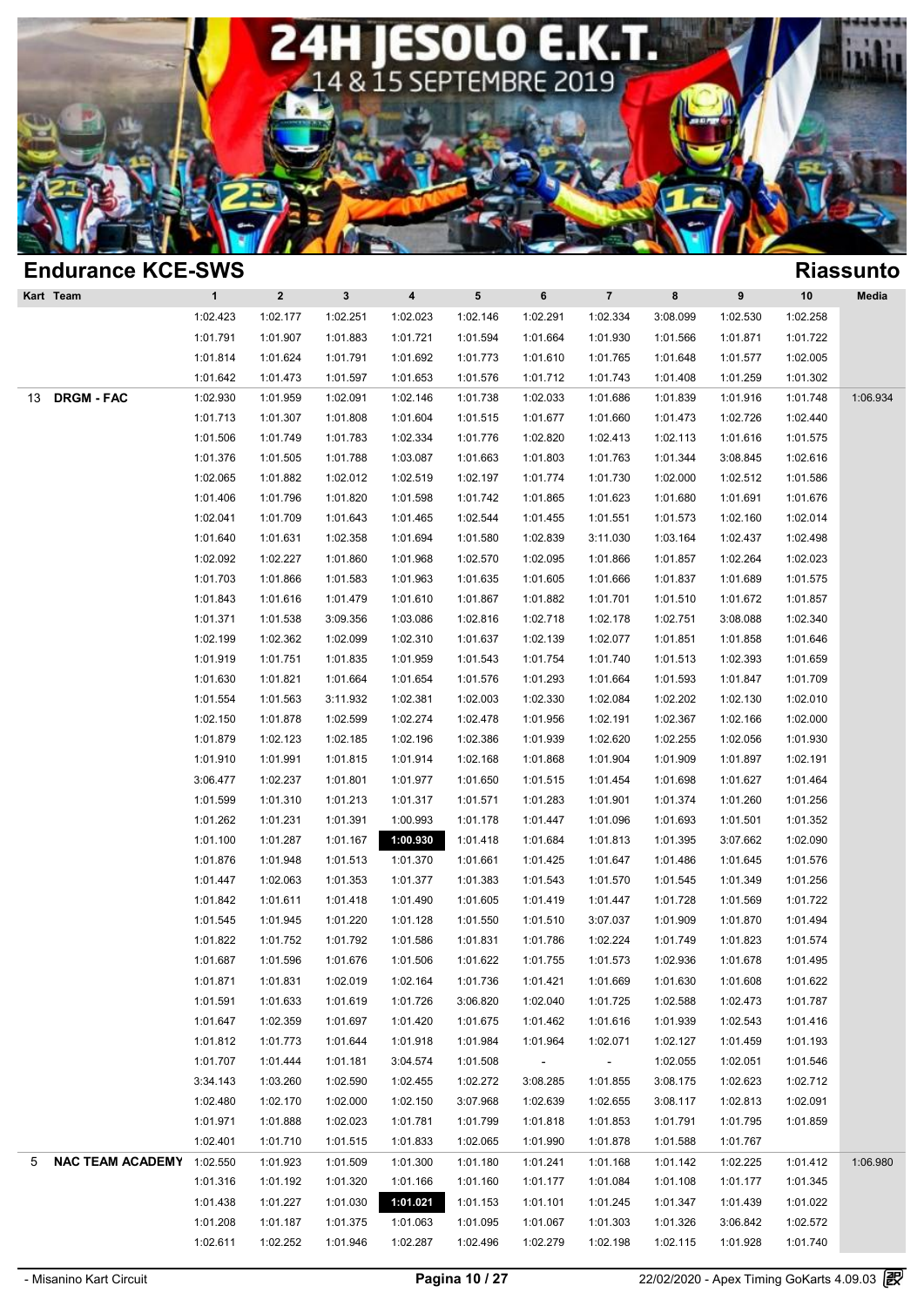# 24H JESOLO E.K.T.

14 & 15 SEPTEMBRE 2019

## Endurance KCE-SWS

## Riassunto

| Kart | Team | 1 | 2 | 3 | 4 | 5 | 6 | 7 | 8 | 9 | 10 | Media |
|---|---|---|---|---|---|---|---|---|---|---|---|---|
| | | 1:02.423 | 1:02.177 | 1:02.251 | 1:02.023 | 1:02.146 | 1:02.291 | 1:02.334 | 3:08.099 | 1:02.530 | 1:02.258 | |
| | | 1:01.791 | 1:01.907 | 1:01.883 | 1:01.721 | 1:01.594 | 1:01.664 | 1:01.930 | 1:01.566 | 1:01.871 | 1:01.722 | |
| | | 1:01.814 | 1:01.624 | 1:01.791 | 1:01.692 | 1:01.773 | 1:01.610 | 1:01.765 | 1:01.648 | 1:01.577 | 1:02.005 | |
| | | 1:01.642 | 1:01.473 | 1:01.597 | 1:01.653 | 1:01.576 | 1:01.712 | 1:01.743 | 1:01.408 | 1:01.259 | 1:01.302 | |
| 13 | **DRGM - FAC** | 1:02.930 | 1:01.959 | 1:02.091 | 1:02.146 | 1:01.738 | 1:02.033 | 1:01.686 | 1:01.839 | 1:01.916 | 1:01.748 | 1:06.934 |
| | | 1:01.713 | 1:01.307 | 1:01.808 | 1:01.604 | 1:01.515 | 1:01.677 | 1:01.660 | 1:01.473 | 1:02.726 | 1:02.440 | |
| | | 1:01.506 | 1:01.749 | 1:01.783 | 1:02.334 | 1:01.776 | 1:02.820 | 1:02.413 | 1:02.113 | 1:01.616 | 1:01.575 | |
| | | 1:01.376 | 1:01.505 | 1:01.788 | 1:03.087 | 1:01.663 | 1:01.803 | 1:01.763 | 1:01.344 | 3:08.845 | 1:02.616 | |
| | | 1:02.065 | 1:01.882 | 1:02.012 | 1:02.519 | 1:02.197 | 1:01.774 | 1:01.730 | 1:02.000 | 1:02.512 | 1:01.586 | |
| | | 1:01.406 | 1:01.796 | 1:01.820 | 1:01.598 | 1:01.742 | 1:01.865 | 1:01.623 | 1:01.680 | 1:01.691 | 1:01.676 | |
| | | 1:02.041 | 1:01.709 | 1:01.643 | 1:01.465 | 1:02.544 | 1:01.455 | 1:01.551 | 1:01.573 | 1:02.160 | 1:02.014 | |
| | | 1:01.640 | 1:01.631 | 1:02.358 | 1:01.694 | 1:01.580 | 1:02.839 | 3:11.030 | 1:03.164 | 1:02.437 | 1:02.498 | |
| | | 1:02.092 | 1:02.227 | 1:01.860 | 1:01.968 | 1:02.570 | 1:02.095 | 1:01.866 | 1:01.857 | 1:02.264 | 1:02.023 | |
| | | 1:01.703 | 1:01.866 | 1:01.583 | 1:01.963 | 1:01.635 | 1:01.605 | 1:01.666 | 1:01.837 | 1:01.689 | 1:01.575 | |
| | | 1:01.843 | 1:01.616 | 1:01.479 | 1:01.610 | 1:01.867 | 1:01.882 | 1:01.701 | 1:01.510 | 1:01.672 | 1:01.857 | |
| | | 1:01.371 | 1:01.538 | 3:09.356 | 1:03.086 | 1:02.816 | 1:02.718 | 1:02.178 | 1:02.751 | 3:08.088 | 1:02.340 | |
| | | 1:02.199 | 1:02.362 | 1:02.099 | 1:02.310 | 1:01.637 | 1:02.139 | 1:02.077 | 1:01.851 | 1:01.858 | 1:01.646 | |
| | | 1:01.919 | 1:01.751 | 1:01.835 | 1:01.959 | 1:01.543 | 1:01.754 | 1:01.740 | 1:01.513 | 1:02.393 | 1:01.659 | |
| | | 1:01.630 | 1:01.821 | 1:01.664 | 1:01.654 | 1:01.576 | 1:01.293 | 1:01.664 | 1:01.593 | 1:01.847 | 1:01.709 | |
| | | 1:01.554 | 1:01.563 | 3:11.932 | 1:02.381 | 1:02.003 | 1:02.330 | 1:02.084 | 1:02.202 | 1:02.130 | 1:02.010 | |
| | | 1:02.150 | 1:01.878 | 1:02.599 | 1:02.274 | 1:02.478 | 1:01.956 | 1:02.191 | 1:02.367 | 1:02.166 | 1:02.000 | |
| | | 1:01.879 | 1:02.123 | 1:02.185 | 1:02.196 | 1:02.386 | 1:01.939 | 1:02.620 | 1:02.255 | 1:02.056 | 1:01.930 | |
| | | 1:01.910 | 1:01.991 | 1:01.815 | 1:01.914 | 1:02.168 | 1:01.868 | 1:01.904 | 1:01.909 | 1:01.897 | 1:02.191 | |
| | | 3:06.477 | 1:02.237 | 1:01.801 | 1:01.977 | 1:01.650 | 1:01.515 | 1:01.454 | 1:01.698 | 1:01.627 | 1:01.464 | |
| | | 1:01.599 | 1:01.310 | 1:01.213 | 1:01.317 | 1:01.571 | 1:01.283 | 1:01.901 | 1:01.374 | 1:01.260 | 1:01.256 | |
| | | 1:01.262 | 1:01.231 | 1:01.391 | 1:00.993 | 1:01.178 | 1:01.447 | 1:01.096 | 1:01.693 | 1:01.501 | 1:01.352 | |
| | | 1:01.100 | 1:01.287 | 1:01.167 | **1:00.930** | 1:01.418 | 1:01.684 | 1:01.813 | 1:01.395 | 3:07.662 | 1:02.090 | |
| | | 1:01.876 | 1:01.948 | 1:01.513 | 1:01.370 | 1:01.661 | 1:01.425 | 1:01.647 | 1:01.486 | 1:01.645 | 1:01.576 | |
| | | 1:01.447 | 1:02.063 | 1:01.353 | 1:01.377 | 1:01.383 | 1:01.543 | 1:01.570 | 1:01.545 | 1:01.349 | 1:01.256 | |
| | | 1:01.842 | 1:01.611 | 1:01.418 | 1:01.490 | 1:01.605 | 1:01.419 | 1:01.447 | 1:01.728 | 1:01.569 | 1:01.722 | |
| | | 1:01.545 | 1:01.945 | 1:01.220 | 1:01.128 | 1:01.550 | 1:01.510 | 3:07.037 | 1:01.909 | 1:01.870 | 1:01.494 | |
| | | 1:01.822 | 1:01.752 | 1:01.792 | 1:01.586 | 1:01.831 | 1:01.786 | 1:02.224 | 1:01.749 | 1:01.823 | 1:01.574 | |
| | | 1:01.687 | 1:01.596 | 1:01.676 | 1:01.506 | 1:01.622 | 1:01.755 | 1:01.573 | 1:02.936 | 1:01.678 | 1:01.495 | |
| | | 1:01.871 | 1:01.831 | 1:02.019 | 1:02.164 | 1:01.736 | 1:01.421 | 1:01.669 | 1:01.630 | 1:01.608 | 1:01.622 | |
| | | 1:01.591 | 1:01.633 | 1:01.619 | 1:01.726 | 3:06.820 | 1:02.040 | 1:01.725 | 1:02.588 | 1:02.473 | 1:01.787 | |
| | | 1:01.647 | 1:02.359 | 1:01.697 | 1:01.420 | 1:01.675 | 1:01.462 | 1:01.616 | 1:01.939 | 1:02.543 | 1:01.416 | |
| | | 1:01.812 | 1:01.773 | 1:01.644 | 1:01.918 | 1:01.984 | 1:01.964 | 1:02.071 | 1:02.127 | 1:01.459 | 1:01.193 | |
| | | 1:01.707 | 1:01.444 | 1:01.181 | 3:04.574 | 1:01.508 | - | - | 1:02.055 | 1:02.051 | 1:01.546 | |
| | | 3:34.143 | 1:03.260 | 1:02.590 | 1:02.455 | 1:02.272 | 3:08.285 | 1:01.855 | 3:08.175 | 1:02.623 | 1:02.712 | |
| | | 1:02.480 | 1:02.170 | 1:02.000 | 1:02.150 | 3:07.968 | 1:02.639 | 1:02.655 | 3:08.117 | 1:02.813 | 1:02.091 | |
| | | 1:01.971 | 1:01.888 | 1:02.023 | 1:01.781 | 1:01.799 | 1:01.818 | 1:01.853 | 1:01.791 | 1:01.795 | 1:01.859 | |
| | | 1:02.401 | 1:01.710 | 1:01.515 | 1:01.833 | 1:02.065 | 1:01.990 | 1:01.878 | 1:01.588 | 1:01.767 | | |
| 5 | **NAC TEAM ACADEMY** | 1:02.550 | 1:01.923 | 1:01.509 | 1:01.300 | 1:01.180 | 1:01.241 | 1:01.168 | 1:01.142 | 1:02.225 | 1:01.412 | 1:06.980 |
| | | 1:01.316 | 1:01.192 | 1:01.320 | 1:01.166 | 1:01.160 | 1:01.177 | 1:01.084 | 1:01.108 | 1:01.177 | 1:01.345 | |
| | | 1:01.438 | 1:01.227 | 1:01.030 | **1:01.021** | 1:01.153 | 1:01.101 | 1:01.245 | 1:01.347 | 1:01.439 | 1:01.022 | |
| | | 1:01.208 | 1:01.187 | 1:01.375 | 1:01.063 | 1:01.095 | 1:01.067 | 1:01.303 | 1:01.326 | 3:06.842 | 1:02.572 | |
| | | 1:02.611 | 1:02.252 | 1:01.946 | 1:02.287 | 1:02.496 | 1:02.279 | 1:02.198 | 1:02.115 | 1:01.928 | 1:01.740 | |

- Misanino Kart Circuit | 22/02/2020 - Apex Timing GoKarts 4.09.03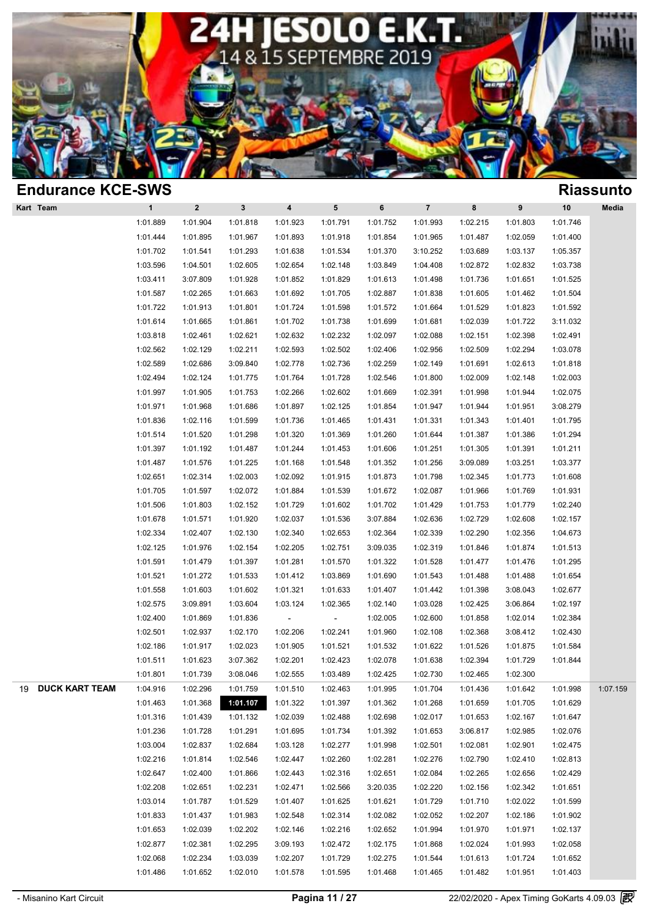# 24H JESOLO E.K.T.

14 & 15 SEPTEMBRE 2019

## Endurance KCE-SWS

**Riassunto**

| Kart | Team | 1 | 2 | 3 | 4 | 5 | 6 | 7 | 8 | 9 | 10 | Media |
|---|---|---|---|---|---|---|---|---|---|---|---|---|
| | | 1:01.889 | 1:01.904 | 1:01.818 | 1:01.923 | 1:01.791 | 1:01.752 | 1:01.993 | 1:02.215 | 1:01.803 | 1:01.746 | |
| | | 1:01.444 | 1:01.895 | 1:01.967 | 1:01.893 | 1:01.918 | 1:01.854 | 1:01.965 | 1:01.487 | 1:02.059 | 1:01.400 | |
| | | 1:01.702 | 1:01.541 | 1:01.293 | 1:01.638 | 1:01.534 | 1:01.370 | 3:10.252 | 1:03.689 | 1:03.137 | 1:05.357 | |
| | | 1:03.596 | 1:04.501 | 1:02.605 | 1:02.654 | 1:02.148 | 1:03.849 | 1:04.408 | 1:02.872 | 1:02.832 | 1:03.738 | |
| | | 1:03.411 | 3:07.809 | 1:01.928 | 1:01.852 | 1:01.829 | 1:01.613 | 1:01.498 | 1:01.736 | 1:01.651 | 1:01.525 | |
| | | 1:01.587 | 1:02.265 | 1:01.663 | 1:01.692 | 1:01.705 | 1:02.887 | 1:01.838 | 1:01.605 | 1:01.462 | 1:01.504 | |
| | | 1:01.722 | 1:01.913 | 1:01.801 | 1:01.724 | 1:01.598 | 1:01.572 | 1:01.664 | 1:01.529 | 1:01.823 | 1:01.592 | |
| | | 1:01.614 | 1:01.665 | 1:01.861 | 1:01.702 | 1:01.738 | 1:01.699 | 1:01.681 | 1:02.039 | 1:01.722 | 3:11.032 | |
| | | 1:03.818 | 1:02.461 | 1:02.621 | 1:02.632 | 1:02.232 | 1:02.097 | 1:02.088 | 1:02.151 | 1:02.398 | 1:02.491 | |
| | | 1:02.562 | 1:02.129 | 1:02.211 | 1:02.593 | 1:02.502 | 1:02.406 | 1:02.956 | 1:02.509 | 1:02.294 | 1:03.078 | |
| | | 1:02.589 | 1:02.686 | 3:09.840 | 1:02.778 | 1:02.736 | 1:02.259 | 1:02.149 | 1:01.691 | 1:02.613 | 1:01.818 | |
| | | 1:02.494 | 1:02.124 | 1:01.775 | 1:01.764 | 1:01.728 | 1:02.546 | 1:01.800 | 1:02.009 | 1:02.148 | 1:02.003 | |
| | | 1:01.997 | 1:01.905 | 1:01.753 | 1:02.266 | 1:02.602 | 1:01.669 | 1:02.391 | 1:01.998 | 1:01.944 | 1:02.075 | |
| | | 1:01.971 | 1:01.968 | 1:01.686 | 1:01.897 | 1:02.125 | 1:01.854 | 1:01.947 | 1:01.944 | 1:01.951 | 3:08.279 | |
| | | 1:01.836 | 1:02.116 | 1:01.599 | 1:01.736 | 1:01.465 | 1:01.431 | 1:01.331 | 1:01.343 | 1:01.401 | 1:01.795 | |
| | | 1:01.514 | 1:01.520 | 1:01.298 | 1:01.320 | 1:01.369 | 1:01.260 | 1:01.644 | 1:01.387 | 1:01.386 | 1:01.294 | |
| | | 1:01.397 | 1:01.192 | 1:01.487 | 1:01.244 | 1:01.453 | 1:01.606 | 1:01.251 | 1:01.305 | 1:01.391 | 1:01.211 | |
| | | 1:01.487 | 1:01.576 | 1:01.225 | 1:01.168 | 1:01.548 | 1:01.352 | 1:01.256 | 3:09.089 | 1:03.251 | 1:03.377 | |
| | | 1:02.651 | 1:02.314 | 1:02.003 | 1:02.092 | 1:01.915 | 1:01.873 | 1:01.798 | 1:02.345 | 1:01.773 | 1:01.608 | |
| | | 1:01.705 | 1:01.597 | 1:02.072 | 1:01.884 | 1:01.539 | 1:01.672 | 1:02.087 | 1:01.966 | 1:01.769 | 1:01.931 | |
| | | 1:01.506 | 1:01.803 | 1:02.152 | 1:01.729 | 1:01.602 | 1:01.702 | 1:01.429 | 1:01.753 | 1:01.779 | 1:02.240 | |
| | | 1:01.678 | 1:01.571 | 1:01.920 | 1:02.037 | 1:01.536 | 3:07.884 | 1:02.636 | 1:02.729 | 1:02.608 | 1:02.157 | |
| | | 1:02.334 | 1:02.407 | 1:02.130 | 1:02.340 | 1:02.653 | 1:02.364 | 1:02.339 | 1:02.290 | 1:02.356 | 1:04.673 | |
| | | 1:02.125 | 1:01.976 | 1:02.154 | 1:02.205 | 1:02.751 | 3:09.035 | 1:02.319 | 1:01.846 | 1:01.874 | 1:01.513 | |
| | | 1:01.591 | 1:01.479 | 1:01.397 | 1:01.281 | 1:01.570 | 1:01.322 | 1:01.528 | 1:01.477 | 1:01.476 | 1:01.295 | |
| | | 1:01.521 | 1:01.272 | 1:01.533 | 1:01.412 | 1:03.869 | 1:01.690 | 1:01.543 | 1:01.488 | 1:01.488 | 1:01.654 | |
| | | 1:01.558 | 1:01.603 | 1:01.602 | 1:01.321 | 1:01.633 | 1:01.407 | 1:01.442 | 1:01.398 | 3:08.043 | 1:02.677 | |
| | | 1:02.575 | 3:09.891 | 1:03.604 | 1:03.124 | 1:02.365 | 1:02.140 | 1:03.028 | 1:02.425 | 3:06.864 | 1:02.197 | |
| | | 1:02.400 | 1:01.869 | 1:01.836 | - | - | 1:02.005 | 1:02.600 | 1:01.858 | 1:02.014 | 1:02.384 | |
| | | 1:02.501 | 1:02.937 | 1:02.170 | 1:02.206 | 1:02.241 | 1:01.960 | 1:02.108 | 1:02.368 | 3:08.412 | 1:02.430 | |
| | | 1:02.186 | 1:01.917 | 1:02.023 | 1:01.905 | 1:01.521 | 1:01.532 | 1:01.622 | 1:01.526 | 1:01.875 | 1:01.584 | |
| | | 1:01.511 | 1:01.623 | 3:07.362 | 1:02.201 | 1:02.423 | 1:02.078 | 1:01.638 | 1:02.394 | 1:01.729 | 1:01.844 | |
| | | 1:01.801 | 1:01.739 | 3:08.046 | 1:02.555 | 1:03.489 | 1:02.425 | 1:02.730 | 1:02.465 | 1:02.300 | | |
| 19 | **DUCK KART TEAM** | 1:04.916 | 1:02.296 | 1:01.759 | 1:01.510 | 1:02.463 | 1:01.995 | 1:01.704 | 1:01.436 | 1:01.642 | 1:01.998 | 1:07.159 |
| | | 1:01.463 | 1:01.368 | **1:01.107** | 1:01.322 | 1:01.397 | 1:01.362 | 1:01.268 | 1:01.659 | 1:01.705 | 1:01.629 | |
| | | 1:01.316 | 1:01.439 | 1:01.132 | 1:02.039 | 1:02.488 | 1:02.698 | 1:02.017 | 1:01.653 | 1:02.167 | 1:01.647 | |
| | | 1:01.236 | 1:01.728 | 1:01.291 | 1:01.695 | 1:01.734 | 1:01.392 | 1:01.653 | 3:06.817 | 1:02.985 | 1:02.076 | |
| | | 1:03.004 | 1:02.837 | 1:02.684 | 1:03.128 | 1:02.277 | 1:01.998 | 1:02.501 | 1:02.081 | 1:02.901 | 1:02.475 | |
| | | 1:02.216 | 1:01.814 | 1:02.546 | 1:02.447 | 1:02.260 | 1:02.281 | 1:02.276 | 1:02.790 | 1:02.410 | 1:02.813 | |
| | | 1:02.647 | 1:02.400 | 1:01.866 | 1:02.443 | 1:02.316 | 1:02.651 | 1:02.084 | 1:02.265 | 1:02.656 | 1:02.429 | |
| | | 1:02.208 | 1:02.651 | 1:02.231 | 1:02.471 | 1:02.566 | 3:20.035 | 1:02.220 | 1:02.156 | 1:02.342 | 1:01.651 | |
| | | 1:03.014 | 1:01.787 | 1:01.529 | 1:01.407 | 1:01.625 | 1:01.621 | 1:01.729 | 1:01.710 | 1:02.022 | 1:01.599 | |
| | | 1:01.833 | 1:01.437 | 1:01.983 | 1:02.548 | 1:02.314 | 1:02.082 | 1:02.052 | 1:02.207 | 1:02.186 | 1:01.902 | |
| | | 1:01.653 | 1:02.039 | 1:02.202 | 1:02.146 | 1:02.216 | 1:02.652 | 1:01.994 | 1:01.970 | 1:01.971 | 1:02.137 | |
| | | 1:02.877 | 1:02.381 | 1:02.295 | 3:09.193 | 1:02.472 | 1:02.175 | 1:01.868 | 1:02.024 | 1:01.993 | 1:02.058 | |
| | | 1:02.068 | 1:02.234 | 1:03.039 | 1:02.207 | 1:01.729 | 1:02.275 | 1:01.544 | 1:01.613 | 1:01.724 | 1:01.652 | |
| | | 1:01.486 | 1:01.652 | 1:02.010 | 1:01.578 | 1:01.595 | 1:01.468 | 1:01.465 | 1:01.482 | 1:01.951 | 1:01.403 | |

- Misanino Kart Circuit — 22/02/2020 - Apex Timing GoKarts 4.09.03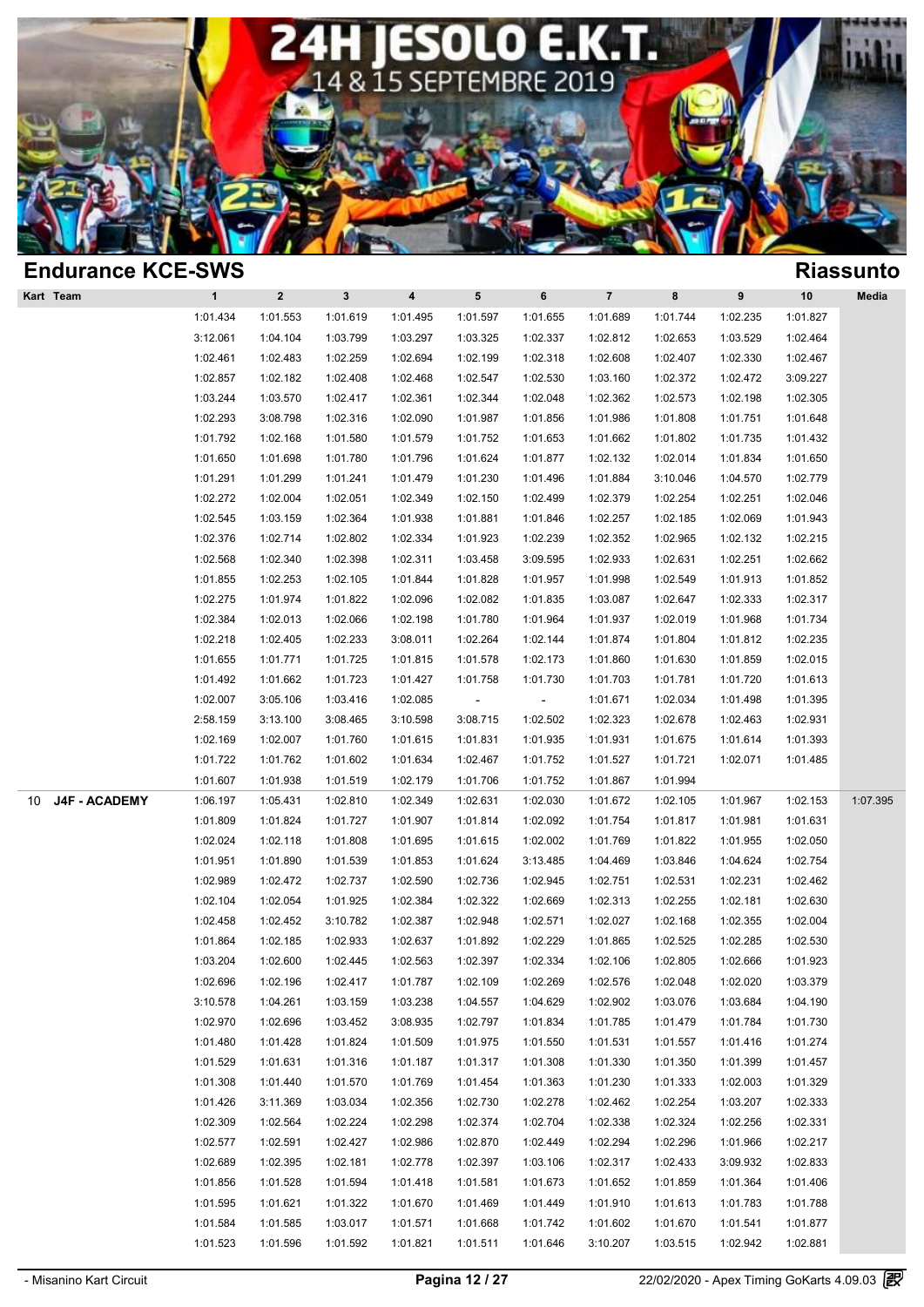## Endurance KCE-SWS

## Riassunto

| Kart | Team | 1 | 2 | 3 | 4 | 5 | 6 | 7 | 8 | 9 | 10 | Media |
|---|---|---|---|---|---|---|---|---|---|---|---|---|
| | | 1:01.434 | 1:01.553 | 1:01.619 | 1:01.495 | 1:01.597 | 1:01.655 | 1:01.689 | 1:01.744 | 1:02.235 | 1:01.827 | |
| | | 3:12.061 | 1:04.104 | 1:03.799 | 1:03.297 | 1:03.325 | 1:02.337 | 1:02.812 | 1:02.653 | 1:03.529 | 1:02.464 | |
| | | 1:02.461 | 1:02.483 | 1:02.259 | 1:02.694 | 1:02.199 | 1:02.318 | 1:02.608 | 1:02.407 | 1:02.330 | 1:02.467 | |
| | | 1:02.857 | 1:02.182 | 1:02.408 | 1:02.468 | 1:02.547 | 1:02.530 | 1:03.160 | 1:02.372 | 1:02.472 | 3:09.227 | |
| | | 1:03.244 | 1:03.570 | 1:02.417 | 1:02.361 | 1:02.344 | 1:02.048 | 1:02.362 | 1:02.573 | 1:02.198 | 1:02.305 | |
| | | 1:02.293 | 3:08.798 | 1:02.316 | 1:02.090 | 1:01.987 | 1:01.856 | 1:01.986 | 1:01.808 | 1:01.751 | 1:01.648 | |
| | | 1:01.792 | 1:02.168 | 1:01.580 | 1:01.579 | 1:01.752 | 1:01.653 | 1:01.662 | 1:01.802 | 1:01.735 | 1:01.432 | |
| | | 1:01.650 | 1:01.698 | 1:01.780 | 1:01.796 | 1:01.624 | 1:01.877 | 1:02.132 | 1:02.014 | 1:01.834 | 1:01.650 | |
| | | 1:01.291 | 1:01.299 | 1:01.241 | 1:01.479 | 1:01.230 | 1:01.496 | 1:01.884 | 3:10.046 | 1:04.570 | 1:02.779 | |
| | | 1:02.272 | 1:02.004 | 1:02.051 | 1:02.349 | 1:02.150 | 1:02.499 | 1:02.379 | 1:02.254 | 1:02.251 | 1:02.046 | |
| | | 1:02.545 | 1:03.159 | 1:02.364 | 1:01.938 | 1:01.881 | 1:01.846 | 1:02.257 | 1:02.185 | 1:02.069 | 1:01.943 | |
| | | 1:02.376 | 1:02.714 | 1:02.802 | 1:02.334 | 1:01.923 | 1:02.239 | 1:02.352 | 1:02.965 | 1:02.132 | 1:02.215 | |
| | | 1:02.568 | 1:02.340 | 1:02.398 | 1:02.311 | 1:03.458 | 3:09.595 | 1:02.933 | 1:02.631 | 1:02.251 | 1:02.662 | |
| | | 1:01.855 | 1:02.253 | 1:02.105 | 1:01.844 | 1:01.828 | 1:01.957 | 1:01.998 | 1:02.549 | 1:01.913 | 1:01.852 | |
| | | 1:02.275 | 1:01.974 | 1:01.822 | 1:02.096 | 1:02.082 | 1:01.835 | 1:03.087 | 1:02.647 | 1:02.333 | 1:02.317 | |
| | | 1:02.384 | 1:02.013 | 1:02.066 | 1:02.198 | 1:01.780 | 1:01.964 | 1:01.937 | 1:02.019 | 1:01.968 | 1:01.734 | |
| | | 1:02.218 | 1:02.405 | 1:02.233 | 3:08.011 | 1:02.264 | 1:02.144 | 1:01.874 | 1:01.804 | 1:01.812 | 1:02.235 | |
| | | 1:01.655 | 1:01.771 | 1:01.725 | 1:01.815 | 1:01.578 | 1:02.173 | 1:01.860 | 1:01.630 | 1:01.859 | 1:02.015 | |
| | | 1:01.492 | 1:01.662 | 1:01.723 | 1:01.427 | 1:01.758 | 1:01.730 | 1:01.703 | 1:01.781 | 1:01.720 | 1:01.613 | |
| | | 1:02.007 | 3:05.106 | 1:03.416 | 1:02.085 | - | - | 1:01.671 | 1:02.034 | 1:01.498 | 1:01.395 | |
| | | 2:58.159 | 3:13.100 | 3:08.465 | 3:10.598 | 3:08.715 | 1:02.502 | 1:02.323 | 1:02.678 | 1:02.463 | 1:02.931 | |
| | | 1:02.169 | 1:02.007 | 1:01.760 | 1:01.615 | 1:01.831 | 1:01.935 | 1:01.931 | 1:01.675 | 1:01.614 | 1:01.393 | |
| | | 1:01.722 | 1:01.762 | 1:01.602 | 1:01.634 | 1:02.467 | 1:01.752 | 1:01.527 | 1:01.721 | 1:02.071 | 1:01.485 | |
| | | 1:01.607 | 1:01.938 | 1:01.519 | 1:02.179 | 1:01.706 | 1:01.752 | 1:01.867 | 1:01.994 | | | |
| 10 | **J4F - ACADEMY** | 1:06.197 | 1:05.431 | 1:02.810 | 1:02.349 | 1:02.631 | 1:02.030 | 1:01.672 | 1:02.105 | 1:01.967 | 1:02.153 | 1:07.395 |
| | | 1:01.809 | 1:01.824 | 1:01.727 | 1:01.907 | 1:01.814 | 1:02.092 | 1:01.754 | 1:01.817 | 1:01.981 | 1:01.631 | |
| | | 1:02.024 | 1:02.118 | 1:01.808 | 1:01.695 | 1:01.615 | 1:02.002 | 1:01.769 | 1:01.822 | 1:01.955 | 1:02.050 | |
| | | 1:01.951 | 1:01.890 | 1:01.539 | 1:01.853 | 1:01.624 | 3:13.485 | 1:04.469 | 1:03.846 | 1:04.624 | 1:02.754 | |
| | | 1:02.989 | 1:02.472 | 1:02.737 | 1:02.590 | 1:02.736 | 1:02.945 | 1:02.751 | 1:02.531 | 1:02.231 | 1:02.462 | |
| | | 1:02.104 | 1:02.054 | 1:01.925 | 1:02.384 | 1:02.322 | 1:02.669 | 1:02.313 | 1:02.255 | 1:02.181 | 1:02.630 | |
| | | 1:02.458 | 1:02.452 | 3:10.782 | 1:02.387 | 1:02.948 | 1:02.571 | 1:02.027 | 1:02.168 | 1:02.355 | 1:02.004 | |
| | | 1:01.864 | 1:02.185 | 1:02.933 | 1:02.637 | 1:01.892 | 1:02.229 | 1:01.865 | 1:02.525 | 1:02.285 | 1:02.530 | |
| | | 1:03.204 | 1:02.600 | 1:02.445 | 1:02.563 | 1:02.397 | 1:02.334 | 1:02.106 | 1:02.805 | 1:02.666 | 1:01.923 | |
| | | 1:02.696 | 1:02.196 | 1:02.417 | 1:01.787 | 1:02.109 | 1:02.269 | 1:02.576 | 1:02.048 | 1:02.020 | 1:03.379 | |
| | | 3:10.578 | 1:04.261 | 1:03.159 | 1:03.238 | 1:04.557 | 1:04.629 | 1:02.902 | 1:03.076 | 1:03.684 | 1:04.190 | |
| | | 1:02.970 | 1:02.696 | 1:03.452 | 3:08.935 | 1:02.797 | 1:01.834 | 1:01.785 | 1:01.479 | 1:01.784 | 1:01.730 | |
| | | 1:01.480 | 1:01.428 | 1:01.824 | 1:01.509 | 1:01.975 | 1:01.550 | 1:01.531 | 1:01.557 | 1:01.416 | 1:01.274 | |
| | | 1:01.529 | 1:01.631 | 1:01.316 | 1:01.187 | 1:01.317 | 1:01.308 | 1:01.330 | 1:01.350 | 1:01.399 | 1:01.457 | |
| | | 1:01.308 | 1:01.440 | 1:01.570 | 1:01.769 | 1:01.454 | 1:01.363 | 1:01.230 | 1:01.333 | 1:02.003 | 1:01.329 | |
| | | 1:01.426 | 3:11.369 | 1:03.034 | 1:02.356 | 1:02.730 | 1:02.278 | 1:02.462 | 1:02.254 | 1:03.207 | 1:02.333 | |
| | | 1:02.309 | 1:02.564 | 1:02.224 | 1:02.298 | 1:02.374 | 1:02.704 | 1:02.338 | 1:02.324 | 1:02.256 | 1:02.331 | |
| | | 1:02.577 | 1:02.591 | 1:02.427 | 1:02.986 | 1:02.870 | 1:02.449 | 1:02.294 | 1:02.296 | 1:01.966 | 1:02.217 | |
| | | 1:02.689 | 1:02.395 | 1:02.181 | 1:02.778 | 1:02.397 | 1:03.106 | 1:02.317 | 1:02.433 | 3:09.932 | 1:02.833 | |
| | | 1:01.856 | 1:01.528 | 1:01.594 | 1:01.418 | 1:01.581 | 1:01.673 | 1:01.652 | 1:01.859 | 1:01.364 | 1:01.406 | |
| | | 1:01.595 | 1:01.621 | 1:01.322 | 1:01.670 | 1:01.469 | 1:01.449 | 1:01.910 | 1:01.613 | 1:01.783 | 1:01.788 | |
| | | 1:01.584 | 1:01.585 | 1:03.017 | 1:01.571 | 1:01.668 | 1:01.742 | 1:01.602 | 1:01.670 | 1:01.541 | 1:01.877 | |
| | | 1:01.523 | 1:01.596 | 1:01.592 | 1:01.821 | 1:01.511 | 1:01.646 | 3:10.207 | 1:03.515 | 1:02.942 | 1:02.881 | |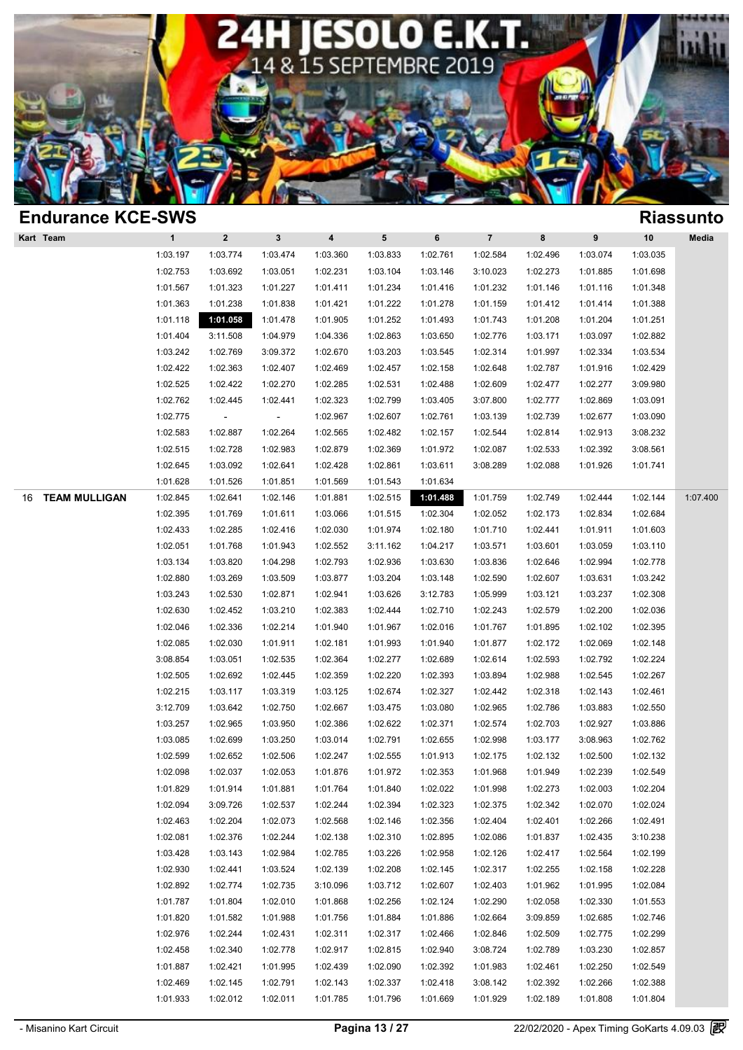# Endurance KCE-SWS

## Riassunto

| Kart | Team | 1 | 2 | 3 | 4 | 5 | 6 | 7 | 8 | 9 | 10 | Media |
|---|---|---|---|---|---|---|---|---|---|---|---|---|
| | | 1:03.197 | 1:03.774 | 1:03.474 | 1:03.360 | 1:03.833 | 1:02.761 | 1:02.584 | 1:02.496 | 1:03.074 | 1:03.035 | |
| | | 1:02.753 | 1:03.692 | 1:03.051 | 1:02.231 | 1:03.104 | 1:03.146 | 3:10.023 | 1:02.273 | 1:01.885 | 1:01.698 | |
| | | 1:01.567 | 1:01.323 | 1:01.227 | 1:01.411 | 1:01.234 | 1:01.416 | 1:01.232 | 1:01.146 | 1:01.116 | 1:01.348 | |
| | | 1:01.363 | 1:01.238 | 1:01.838 | 1:01.421 | 1:01.222 | 1:01.278 | 1:01.159 | 1:01.412 | 1:01.414 | 1:01.388 | |
| | | 1:01.118 | **1:01.058** | 1:01.478 | 1:01.905 | 1:01.252 | 1:01.493 | 1:01.743 | 1:01.208 | 1:01.204 | 1:01.251 | |
| | | 1:01.404 | 3:11.508 | 1:04.979 | 1:04.336 | 1:02.863 | 1:03.650 | 1:02.776 | 1:03.171 | 1:03.097 | 1:02.882 | |
| | | 1:03.242 | 1:02.769 | 3:09.372 | 1:02.670 | 1:03.203 | 1:03.545 | 1:02.314 | 1:01.997 | 1:02.334 | 1:03.534 | |
| | | 1:02.422 | 1:02.363 | 1:02.407 | 1:02.469 | 1:02.457 | 1:02.158 | 1:02.648 | 1:02.787 | 1:01.916 | 1:02.429 | |
| | | 1:02.525 | 1:02.422 | 1:02.270 | 1:02.285 | 1:02.531 | 1:02.488 | 1:02.609 | 1:02.477 | 1:02.277 | 3:09.980 | |
| | | 1:02.762 | 1:02.445 | 1:02.441 | 1:02.323 | 1:02.799 | 1:03.405 | 3:07.800 | 1:02.777 | 1:02.869 | 1:03.091 | |
| | | 1:02.775 | - | - | 1:02.967 | 1:02.607 | 1:02.761 | 1:03.139 | 1:02.739 | 1:02.677 | 1:03.090 | |
| | | 1:02.583 | 1:02.887 | 1:02.264 | 1:02.565 | 1:02.482 | 1:02.157 | 1:02.544 | 1:02.814 | 1:02.913 | 3:08.232 | |
| | | 1:02.515 | 1:02.728 | 1:02.983 | 1:02.879 | 1:02.369 | 1:01.972 | 1:02.087 | 1:02.533 | 1:02.392 | 3:08.561 | |
| | | 1:02.645 | 1:03.092 | 1:02.641 | 1:02.428 | 1:02.861 | 1:03.611 | 3:08.289 | 1:02.088 | 1:01.926 | 1:01.741 | |
| | | 1:01.628 | 1:01.526 | 1:01.851 | 1:01.569 | 1:01.543 | 1:01.634 | | | | | |
| 16 | **TEAM MULLIGAN** | 1:02.845 | 1:02.641 | 1:02.146 | 1:01.881 | 1:02.515 | **1:01.488** | 1:01.759 | 1:02.749 | 1:02.444 | 1:02.144 | 1:07.400 |
| | | 1:02.395 | 1:01.769 | 1:01.611 | 1:03.066 | 1:01.515 | 1:02.304 | 1:02.052 | 1:02.173 | 1:02.834 | 1:02.684 | |
| | | 1:02.433 | 1:02.285 | 1:02.416 | 1:02.030 | 1:01.974 | 1:02.180 | 1:01.710 | 1:02.441 | 1:01.911 | 1:01.603 | |
| | | 1:02.051 | 1:01.768 | 1:01.943 | 1:02.552 | 3:11.162 | 1:04.217 | 1:03.571 | 1:03.601 | 1:03.059 | 1:03.110 | |
| | | 1:03.134 | 1:03.820 | 1:04.298 | 1:02.793 | 1:02.936 | 1:03.630 | 1:03.836 | 1:02.646 | 1:02.994 | 1:02.778 | |
| | | 1:02.880 | 1:03.269 | 1:03.509 | 1:03.877 | 1:03.204 | 1:03.148 | 1:02.590 | 1:02.607 | 1:03.631 | 1:03.242 | |
| | | 1:03.243 | 1:02.530 | 1:02.871 | 1:02.941 | 1:03.626 | 3:12.783 | 1:05.999 | 1:03.121 | 1:03.237 | 1:02.308 | |
| | | 1:02.630 | 1:02.452 | 1:03.210 | 1:02.383 | 1:02.444 | 1:02.710 | 1:02.243 | 1:02.579 | 1:02.200 | 1:02.036 | |
| | | 1:02.046 | 1:02.336 | 1:02.214 | 1:01.940 | 1:01.967 | 1:02.016 | 1:01.767 | 1:01.895 | 1:02.102 | 1:02.395 | |
| | | 1:02.085 | 1:02.030 | 1:01.911 | 1:02.181 | 1:01.993 | 1:01.940 | 1:01.877 | 1:02.172 | 1:02.069 | 1:02.148 | |
| | | 3:08.854 | 1:03.051 | 1:02.535 | 1:02.364 | 1:02.277 | 1:02.689 | 1:02.614 | 1:02.593 | 1:02.792 | 1:02.224 | |
| | | 1:02.505 | 1:02.692 | 1:02.445 | 1:02.359 | 1:02.220 | 1:02.393 | 1:03.894 | 1:02.988 | 1:02.545 | 1:02.267 | |
| | | 1:02.215 | 1:03.117 | 1:03.319 | 1:03.125 | 1:02.674 | 1:02.327 | 1:02.442 | 1:02.318 | 1:02.143 | 1:02.461 | |
| | | 3:12.709 | 1:03.642 | 1:02.750 | 1:02.667 | 1:03.475 | 1:03.080 | 1:02.965 | 1:02.786 | 1:03.883 | 1:02.550 | |
| | | 1:03.257 | 1:02.965 | 1:03.950 | 1:02.386 | 1:02.622 | 1:02.371 | 1:02.574 | 1:02.703 | 1:02.927 | 1:03.886 | |
| | | 1:03.085 | 1:02.699 | 1:03.250 | 1:03.014 | 1:02.791 | 1:02.655 | 1:02.998 | 1:03.177 | 3:08.963 | 1:02.762 | |
| | | 1:02.599 | 1:02.652 | 1:02.506 | 1:02.247 | 1:02.555 | 1:01.913 | 1:02.175 | 1:02.132 | 1:02.500 | 1:02.132 | |
| | | 1:02.098 | 1:02.037 | 1:02.053 | 1:01.876 | 1:01.972 | 1:02.353 | 1:01.968 | 1:01.949 | 1:02.239 | 1:02.549 | |
| | | 1:01.829 | 1:01.914 | 1:01.881 | 1:01.764 | 1:01.840 | 1:02.022 | 1:01.998 | 1:02.273 | 1:02.003 | 1:02.204 | |
| | | 1:02.094 | 3:09.726 | 1:02.537 | 1:02.244 | 1:02.394 | 1:02.323 | 1:02.375 | 1:02.342 | 1:02.070 | 1:02.024 | |
| | | 1:02.463 | 1:02.204 | 1:02.073 | 1:02.568 | 1:02.146 | 1:02.356 | 1:02.404 | 1:02.401 | 1:02.266 | 1:02.491 | |
| | | 1:02.081 | 1:02.376 | 1:02.244 | 1:02.138 | 1:02.310 | 1:02.895 | 1:02.086 | 1:01.837 | 1:02.435 | 3:10.238 | |
| | | 1:03.428 | 1:03.143 | 1:02.984 | 1:02.785 | 1:03.226 | 1:02.958 | 1:02.126 | 1:02.417 | 1:02.564 | 1:02.199 | |
| | | 1:02.930 | 1:02.441 | 1:03.524 | 1:02.139 | 1:02.208 | 1:02.145 | 1:02.317 | 1:02.255 | 1:02.158 | 1:02.228 | |
| | | 1:02.892 | 1:02.774 | 1:02.735 | 3:10.096 | 1:03.712 | 1:02.607 | 1:02.403 | 1:01.962 | 1:01.995 | 1:02.084 | |
| | | 1:01.787 | 1:01.804 | 1:02.010 | 1:01.868 | 1:02.256 | 1:02.124 | 1:02.290 | 1:02.058 | 1:02.330 | 1:01.553 | |
| | | 1:01.820 | 1:01.582 | 1:01.988 | 1:01.756 | 1:01.884 | 1:01.886 | 1:02.664 | 3:09.859 | 1:02.685 | 1:02.746 | |
| | | 1:02.976 | 1:02.244 | 1:02.431 | 1:02.311 | 1:02.317 | 1:02.466 | 1:02.846 | 1:02.509 | 1:02.775 | 1:02.299 | |
| | | 1:02.458 | 1:02.340 | 1:02.778 | 1:02.917 | 1:02.815 | 1:02.940 | 3:08.724 | 1:02.789 | 1:03.230 | 1:02.857 | |
| | | 1:01.887 | 1:02.421 | 1:01.995 | 1:02.439 | 1:02.090 | 1:02.392 | 1:01.983 | 1:02.461 | 1:02.250 | 1:02.549 | |
| | | 1:02.469 | 1:02.145 | 1:02.791 | 1:02.143 | 1:02.337 | 1:02.418 | 3:08.142 | 1:02.392 | 1:02.266 | 1:02.388 | |
| | | 1:01.933 | 1:02.012 | 1:02.011 | 1:01.785 | 1:01.796 | 1:01.669 | 1:01.929 | 1:02.189 | 1:01.808 | 1:01.804 | |

- Misanino Kart Circuit

22/02/2020 - Apex Timing GoKarts 4.09.03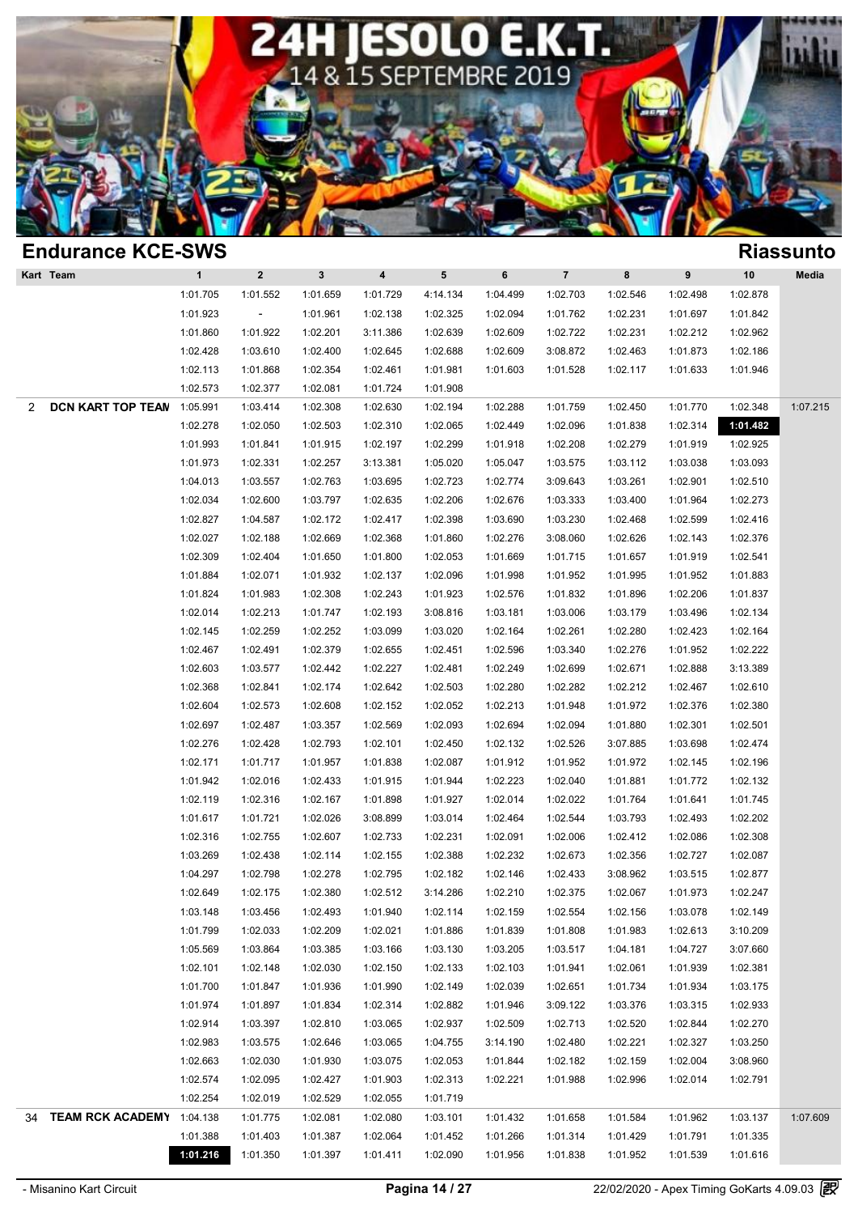# 24H JESOLO E.K.T.

14 & 15 SEPTEMBRE 2019

## Endurance KCE-SWS

## Riassunto

| Kart | Team | 1 | 2 | 3 | 4 | 5 | 6 | 7 | 8 | 9 | 10 | Media |
|---|---|---|---|---|---|---|---|---|---|---|---|---|
| | | 1:01.705 | 1:01.552 | 1:01.659 | 1:01.729 | 4:14.134 | 1:04.499 | 1:02.703 | 1:02.546 | 1:02.498 | 1:02.878 | |
| | | 1:01.923 | - | 1:01.961 | 1:02.138 | 1:02.325 | 1:02.094 | 1:01.762 | 1:02.231 | 1:01.697 | 1:01.842 | |
| | | 1:01.860 | 1:01.922 | 1:02.201 | 3:11.386 | 1:02.639 | 1:02.609 | 1:02.722 | 1:02.231 | 1:02.212 | 1:02.962 | |
| | | 1:02.428 | 1:03.610 | 1:02.400 | 1:02.645 | 1:02.688 | 1:02.609 | 3:08.872 | 1:02.463 | 1:01.873 | 1:02.186 | |
| | | 1:02.113 | 1:01.868 | 1:02.354 | 1:02.461 | 1:01.981 | 1:01.603 | 1:01.528 | 1:02.117 | 1:01.633 | 1:01.946 | |
| | | 1:02.573 | 1:02.377 | 1:02.081 | 1:01.724 | 1:01.908 | | | | | | |
| 2 | **DCN KART TOP TEAM** | 1:05.991 | 1:03.414 | 1:02.308 | 1:02.630 | 1:02.194 | 1:02.288 | 1:01.759 | 1:02.450 | 1:01.770 | 1:02.348 | 1:07.215 |
| | | 1:02.278 | 1:02.050 | 1:02.503 | 1:02.310 | 1:02.065 | 1:02.449 | 1:02.096 | 1:01.838 | 1:02.314 | **1:01.482** | |
| | | 1:01.993 | 1:01.841 | 1:01.915 | 1:02.197 | 1:02.299 | 1:01.918 | 1:02.208 | 1:02.279 | 1:01.919 | 1:02.925 | |
| | | 1:01.973 | 1:02.331 | 1:02.257 | 3:13.381 | 1:05.020 | 1:05.047 | 1:03.575 | 1:03.112 | 1:03.038 | 1:03.093 | |
| | | 1:04.013 | 1:03.557 | 1:02.763 | 1:03.695 | 1:02.723 | 1:02.774 | 3:09.643 | 1:03.261 | 1:02.901 | 1:02.510 | |
| | | 1:02.034 | 1:02.600 | 1:03.797 | 1:02.635 | 1:02.206 | 1:02.676 | 1:03.333 | 1:03.400 | 1:01.964 | 1:02.273 | |
| | | 1:02.827 | 1:04.587 | 1:02.172 | 1:02.417 | 1:02.398 | 1:03.690 | 1:03.230 | 1:02.468 | 1:02.599 | 1:02.416 | |
| | | 1:02.027 | 1:02.188 | 1:02.669 | 1:02.368 | 1:01.860 | 1:02.276 | 3:08.060 | 1:02.626 | 1:02.143 | 1:02.376 | |
| | | 1:02.309 | 1:02.404 | 1:01.650 | 1:01.800 | 1:02.053 | 1:01.669 | 1:01.715 | 1:01.657 | 1:01.919 | 1:02.541 | |
| | | 1:01.884 | 1:02.071 | 1:01.932 | 1:02.137 | 1:02.096 | 1:01.998 | 1:01.952 | 1:01.995 | 1:01.952 | 1:01.883 | |
| | | 1:01.824 | 1:01.983 | 1:02.308 | 1:02.243 | 1:01.923 | 1:02.576 | 1:01.832 | 1:01.896 | 1:02.206 | 1:01.837 | |
| | | 1:02.014 | 1:02.213 | 1:01.747 | 1:02.193 | 3:08.816 | 1:03.181 | 1:03.006 | 1:03.179 | 1:03.496 | 1:02.134 | |
| | | 1:02.145 | 1:02.259 | 1:02.252 | 1:03.099 | 1:03.020 | 1:02.164 | 1:02.261 | 1:02.280 | 1:02.423 | 1:02.164 | |
| | | 1:02.467 | 1:02.491 | 1:02.379 | 1:02.655 | 1:02.451 | 1:02.596 | 1:03.340 | 1:02.276 | 1:01.952 | 1:02.222 | |
| | | 1:02.603 | 1:03.577 | 1:02.442 | 1:02.227 | 1:02.481 | 1:02.249 | 1:02.699 | 1:02.671 | 1:02.888 | 3:13.389 | |
| | | 1:02.368 | 1:02.841 | 1:02.174 | 1:02.642 | 1:02.503 | 1:02.280 | 1:02.282 | 1:02.212 | 1:02.467 | 1:02.610 | |
| | | 1:02.604 | 1:02.573 | 1:02.608 | 1:02.152 | 1:02.052 | 1:02.213 | 1:01.948 | 1:01.972 | 1:02.376 | 1:02.380 | |
| | | 1:02.697 | 1:02.487 | 1:03.357 | 1:02.569 | 1:02.093 | 1:02.694 | 1:02.094 | 1:01.880 | 1:02.301 | 1:02.501 | |
| | | 1:02.276 | 1:02.428 | 1:02.793 | 1:02.101 | 1:02.450 | 1:02.132 | 1:02.526 | 3:07.885 | 1:03.698 | 1:02.474 | |
| | | 1:02.171 | 1:01.717 | 1:01.957 | 1:01.838 | 1:02.087 | 1:01.912 | 1:01.952 | 1:01.972 | 1:02.145 | 1:02.196 | |
| | | 1:01.942 | 1:02.016 | 1:02.433 | 1:01.915 | 1:01.944 | 1:02.223 | 1:02.040 | 1:01.881 | 1:01.772 | 1:02.132 | |
| | | 1:02.119 | 1:02.316 | 1:02.167 | 1:01.898 | 1:01.927 | 1:02.014 | 1:02.022 | 1:01.764 | 1:01.641 | 1:01.745 | |
| | | 1:01.617 | 1:01.721 | 1:02.026 | 3:08.899 | 1:03.014 | 1:02.464 | 1:02.544 | 1:03.793 | 1:02.493 | 1:02.202 | |
| | | 1:02.316 | 1:02.755 | 1:02.607 | 1:02.733 | 1:02.231 | 1:02.091 | 1:02.006 | 1:02.412 | 1:02.086 | 1:02.308 | |
| | | 1:03.269 | 1:02.438 | 1:02.114 | 1:02.155 | 1:02.388 | 1:02.232 | 1:02.673 | 1:02.356 | 1:02.727 | 1:02.087 | |
| | | 1:04.297 | 1:02.798 | 1:02.278 | 1:02.795 | 1:02.182 | 1:02.146 | 1:02.433 | 3:08.962 | 1:03.515 | 1:02.877 | |
| | | 1:02.649 | 1:02.175 | 1:02.380 | 1:02.512 | 3:14.286 | 1:02.210 | 1:02.375 | 1:02.067 | 1:01.973 | 1:02.247 | |
| | | 1:03.148 | 1:03.456 | 1:02.493 | 1:01.940 | 1:02.114 | 1:02.159 | 1:02.554 | 1:02.156 | 1:03.078 | 1:02.149 | |
| | | 1:01.799 | 1:02.033 | 1:02.209 | 1:02.021 | 1:01.886 | 1:01.839 | 1:01.808 | 1:01.983 | 1:02.613 | 3:10.209 | |
| | | 1:05.569 | 1:03.864 | 1:03.385 | 1:03.166 | 1:03.130 | 1:03.205 | 1:03.517 | 1:04.181 | 1:04.727 | 3:07.660 | |
| | | 1:02.101 | 1:02.148 | 1:02.030 | 1:02.150 | 1:02.133 | 1:02.103 | 1:01.941 | 1:02.061 | 1:01.939 | 1:02.381 | |
| | | 1:01.700 | 1:01.847 | 1:01.936 | 1:01.990 | 1:02.149 | 1:02.039 | 1:02.651 | 1:01.734 | 1:01.934 | 1:03.175 | |
| | | 1:01.974 | 1:01.897 | 1:01.834 | 1:02.314 | 1:02.882 | 1:01.946 | 3:09.122 | 1:03.376 | 1:03.315 | 1:02.933 | |
| | | 1:02.914 | 1:03.397 | 1:02.810 | 1:03.065 | 1:02.937 | 1:02.509 | 1:02.713 | 1:02.520 | 1:02.844 | 1:02.270 | |
| | | 1:02.983 | 1:03.575 | 1:02.646 | 1:03.065 | 1:04.755 | 3:14.190 | 1:02.480 | 1:02.221 | 1:02.327 | 1:03.250 | |
| | | 1:02.663 | 1:02.030 | 1:01.930 | 1:03.075 | 1:02.053 | 1:01.844 | 1:02.182 | 1:02.159 | 1:02.004 | 3:08.960 | |
| | | 1:02.574 | 1:02.095 | 1:02.427 | 1:01.903 | 1:02.313 | 1:02.221 | 1:01.988 | 1:02.996 | 1:02.014 | 1:02.791 | |
| | | 1:02.254 | 1:02.019 | 1:02.529 | 1:02.055 | 1:01.719 | | | | | | |
| 34 | **TEAM RCK ACADEMY** | 1:04.138 | 1:01.775 | 1:02.081 | 1:02.080 | 1:03.101 | 1:01.432 | 1:01.658 | 1:01.584 | 1:01.962 | 1:03.137 | 1:07.609 |
| | | 1:01.388 | 1:01.403 | 1:01.387 | 1:02.064 | 1:01.452 | 1:01.266 | 1:01.314 | 1:01.429 | 1:01.791 | 1:01.335 | |
| | | **1:01.216** | 1:01.350 | 1:01.397 | 1:01.411 | 1:02.090 | 1:01.956 | 1:01.838 | 1:01.952 | 1:01.539 | 1:01.616 | |

- Misanino Kart Circuit — 22/02/2020 - Apex Timing GoKarts 4.09.03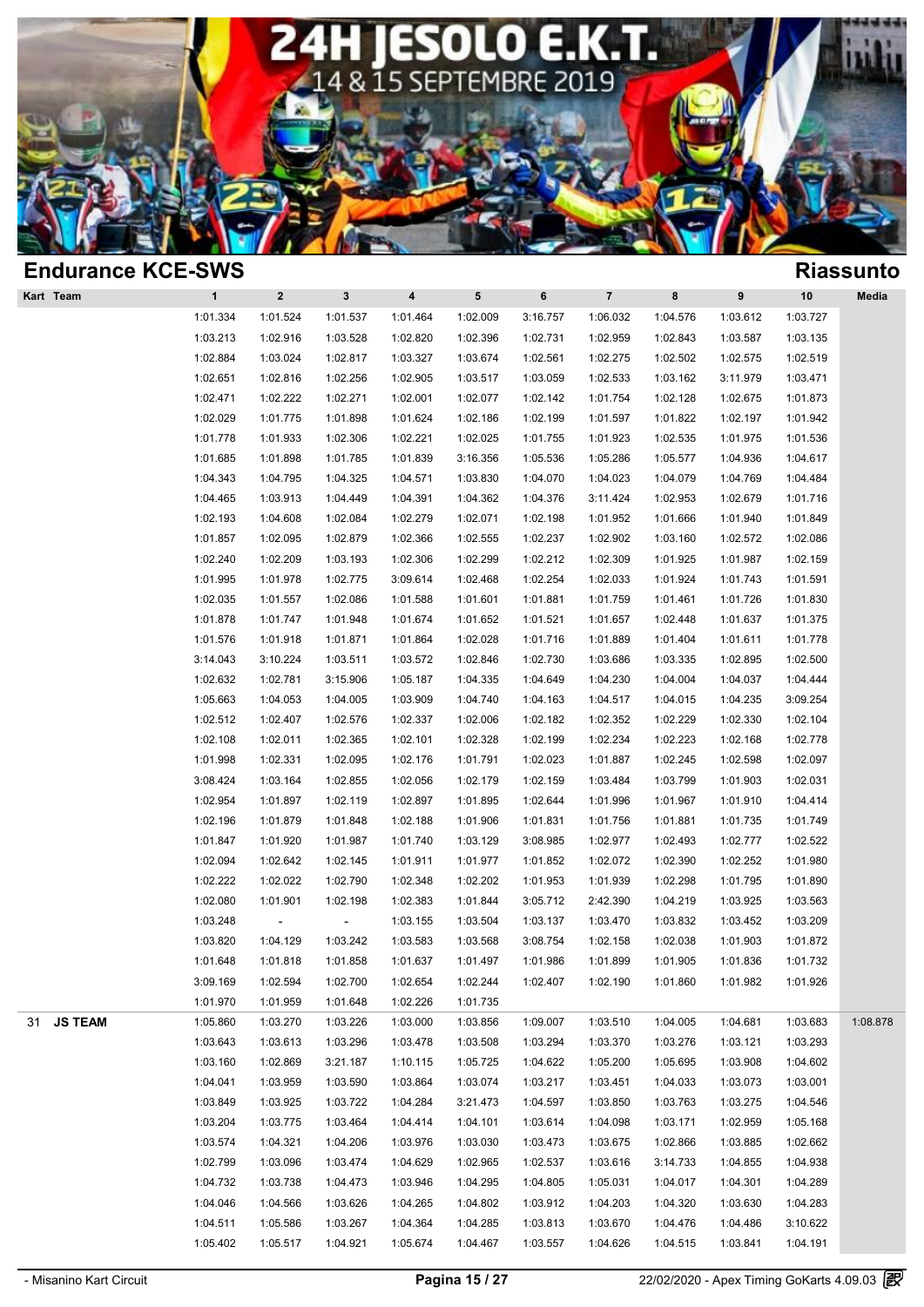# 24H JESOLO E.K.T.

14 & 15 SEPTEMBRE 2019

## Endurance KCE-SWS

## Riassunto

| Kart | Team | 1 | 2 | 3 | 4 | 5 | 6 | 7 | 8 | 9 | 10 | Media |
|---|---|---|---|---|---|---|---|---|---|---|---|---|
| | | 1:01.334 | 1:01.524 | 1:01.537 | 1:01.464 | 1:02.009 | 3:16.757 | 1:06.032 | 1:04.576 | 1:03.612 | 1:03.727 | |
| | | 1:03.213 | 1:02.916 | 1:03.528 | 1:02.820 | 1:02.396 | 1:02.731 | 1:02.959 | 1:02.843 | 1:03.587 | 1:03.135 | |
| | | 1:02.884 | 1:03.024 | 1:02.817 | 1:03.327 | 1:03.674 | 1:02.561 | 1:02.275 | 1:02.502 | 1:02.575 | 1:02.519 | |
| | | 1:02.651 | 1:02.816 | 1:02.256 | 1:02.905 | 1:03.517 | 1:03.059 | 1:02.533 | 1:03.162 | 3:11.979 | 1:03.471 | |
| | | 1:02.471 | 1:02.222 | 1:02.271 | 1:02.001 | 1:02.077 | 1:02.142 | 1:01.754 | 1:02.128 | 1:02.675 | 1:01.873 | |
| | | 1:02.029 | 1:01.775 | 1:01.898 | 1:01.624 | 1:02.186 | 1:02.199 | 1:01.597 | 1:01.822 | 1:02.197 | 1:01.942 | |
| | | 1:01.778 | 1:01.933 | 1:02.306 | 1:02.221 | 1:02.025 | 1:01.755 | 1:01.923 | 1:02.535 | 1:01.975 | 1:01.536 | |
| | | 1:01.685 | 1:01.898 | 1:01.785 | 1:01.839 | 3:16.356 | 1:05.536 | 1:05.286 | 1:05.577 | 1:04.936 | 1:04.617 | |
| | | 1:04.343 | 1:04.795 | 1:04.325 | 1:04.571 | 1:03.830 | 1:04.070 | 1:04.023 | 1:04.079 | 1:04.769 | 1:04.484 | |
| | | 1:04.465 | 1:03.913 | 1:04.449 | 1:04.391 | 1:04.362 | 1:04.376 | 3:11.424 | 1:02.953 | 1:02.679 | 1:01.716 | |
| | | 1:02.193 | 1:04.608 | 1:02.084 | 1:02.279 | 1:02.071 | 1:02.198 | 1:01.952 | 1:01.666 | 1:01.940 | 1:01.849 | |
| | | 1:01.857 | 1:02.095 | 1:02.879 | 1:02.366 | 1:02.555 | 1:02.237 | 1:02.902 | 1:03.160 | 1:02.572 | 1:02.086 | |
| | | 1:02.240 | 1:02.209 | 1:03.193 | 1:02.306 | 1:02.299 | 1:02.212 | 1:02.309 | 1:01.925 | 1:01.987 | 1:02.159 | |
| | | 1:01.995 | 1:01.978 | 1:02.775 | 3:09.614 | 1:02.468 | 1:02.254 | 1:02.033 | 1:01.924 | 1:01.743 | 1:01.591 | |
| | | 1:02.035 | 1:01.557 | 1:02.086 | 1:01.588 | 1:01.601 | 1:01.881 | 1:01.759 | 1:01.461 | 1:01.726 | 1:01.830 | |
| | | 1:01.878 | 1:01.747 | 1:01.948 | 1:01.674 | 1:01.652 | 1:01.521 | 1:01.657 | 1:02.448 | 1:01.637 | 1:01.375 | |
| | | 1:01.576 | 1:01.918 | 1:01.871 | 1:01.864 | 1:02.028 | 1:01.716 | 1:01.889 | 1:01.404 | 1:01.611 | 1:01.778 | |
| | | 3:14.043 | 3:10.224 | 1:03.511 | 1:03.572 | 1:02.846 | 1:02.730 | 1:03.686 | 1:03.335 | 1:02.895 | 1:02.500 | |
| | | 1:02.632 | 1:02.781 | 3:15.906 | 1:05.187 | 1:04.335 | 1:04.649 | 1:04.230 | 1:04.004 | 1:04.037 | 1:04.444 | |
| | | 1:05.663 | 1:04.053 | 1:04.005 | 1:03.909 | 1:04.740 | 1:04.163 | 1:04.517 | 1:04.015 | 1:04.235 | 3:09.254 | |
| | | 1:02.512 | 1:02.407 | 1:02.576 | 1:02.337 | 1:02.006 | 1:02.182 | 1:02.352 | 1:02.229 | 1:02.330 | 1:02.104 | |
| | | 1:02.108 | 1:02.011 | 1:02.365 | 1:02.101 | 1:02.328 | 1:02.199 | 1:02.234 | 1:02.223 | 1:02.168 | 1:02.778 | |
| | | 1:01.998 | 1:02.331 | 1:02.095 | 1:02.176 | 1:01.791 | 1:02.023 | 1:01.887 | 1:02.245 | 1:02.598 | 1:02.097 | |
| | | 3:08.424 | 1:03.164 | 1:02.855 | 1:02.056 | 1:02.179 | 1:02.159 | 1:03.484 | 1:03.799 | 1:01.903 | 1:02.031 | |
| | | 1:02.954 | 1:01.897 | 1:02.119 | 1:02.897 | 1:01.895 | 1:02.644 | 1:01.996 | 1:01.967 | 1:01.910 | 1:04.414 | |
| | | 1:02.196 | 1:01.879 | 1:01.848 | 1:02.188 | 1:01.906 | 1:01.831 | 1:01.756 | 1:01.881 | 1:01.735 | 1:01.749 | |
| | | 1:01.847 | 1:01.920 | 1:01.987 | 1:01.740 | 1:03.129 | 3:08.985 | 1:02.977 | 1:02.493 | 1:02.777 | 1:02.522 | |
| | | 1:02.094 | 1:02.642 | 1:02.145 | 1:01.911 | 1:01.977 | 1:01.852 | 1:02.072 | 1:02.390 | 1:02.252 | 1:01.980 | |
| | | 1:02.222 | 1:02.022 | 1:02.790 | 1:02.348 | 1:02.202 | 1:01.953 | 1:01.939 | 1:02.298 | 1:01.795 | 1:01.890 | |
| | | 1:02.080 | 1:01.901 | 1:02.198 | 1:02.383 | 1:01.844 | 3:05.712 | 2:42.390 | 1:04.219 | 1:03.925 | 1:03.563 | |
| | | 1:03.248 | - | - | 1:03.155 | 1:03.504 | 1:03.137 | 1:03.470 | 1:03.832 | 1:03.452 | 1:03.209 | |
| | | 1:03.820 | 1:04.129 | 1:03.242 | 1:03.583 | 1:03.568 | 3:08.754 | 1:02.158 | 1:02.038 | 1:01.903 | 1:01.872 | |
| | | 1:01.648 | 1:01.818 | 1:01.858 | 1:01.637 | 1:01.497 | 1:01.986 | 1:01.899 | 1:01.905 | 1:01.836 | 1:01.732 | |
| | | 3:09.169 | 1:02.594 | 1:02.700 | 1:02.654 | 1:02.244 | 1:02.407 | 1:02.190 | 1:01.860 | 1:01.982 | 1:01.926 | |
| | | 1:01.970 | 1:01.959 | 1:01.648 | 1:02.226 | 1:01.735 | | | | | | |
| 31 | **JS TEAM** | 1:05.860 | 1:03.270 | 1:03.226 | 1:03.000 | 1:03.856 | 1:09.007 | 1:03.510 | 1:04.005 | 1:04.681 | 1:03.683 | 1:08.878 |
| | | 1:03.643 | 1:03.613 | 1:03.296 | 1:03.478 | 1:03.508 | 1:03.294 | 1:03.370 | 1:03.276 | 1:03.121 | 1:03.293 | |
| | | 1:03.160 | 1:02.869 | 3:21.187 | 1:10.115 | 1:05.725 | 1:04.622 | 1:05.200 | 1:05.695 | 1:03.908 | 1:04.602 | |
| | | 1:04.041 | 1:03.959 | 1:03.590 | 1:03.864 | 1:03.074 | 1:03.217 | 1:03.451 | 1:04.033 | 1:03.073 | 1:03.001 | |
| | | 1:03.849 | 1:03.925 | 1:03.722 | 1:04.284 | 3:21.473 | 1:04.597 | 1:03.850 | 1:03.763 | 1:03.275 | 1:04.546 | |
| | | 1:03.204 | 1:03.775 | 1:03.464 | 1:04.414 | 1:04.101 | 1:03.614 | 1:04.098 | 1:03.171 | 1:02.959 | 1:05.168 | |
| | | 1:03.574 | 1:04.321 | 1:04.206 | 1:03.976 | 1:03.030 | 1:03.473 | 1:03.675 | 1:02.866 | 1:03.885 | 1:02.662 | |
| | | 1:02.799 | 1:03.096 | 1:03.474 | 1:04.629 | 1:02.965 | 1:02.537 | 1:03.616 | 3:14.733 | 1:04.855 | 1:04.938 | |
| | | 1:04.732 | 1:03.738 | 1:04.473 | 1:03.946 | 1:04.295 | 1:04.805 | 1:05.031 | 1:04.017 | 1:04.301 | 1:04.289 | |
| | | 1:04.046 | 1:04.566 | 1:03.626 | 1:04.265 | 1:04.802 | 1:03.912 | 1:04.203 | 1:04.320 | 1:03.630 | 1:04.283 | |
| | | 1:04.511 | 1:05.586 | 1:03.267 | 1:04.364 | 1:04.285 | 1:03.813 | 1:03.670 | 1:04.476 | 1:04.486 | 3:10.622 | |
| | | 1:05.402 | 1:05.517 | 1:04.921 | 1:05.674 | 1:04.467 | 1:03.557 | 1:04.626 | 1:04.515 | 1:03.841 | 1:04.191 | |

- Misanino Kart Circuit

22/02/2020 - Apex Timing GoKarts 4.09.03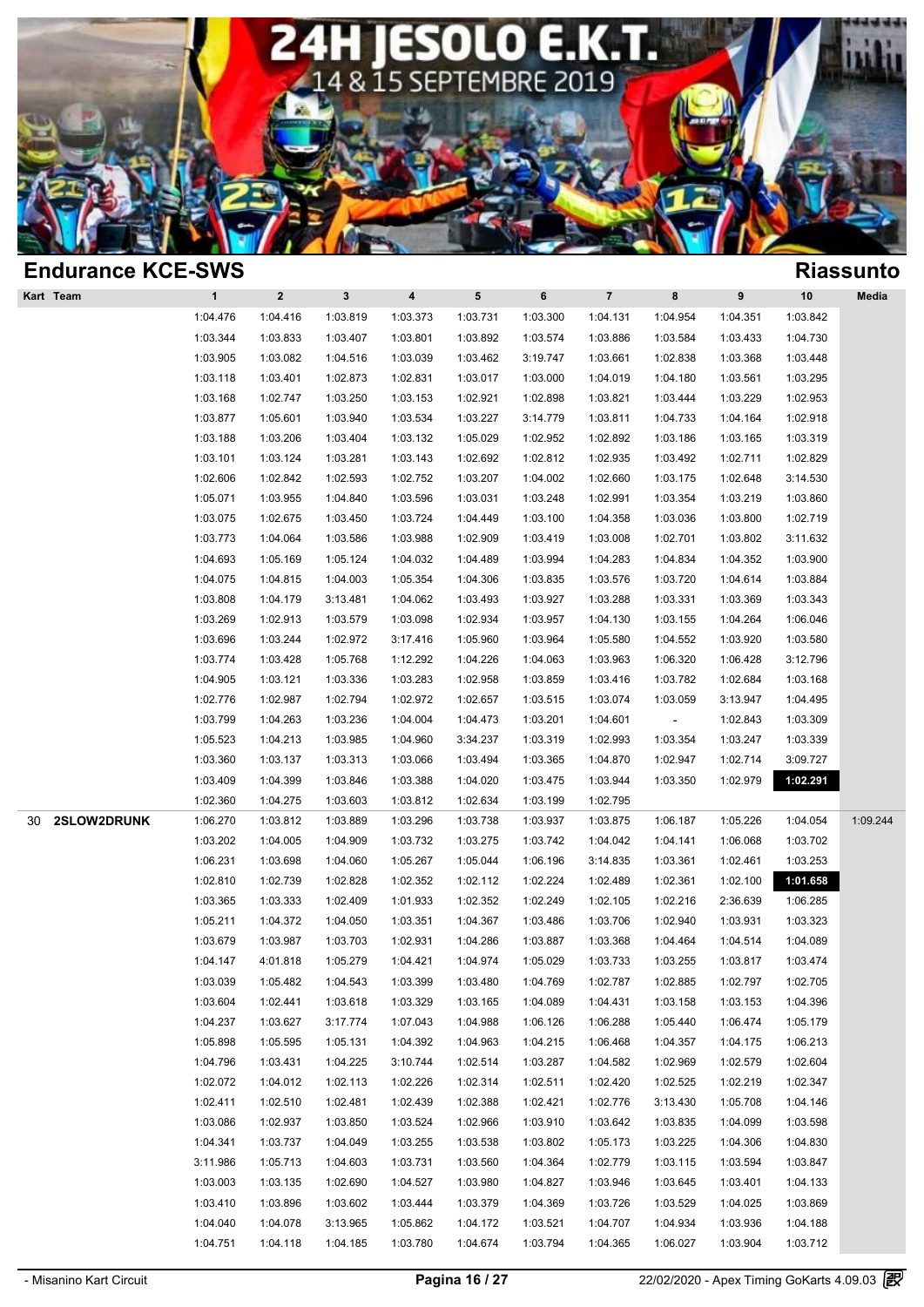# 24H JESOLO E.K.T.

14 & 15 SEPTEMBRE 2019

## Endurance KCE-SWS

## Riassunto

| Kart | Team | 1 | 2 | 3 | 4 | 5 | 6 | 7 | 8 | 9 | 10 | Media |
|---|---|---|---|---|---|---|---|---|---|---|---|---|
| | | 1:04.476 | 1:04.416 | 1:03.819 | 1:03.373 | 1:03.731 | 1:03.300 | 1:04.131 | 1:04.954 | 1:04.351 | 1:03.842 | |
| | | 1:03.344 | 1:03.833 | 1:03.407 | 1:03.801 | 1:03.892 | 1:03.574 | 1:03.886 | 1:03.584 | 1:03.433 | 1:04.730 | |
| | | 1:03.905 | 1:03.082 | 1:04.516 | 1:03.039 | 1:03.462 | 3:19.747 | 1:03.661 | 1:02.838 | 1:03.368 | 1:03.448 | |
| | | 1:03.118 | 1:03.401 | 1:02.873 | 1:02.831 | 1:03.017 | 1:03.000 | 1:04.019 | 1:04.180 | 1:03.561 | 1:03.295 | |
| | | 1:03.168 | 1:02.747 | 1:03.250 | 1:03.153 | 1:02.921 | 1:02.898 | 1:03.821 | 1:03.444 | 1:03.229 | 1:02.953 | |
| | | 1:03.877 | 1:05.601 | 1:03.940 | 1:03.534 | 1:03.227 | 3:14.779 | 1:03.811 | 1:04.733 | 1:04.164 | 1:02.918 | |
| | | 1:03.188 | 1:03.206 | 1:03.404 | 1:03.132 | 1:05.029 | 1:02.952 | 1:02.892 | 1:03.186 | 1:03.165 | 1:03.319 | |
| | | 1:03.101 | 1:03.124 | 1:03.281 | 1:03.143 | 1:02.692 | 1:02.812 | 1:02.935 | 1:03.492 | 1:02.711 | 1:02.829 | |
| | | 1:02.606 | 1:02.842 | 1:02.593 | 1:02.752 | 1:03.207 | 1:04.002 | 1:02.660 | 1:03.175 | 1:02.648 | 3:14.530 | |
| | | 1:05.071 | 1:03.955 | 1:04.840 | 1:03.596 | 1:03.031 | 1:03.248 | 1:02.991 | 1:03.354 | 1:03.219 | 1:03.860 | |
| | | 1:03.075 | 1:02.675 | 1:03.450 | 1:03.724 | 1:04.449 | 1:03.100 | 1:04.358 | 1:03.036 | 1:03.800 | 1:02.719 | |
| | | 1:03.773 | 1:04.064 | 1:03.586 | 1:03.988 | 1:02.909 | 1:03.419 | 1:03.008 | 1:02.701 | 1:03.802 | 3:11.632 | |
| | | 1:04.693 | 1:05.169 | 1:05.124 | 1:04.032 | 1:04.489 | 1:03.994 | 1:04.283 | 1:04.834 | 1:04.352 | 1:03.900 | |
| | | 1:04.075 | 1:04.815 | 1:04.003 | 1:05.354 | 1:04.306 | 1:03.835 | 1:03.576 | 1:03.720 | 1:04.614 | 1:03.884 | |
| | | 1:03.808 | 1:04.179 | 3:13.481 | 1:04.062 | 1:03.493 | 1:03.927 | 1:03.288 | 1:03.331 | 1:03.369 | 1:03.343 | |
| | | 1:03.269 | 1:02.913 | 1:03.579 | 1:03.098 | 1:02.934 | 1:03.957 | 1:04.130 | 1:03.155 | 1:04.264 | 1:06.046 | |
| | | 1:03.696 | 1:03.244 | 1:02.972 | 3:17.416 | 1:05.960 | 1:03.964 | 1:05.580 | 1:04.552 | 1:03.920 | 1:03.580 | |
| | | 1:03.774 | 1:03.428 | 1:05.768 | 1:12.292 | 1:04.226 | 1:04.063 | 1:03.963 | 1:06.320 | 1:06.428 | 3:12.796 | |
| | | 1:04.905 | 1:03.121 | 1:03.336 | 1:03.283 | 1:02.958 | 1:03.859 | 1:03.416 | 1:03.782 | 1:02.684 | 1:03.168 | |
| | | 1:02.776 | 1:02.987 | 1:02.794 | 1:02.972 | 1:02.657 | 1:03.515 | 1:03.074 | 1:03.059 | 3:13.947 | 1:04.495 | |
| | | 1:03.799 | 1:04.263 | 1:03.236 | 1:04.004 | 1:04.473 | 1:03.201 | 1:04.601 | - | 1:02.843 | 1:03.309 | |
| | | 1:05.523 | 1:04.213 | 1:03.985 | 1:04.960 | 3:34.237 | 1:03.319 | 1:02.993 | 1:03.354 | 1:03.247 | 1:03.339 | |
| | | 1:03.360 | 1:03.137 | 1:03.313 | 1:03.066 | 1:03.494 | 1:03.365 | 1:04.870 | 1:02.947 | 1:02.714 | 3:09.727 | |
| | | 1:03.409 | 1:04.399 | 1:03.846 | 1:03.388 | 1:04.020 | 1:03.475 | 1:03.944 | 1:03.350 | 1:02.979 | **1:02.291** | |
| | | 1:02.360 | 1:04.275 | 1:03.603 | 1:03.812 | 1:02.634 | 1:03.199 | 1:02.795 | | | | |
| 30 | **2SLOW2DRUNK** | 1:06.270 | 1:03.812 | 1:03.889 | 1:03.296 | 1:03.738 | 1:03.937 | 1:03.875 | 1:06.187 | 1:05.226 | 1:04.054 | 1:09.244 |
| | | 1:03.202 | 1:04.005 | 1:04.909 | 1:03.732 | 1:03.275 | 1:03.742 | 1:04.042 | 1:04.141 | 1:06.068 | 1:03.702 | |
| | | 1:06.231 | 1:03.698 | 1:04.060 | 1:05.267 | 1:05.044 | 1:06.196 | 3:14.835 | 1:03.361 | 1:02.461 | 1:03.253 | |
| | | 1:02.810 | 1:02.739 | 1:02.828 | 1:02.352 | 1:02.112 | 1:02.224 | 1:02.489 | 1:02.361 | 1:02.100 | **1:01.658** | |
| | | 1:03.365 | 1:03.333 | 1:02.409 | 1:01.933 | 1:02.352 | 1:02.249 | 1:02.105 | 1:02.216 | 2:36.639 | 1:06.285 | |
| | | 1:05.211 | 1:04.372 | 1:04.050 | 1:03.351 | 1:04.367 | 1:03.486 | 1:03.706 | 1:02.940 | 1:03.931 | 1:03.323 | |
| | | 1:03.679 | 1:03.987 | 1:03.703 | 1:02.931 | 1:04.286 | 1:03.887 | 1:03.368 | 1:04.464 | 1:04.514 | 1:04.089 | |
| | | 1:04.147 | 4:01.818 | 1:05.279 | 1:04.421 | 1:04.974 | 1:05.029 | 1:03.733 | 1:03.255 | 1:03.817 | 1:03.474 | |
| | | 1:03.039 | 1:05.482 | 1:04.543 | 1:03.399 | 1:03.480 | 1:04.769 | 1:02.787 | 1:02.885 | 1:02.797 | 1:02.705 | |
| | | 1:03.604 | 1:02.441 | 1:03.618 | 1:03.329 | 1:03.165 | 1:04.089 | 1:04.431 | 1:03.158 | 1:03.153 | 1:04.396 | |
| | | 1:04.237 | 1:03.627 | 3:17.774 | 1:07.043 | 1:04.988 | 1:06.126 | 1:06.288 | 1:05.440 | 1:06.474 | 1:05.179 | |
| | | 1:05.898 | 1:05.595 | 1:05.131 | 1:04.392 | 1:04.963 | 1:04.215 | 1:06.468 | 1:04.357 | 1:04.175 | 1:06.213 | |
| | | 1:04.796 | 1:03.431 | 1:04.225 | 3:10.744 | 1:02.514 | 1:03.287 | 1:04.582 | 1:02.969 | 1:02.579 | 1:02.604 | |
| | | 1:02.072 | 1:04.012 | 1:02.113 | 1:02.226 | 1:02.314 | 1:02.511 | 1:02.420 | 1:02.525 | 1:02.219 | 1:02.347 | |
| | | 1:02.411 | 1:02.510 | 1:02.481 | 1:02.439 | 1:02.388 | 1:02.421 | 1:02.776 | 3:13.430 | 1:05.708 | 1:04.146 | |
| | | 1:03.086 | 1:02.937 | 1:03.850 | 1:03.524 | 1:02.966 | 1:03.910 | 1:03.642 | 1:03.835 | 1:04.099 | 1:03.598 | |
| | | 1:04.341 | 1:03.737 | 1:04.049 | 1:03.255 | 1:03.538 | 1:03.802 | 1:05.173 | 1:03.225 | 1:04.306 | 1:04.830 | |
| | | 3:11.986 | 1:05.713 | 1:04.603 | 1:03.731 | 1:03.560 | 1:04.364 | 1:02.779 | 1:03.115 | 1:03.594 | 1:03.847 | |
| | | 1:03.003 | 1:03.135 | 1:02.690 | 1:04.527 | 1:03.980 | 1:04.827 | 1:03.946 | 1:03.645 | 1:03.401 | 1:04.133 | |
| | | 1:03.410 | 1:03.896 | 1:03.602 | 1:03.444 | 1:03.379 | 1:04.369 | 1:03.726 | 1:03.529 | 1:04.025 | 1:03.869 | |
| | | 1:04.040 | 1:04.078 | 3:13.965 | 1:05.862 | 1:04.172 | 1:03.521 | 1:04.707 | 1:04.934 | 1:03.936 | 1:04.188 | |
| | | 1:04.751 | 1:04.118 | 1:04.185 | 1:03.780 | 1:04.674 | 1:03.794 | 1:04.365 | 1:06.027 | 1:03.904 | 1:03.712 | |

- Misanino Kart Circuit — 22/02/2020 - Apex Timing GoKarts 4.09.03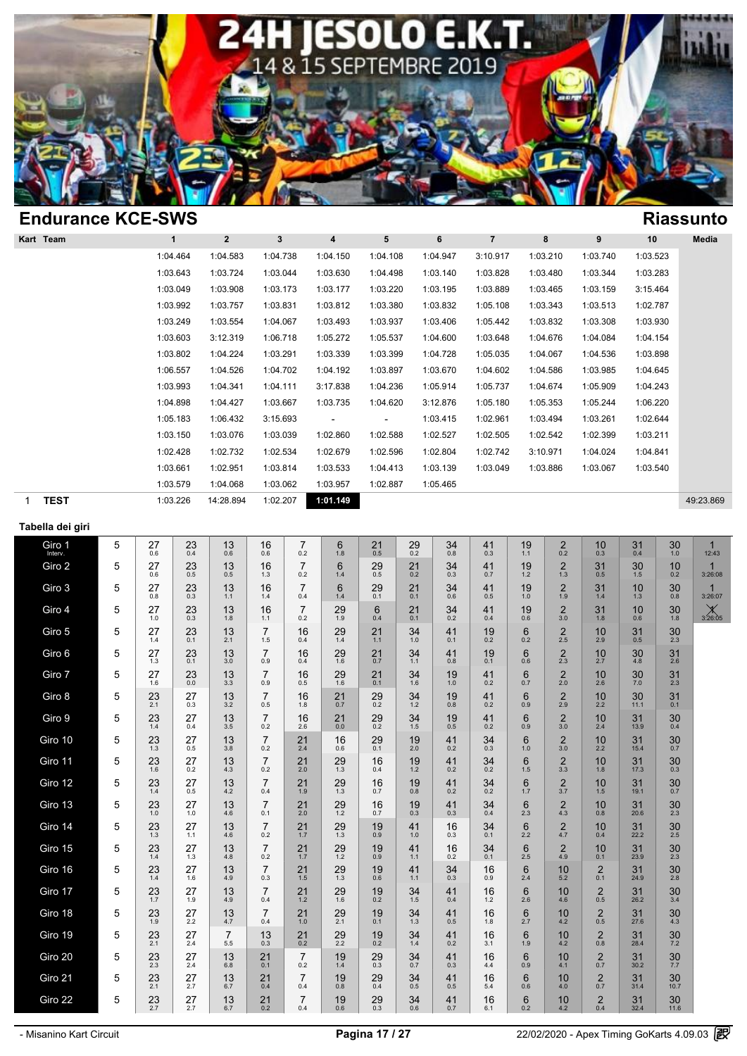# 24H JESOLO E.K.T.

14 & 15 SEPTEMBRE 2019

## Endurance KCE-SWS

**Riassunto**

| Kart | Team | 1 | 2 | 3 | 4 | 5 | 6 | 7 | 8 | 9 | 10 | Media |
|---|---|---|---|---|---|---|---|---|---|---|---|---|
| | | 1:04.464 | 1:04.583 | 1:04.738 | 1:04.150 | 1:04.108 | 1:04.947 | 3:10.917 | 1:03.210 | 1:03.740 | 1:03.523 | |
| | | 1:03.643 | 1:03.724 | 1:03.044 | 1:03.630 | 1:04.498 | 1:03.140 | 1:03.828 | 1:03.480 | 1:03.344 | 1:03.283 | |
| | | 1:03.049 | 1:03.908 | 1:03.173 | 1:03.177 | 1:03.220 | 1:03.195 | 1:03.889 | 1:03.465 | 1:03.159 | 3:15.464 | |
| | | 1:03.992 | 1:03.757 | 1:03.831 | 1:03.812 | 1:03.380 | 1:03.832 | 1:05.108 | 1:03.343 | 1:03.513 | 1:02.787 | |
| | | 1:03.249 | 1:03.554 | 1:04.067 | 1:03.493 | 1:03.937 | 1:03.406 | 1:05.442 | 1:03.832 | 1:03.308 | 1:03.930 | |
| | | 1:03.603 | 3:12.319 | 1:06.718 | 1:05.272 | 1:05.537 | 1:04.600 | 1:03.648 | 1:04.676 | 1:04.084 | 1:04.154 | |
| | | 1:03.802 | 1:04.224 | 1:03.291 | 1:03.339 | 1:03.399 | 1:04.728 | 1:05.035 | 1:04.067 | 1:04.536 | 1:03.898 | |
| | | 1:06.557 | 1:04.526 | 1:04.702 | 1:04.192 | 1:03.897 | 1:03.670 | 1:04.602 | 1:04.586 | 1:03.985 | 1:04.645 | |
| | | 1:03.993 | 1:04.341 | 1:04.111 | 3:17.838 | 1:04.236 | 1:05.914 | 1:05.737 | 1:04.674 | 1:05.909 | 1:04.243 | |
| | | 1:04.898 | 1:04.427 | 1:03.667 | 1:03.735 | 1:04.620 | 3:12.876 | 1:05.180 | 1:05.353 | 1:05.244 | 1:06.220 | |
| | | 1:05.183 | 1:06.432 | 3:15.693 | - | - | 1:03.415 | 1:02.961 | 1:03.494 | 1:03.261 | 1:02.644 | |
| | | 1:03.150 | 1:03.076 | 1:03.039 | 1:02.860 | 1:02.588 | 1:02.527 | 1:02.505 | 1:02.542 | 1:02.399 | 1:03.211 | |
| | | 1:02.428 | 1:02.732 | 1:02.534 | 1:02.679 | 1:02.596 | 1:02.804 | 1:02.742 | 3:10.971 | 1:04.024 | 1:04.841 | |
| | | 1:03.661 | 1:02.951 | 1:03.814 | 1:03.533 | 1:04.413 | 1:03.139 | 1:03.049 | 1:03.886 | 1:03.067 | 1:03.540 | |
| | | 1:03.579 | 1:04.068 | 1:03.062 | 1:03.957 | 1:02.887 | 1:05.465 | | | | | |
| 1 | **TEST** | 1:03.226 | 14:28.894 | 1:02.207 | **1:01.149** | | | | | | | 49:23.869 |

### Tabella dei giri

| Giro | | | | | | | | | | | | | | | | |
|---|---|---|---|---|---|---|---|---|---|---|---|---|---|---|---|---|
| Giro 1 Interv. | 5 | 27 0.6 | 23 0.4 | 13 0.6 | 16 0.6 | 7 0.2 | 6 1.8 | 21 0.5 | 29 0.2 | 34 0.8 | 41 0.3 | 19 1.1 | 2 0.2 | 10 0.3 | 31 0.4 | 30 1.0 | 1 12:43 |
| Giro 2 | 5 | 27 0.6 | 23 0.5 | 13 0.5 | 16 1.3 | 7 0.2 | 6 1.4 | 29 0.5 | 21 0.2 | 34 0.3 | 41 0.7 | 19 1.2 | 2 1.3 | 31 0.5 | 30 1.5 | 10 0.2 | 1 3:26:08 |
| Giro 3 | 5 | 27 0.8 | 23 0.3 | 13 1.1 | 16 1.4 | 7 0.4 | 6 1.4 | 29 0.1 | 21 0.1 | 34 0.6 | 41 0.5 | 19 1.0 | 2 1.9 | 31 1.4 | 10 1.3 | 30 0.8 | 1 3:26:07 |
| Giro 4 | 5 | 27 1.0 | 23 0.3 | 13 1.8 | 16 1.1 | 7 0.2 | 29 1.9 | 6 0.4 | 21 0.1 | 34 0.2 | 41 0.4 | 19 0.6 | 2 3.0 | 31 1.8 | 10 0.6 | 30 1.8 | X 3:26:05 |
| Giro 5 | 5 | 27 1.4 | 23 0.1 | 13 2.1 | 7 1.5 | 16 0.4 | 29 1.4 | 21 1.1 | 34 1.0 | 41 0.1 | 19 0.2 | 6 0.2 | 2 2.5 | 10 2.9 | 31 0.5 | 30 2.3 | |
| Giro 6 | 5 | 27 1.3 | 23 0.1 | 13 3.0 | 7 0.9 | 16 0.4 | 29 1.6 | 21 0.7 | 34 1.1 | 41 0.8 | 19 0.1 | 6 0.6 | 2 2.3 | 10 2.7 | 30 4.8 | 31 2.6 | |
| Giro 7 | 5 | 27 1.6 | 23 0.0 | 13 3.3 | 7 0.9 | 16 0.5 | 29 1.6 | 21 0.1 | 34 1.6 | 19 1.0 | 41 0.2 | 6 0.7 | 2 2.0 | 10 2.6 | 30 7.0 | 31 2.3 | |
| Giro 8 | 5 | 23 2.1 | 27 0.3 | 13 3.2 | 7 0.5 | 16 1.8 | 21 0.7 | 29 0.2 | 34 1.2 | 19 0.8 | 41 0.2 | 6 0.9 | 2 2.9 | 10 2.2 | 30 11.1 | 31 0.1 | |
| Giro 9 | 5 | 23 1.4 | 27 0.4 | 13 3.5 | 7 0.2 | 16 2.6 | 21 0.0 | 29 0.2 | 34 1.5 | 19 0.5 | 41 0.2 | 6 0.9 | 2 3.0 | 10 2.4 | 31 13.9 | 30 0.4 | |
| Giro 10 | 5 | 23 1.3 | 27 0.5 | 13 3.8 | 7 0.2 | 21 2.4 | 16 0.6 | 29 0.1 | 19 2.0 | 41 0.2 | 34 0.3 | 6 1.0 | 2 3.0 | 10 2.2 | 31 15.4 | 30 0.7 | |
| Giro 11 | 5 | 23 1.6 | 27 0.2 | 13 4.3 | 7 0.2 | 21 2.0 | 29 1.3 | 16 0.4 | 19 1.2 | 41 0.2 | 34 0.2 | 6 1.5 | 2 3.3 | 10 1.8 | 31 17.3 | 30 0.3 | |
| Giro 12 | 5 | 23 1.4 | 27 0.5 | 13 4.2 | 7 0.4 | 21 1.9 | 29 1.3 | 16 0.7 | 19 0.8 | 41 0.2 | 34 0.2 | 6 1.7 | 2 3.7 | 10 1.5 | 31 19.1 | 30 0.7 | |
| Giro 13 | 5 | 23 1.0 | 27 1.0 | 13 4.6 | 7 0.1 | 21 2.0 | 29 1.2 | 16 0.7 | 19 0.3 | 41 0.3 | 34 0.4 | 6 2.3 | 2 4.3 | 10 0.8 | 31 20.6 | 30 2.3 | |
| Giro 14 | 5 | 23 1.3 | 27 1.1 | 13 4.6 | 7 0.2 | 21 1.7 | 29 1.3 | 19 0.9 | 41 1.0 | 16 0.3 | 34 0.1 | 6 2.2 | 2 4.7 | 10 0.4 | 31 22.2 | 30 2.5 | |
| Giro 15 | 5 | 23 1.4 | 27 1.3 | 13 4.8 | 7 0.2 | 21 1.7 | 29 1.2 | 19 0.9 | 41 1.1 | 16 0.2 | 34 0.1 | 6 2.5 | 2 4.9 | 10 0.1 | 31 23.9 | 30 2.3 | |
| Giro 16 | 5 | 23 1.4 | 27 1.6 | 13 4.9 | 7 0.3 | 21 1.5 | 29 1.3 | 19 0.6 | 41 1.1 | 34 0.3 | 16 0.9 | 6 2.4 | 10 5.2 | 2 0.1 | 31 24.9 | 30 2.8 | |
| Giro 17 | 5 | 23 1.7 | 27 1.9 | 13 4.9 | 7 0.4 | 21 1.2 | 29 1.6 | 19 0.2 | 34 1.5 | 41 0.4 | 16 1.2 | 6 2.6 | 10 4.6 | 2 0.5 | 31 26.2 | 30 3.4 | |
| Giro 18 | 5 | 23 1.9 | 27 2.2 | 13 4.7 | 7 0.4 | 21 1.0 | 29 2.1 | 19 0.1 | 34 1.3 | 41 0.5 | 16 1.8 | 6 2.7 | 10 4.2 | 2 0.5 | 31 27.6 | 30 4.3 | |
| Giro 19 | 5 | 23 2.1 | 27 2.4 | 7 5.5 | 13 0.3 | 21 0.2 | 29 2.2 | 19 0.2 | 34 1.4 | 41 0.2 | 16 3.1 | 6 1.9 | 10 4.2 | 2 0.8 | 31 28.4 | 30 7.2 | |
| Giro 20 | 5 | 23 2.3 | 27 2.4 | 13 6.8 | 21 0.1 | 7 0.2 | 19 1.4 | 29 0.3 | 34 0.7 | 41 0.3 | 16 4.4 | 6 0.9 | 10 4.1 | 2 0.7 | 31 30.2 | 30 7.7 | |
| Giro 21 | 5 | 23 2.1 | 27 2.7 | 13 6.7 | 21 0.4 | 7 0.4 | 19 0.8 | 29 0.4 | 34 0.5 | 41 0.5 | 16 5.4 | 6 0.6 | 10 4.0 | 2 0.7 | 31 31.4 | 30 10.7 | |
| Giro 22 | 5 | 23 2.7 | 27 2.7 | 13 6.7 | 21 0.2 | 7 0.4 | 19 0.6 | 29 0.3 | 34 0.6 | 41 0.7 | 16 6.1 | 6 0.2 | 10 4.2 | 2 0.4 | 31 32.4 | 30 11.6 | |

- Misanino Kart Circuit

22/02/2020 - Apex Timing GoKarts 4.09.03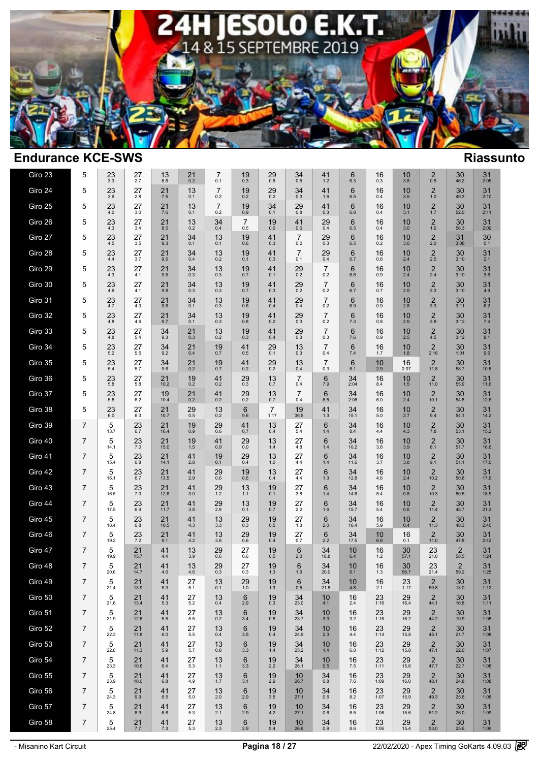# 24H JESOLO E.K.T.

14 & 15 SEPTEMBRE 2019

## Endurance KCE-SWS

## Riassunto

| Giro | | | | | | | | | | | | | | | | |
|---|---|---|---|---|---|---|---|---|---|---|---|---|---|---|---|---|
| Giro 23 | 5 | 23 3.3 | 27 2.7 | 13 6.8 | 21 0.2 | 7 0.1 | 19 0.3 | 29 0.6 | 34 0.5 | 41 1.2 | 6 6.3 | 16 0.3 | 10 3.8 | 2 0.5 | 30 46.2 | 31 2:05 |
| Giro 24 | 5 | 23 3.6 | 27 2.8 | 21 7.5 | 13 0.1 | 7 0.2 | 19 0.2 | 29 0.2 | 34 0.3 | 41 1.6 | 6 6.5 | 16 0.4 | 10 3.5 | 2 1.0 | 30 49.3 | 31 2:10 |
| Giro 25 | 5 | 23 4.0 | 27 3.0 | 21 7.6 | 13 0.1 | 7 0.2 | 19 0.9 | 34 0.1 | 29 0.8 | 41 0.3 | 6 6.8 | 16 0.4 | 10 3.1 | 2 1.7 | 30 52.0 | 31 2:11 |
| Giro 26 | 5 | 23 4.3 | 27 3.4 | 21 8.5 | 13 0.2 | 34 0.4 | 7 0.5 | 19 0.0 | 41 0.6 | 29 0.4 | 6 6.5 | 16 0.4 | 10 3.0 | 2 1.6 | 30 56.3 | 31 2:09 |
| Giro 27 | 5 | 23 4.5 | 27 3.5 | 21 9.3 | 34 0.1 | 13 0.1 | 19 0.6 | 41 0.3 | 7 0.2 | 29 0.3 | 6 6.5 | 16 0.2 | 10 3.0 | 2 2.0 | 31 3:08 | 30 0.1 |
| Giro 28 | 5 | 23 4.4 | 27 3.7 | 21 9.6 | 34 0.4 | 13 0.2 | 19 0.1 | 41 0.3 | 7 0.1 | 29 0.4 | 6 6.7 | 16 0.8 | 10 2.4 | 2 2.5 | 30 3:10 | 31 2.1 |
| Giro 29 | 5 | 23 4.3 | 27 4.1 | 21 9.5 | 34 0.3 | 13 0.3 | 19 0.7 | 41 0.1 | 29 0.2 | 7 0.2 | 6 6.6 | 16 0.9 | 10 2.4 | 2 2.4 | 30 3:10 | 31 3.6 |
| Giro 30 | 5 | 23 4.6 | 27 4.1 | 21 9.8 | 34 0.3 | 13 0.3 | 19 0.7 | 41 0.3 | 29 0.2 | 7 0.2 | 6 6.7 | 16 0.7 | 10 2.9 | 2 3.3 | 30 3:10 | 31 4.9 |
| Giro 31 | 5 | 23 4.7 | 27 4.3 | 21 9.8 | 34 0.1 | 13 0.3 | 19 0.6 | 41 0.4 | 29 0.4 | 7 0.2 | 6 6.9 | 16 0.9 | 10 2.8 | 2 3.3 | 30 3:11 | 31 6.2 |
| Giro 32 | 5 | 23 4.8 | 27 4.6 | 21 9.7 | 34 0.1 | 13 0.3 | 19 0.8 | 41 0.2 | 29 0.3 | 7 0.2 | 6 7.3 | 16 0.8 | 10 2.9 | 2 3.8 | 30 3:12 | 31 7.4 |
| Giro 33 | 5 | 23 4.8 | 27 5.4 | 34 9.3 | 21 0.3 | 13 0.2 | 19 0.3 | 41 0.4 | 29 0.3 | 7 0.3 | 6 7.6 | 16 0.9 | 10 2.5 | 2 4.5 | 30 3:12 | 31 8.1 |
| Giro 34 | 5 | 23 5.2 | 27 5.5 | 34 9.2 | 21 0.4 | 19 0.7 | 41 0.5 | 29 0.1 | 13 0.3 | 7 0.4 | 6 7.4 | 16 1.7 | 10 1.8 | 2 2:16 | 30 1:01 | 31 9.6 |
| Giro 35 | 5 | 23 5.4 | 27 5.7 | 34 9.6 | 21 0.2 | 19 0.7 | 41 0.2 | 29 0.2 | 13 0.4 | 7 0.3 | 6 8.1 | 10 2.9 | 16 2:07 | 2 11.8 | 30 58.7 | 31 10.6 |
| Giro 36 | 5 | 23 5.8 | 27 5.8 | 21 10.2 | 19 0.2 | 41 0.2 | 29 0.3 | 13 0.7 | 7 0.4 | 6 7.9 | 34 2:04 | 16 8.4 | 10 1.5 | 2 11.0 | 30 55.9 | 31 11.6 |
| Giro 37 | 5 | 23 5.8 | 27 6.2 | 19 10.4 | 21 0.2 | 41 0.2 | 29 0.2 | 13 0.7 | 7 0.4 | 6 8.5 | 34 2:08 | 16 6.0 | 10 2.4 | 2 10.1 | 30 54.8 | 31 12.6 |
| Giro 38 | 5 | 23 6.0 | 27 6.3 | 21 10.7 | 29 0.5 | 13 0.2 | 6 9.6 | 7 1:17 | 19 36.5 | 41 1.3 | 34 15.1 | 16 5.0 | 10 2.7 | 2 9.4 | 30 54.1 | 31 14.2 |
| Giro 39 | 7 | 5 13.7 | 23 6.7 | 21 16.4 | 19 0.9 | 29 0.6 | 41 0.7 | 13 0.4 | 27 5.4 | 6 1.4 | 34 8.4 | 16 4.4 | 10 4.3 | 2 7.8 | 30 53.1 | 31 15.2 |
| Giro 40 | 7 | 5 14.1 | 23 7.0 | 21 15.0 | 19 1.5 | 41 0.9 | 29 0.0 | 13 1.4 | 27 4.8 | 6 1.4 | 34 10.2 | 16 3.8 | 10 3.9 | 2 8.1 | 30 51.7 | 31 16.6 |
| Giro 41 | 7 | 5 15.4 | 23 6.8 | 21 14.1 | 41 2.8 | 19 0.1 | 29 0.4 | 13 1.0 | 27 4.4 | 6 1.4 | 34 11.6 | 16 3.7 | 10 3.8 | 2 9.1 | 30 51.1 | 31 17.0 |
| Giro 42 | 7 | 5 16.1 | 23 6.7 | 21 13.5 | 41 2.9 | 29 0.6 | 19 0.6 | 13 0.4 | 27 4.4 | 6 1.3 | 34 12.8 | 16 4.6 | 10 2.4 | 2 10.2 | 30 50.8 | 31 17.6 |
| Giro 43 | 7 | 5 16.5 | 23 7.0 | 21 12.6 | 41 3.0 | 29 1.2 | 13 1.1 | 19 0.1 | 27 3.8 | 6 1.4 | 34 14.6 | 16 5.4 | 10 0.8 | 2 10.3 | 30 50.5 | 31 18.9 |
| Giro 44 | 7 | 5 17.5 | 23 6.9 | 21 11.7 | 41 3.8 | 29 2.8 | 13 0.1 | 19 0.7 | 27 2.2 | 6 1.6 | 34 15.7 | 16 5.4 | 10 0.6 | 2 11.4 | 30 48.7 | 31 21.3 |
| Giro 45 | 7 | 5 18.4 | 23 6.8 | 21 10.5 | 41 4.3 | 13 3.3 | 29 0.3 | 19 0.5 | 27 1.3 | 6 2.0 | 34 16.4 | 16 5.9 | 10 0.4 | 2 11.3 | 30 48.3 | 31 2:40 |
| Giro 46 | 7 | 5 19.2 | 23 7.2 | 21 9.1 | 41 4.2 | 13 3.8 | 29 0.6 | 19 0.4 | 27 0.7 | 6 2.2 | 34 17.5 | 10 6.6 | 16 0.1 | 2 11.0 | 30 47.8 | 31 2:42 |
| Giro 47 | 7 | 5 19.9 | 21 15.7 | 41 4.4 | 13 3.9 | 29 0.6 | 27 0.6 | 19 0.5 | 6 2.0 | 34 18.8 | 10 6.4 | 16 1.2 | 30 57.1 | 23 21.0 | 2 58.5 | 31 1:24 |
| Giro 48 | 7 | 5 20.6 | 21 14.7 | 41 4.6 | 13 4.6 | 29 0.3 | 27 0.3 | 19 1.3 | 6 1.6 | 34 20.0 | 10 6.1 | 16 1.3 | 30 56.7 | 23 21.4 | 2 59.2 | 31 1:25 |
| Giro 49 | 7 | 5 21.4 | 21 13.9 | 41 5.3 | 27 5.1 | 13 0.1 | 29 1.0 | 19 1.3 | 6 0.5 | 34 21.8 | 10 4.8 | 16 2.1 | 23 1:17 | 2 59.8 | 30 13.0 | 31 1:12 |
| Giro 50 | 7 | 5 21.6 | 21 13.4 | 41 5.3 | 27 5.2 | 13 0.4 | 6 2.9 | 19 0.3 | 34 23.0 | 10 4.1 | 16 2.4 | 23 1:16 | 29 16.4 | 2 44.1 | 30 16.8 | 31 1:11 |
| Giro 51 | 7 | 5 21.9 | 21 12.6 | 41 5.5 | 27 5.5 | 13 0.2 | 6 3.4 | 19 0.5 | 34 23.7 | 10 3.3 | 16 3.2 | 23 1:15 | 29 16.2 | 2 44.2 | 30 19.9 | 31 1:08 |
| Giro 52 | 7 | 5 22.3 | 21 11.8 | 41 6.0 | 27 5.5 | 13 0.4 | 6 3.5 | 19 0.4 | 34 24.9 | 10 2.3 | 16 4.4 | 23 1:14 | 29 15.8 | 2 45.1 | 30 21.7 | 31 1:08 |
| Giro 53 | 7 | 5 22.8 | 21 11.3 | 41 5.9 | 27 5.7 | 13 0.8 | 6 3.3 | 19 1.4 | 34 25.2 | 10 1.4 | 16 6.0 | 23 1:12 | 29 15.8 | 2 47.1 | 30 22.0 | 31 1:07 |
| Giro 54 | 7 | 5 23.3 | 21 10.6 | 41 6.4 | 27 5.3 | 13 1.1 | 6 3.3 | 19 2.2 | 34 26.1 | 10 0.5 | 16 7.5 | 23 1:11 | 29 15.6 | 2 47.7 | 30 22.7 | 31 1:08 |
| Giro 55 | 7 | 5 23.9 | 21 10.0 | 41 6.8 | 27 4.9 | 13 1.7 | 6 3.1 | 19 2.9 | 10 26.7 | 34 0.8 | 16 7.6 | 23 1:09 | 29 16.0 | 2 48.1 | 30 24.8 | 31 1:08 |
| Giro 56 | 7 | 5 24.3 | 21 9.9 | 41 6.5 | 27 5.0 | 13 2.0 | 6 2.9 | 19 3.5 | 10 27.1 | 34 0.6 | 16 8.2 | 23 1:07 | 29 15.9 | 2 49.3 | 30 25.6 | 31 1:08 |
| Giro 57 | 7 | 5 24.8 | 21 8.9 | 41 6.8 | 27 5.3 | 13 2.1 | 6 2.9 | 19 4.2 | 10 27.1 | 34 0.6 | 16 8.5 | 23 1:06 | 29 15.6 | 2 51.2 | 30 26.0 | 31 1:09 |
| Giro 58 | 7 | 5 25.4 | 21 7.7 | 41 7.3 | 27 5.3 | 13 2.3 | 6 2.9 | 19 5.4 | 10 26.6 | 34 0.9 | 16 8.6 | 23 1:06 | 29 15.4 | 2 53.0 | 30 25.6 | 31 1:09 |

- Misanino Kart Circuit

22/02/2020 - Apex Timing GoKarts 4.09.03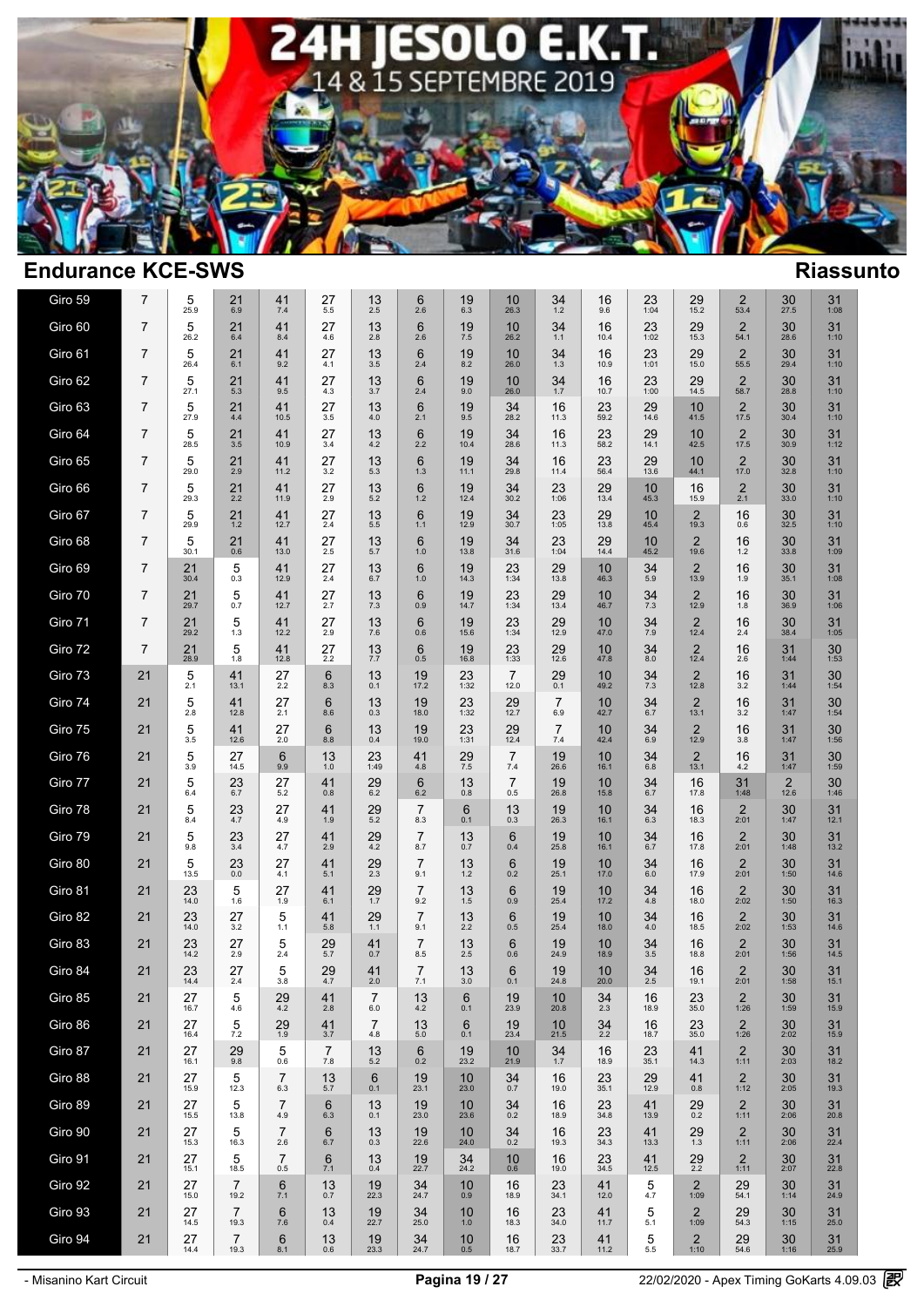# 24H JESOLO E.K.T.

14 & 15 SEPTEMBRE 2019

## Endurance KCE-SWS — Riassunto

| Giro | | | | | | | | | | | | | | | | |
|---|---|---|---|---|---|---|---|---|---|---|---|---|---|---|---|---|
| Giro 59 | 7 | 5 25.9 | 21 6.9 | 41 7.4 | 27 5.5 | 13 2.5 | 6 2.6 | 19 6.3 | 10 26.3 | 34 1.2 | 16 9.6 | 23 1:04 | 29 15.2 | 2 53.4 | 30 27.5 | 31 1:08 |
| Giro 60 | 7 | 5 26.2 | 21 6.4 | 41 8.4 | 27 4.6 | 13 2.8 | 6 2.6 | 19 7.5 | 10 26.2 | 34 1.1 | 16 10.4 | 23 1:02 | 29 15.3 | 2 54.1 | 30 28.6 | 31 1:10 |
| Giro 61 | 7 | 5 26.4 | 21 6.1 | 41 9.2 | 27 4.1 | 13 3.5 | 6 2.4 | 19 8.2 | 10 26.0 | 34 1.3 | 16 10.9 | 23 1:01 | 29 15.0 | 2 55.5 | 30 29.4 | 31 1:10 |
| Giro 62 | 7 | 5 27.1 | 21 5.3 | 41 9.5 | 27 4.3 | 13 3.7 | 6 2.4 | 19 9.0 | 10 26.0 | 34 1.7 | 16 10.7 | 23 1:00 | 29 14.5 | 2 58.7 | 30 28.8 | 31 1:10 |
| Giro 63 | 7 | 5 27.9 | 21 4.4 | 41 10.5 | 27 3.5 | 13 4.0 | 6 2.1 | 19 9.5 | 34 28.2 | 16 11.3 | 23 59.2 | 29 14.6 | 10 41.5 | 2 17.5 | 30 30.4 | 31 1:10 |
| Giro 64 | 7 | 5 28.5 | 21 3.5 | 41 10.9 | 27 3.4 | 13 4.2 | 6 2.2 | 19 10.4 | 34 28.6 | 16 11.3 | 23 58.2 | 29 14.1 | 10 42.5 | 2 17.5 | 30 30.9 | 31 1:12 |
| Giro 65 | 7 | 5 29.0 | 21 2.9 | 41 11.2 | 27 3.2 | 13 5.3 | 6 1.3 | 19 11.1 | 34 29.8 | 16 11.4 | 23 56.4 | 29 13.6 | 10 44.1 | 2 17.0 | 30 32.8 | 31 1:10 |
| Giro 66 | 7 | 5 29.3 | 21 2.2 | 41 11.9 | 27 2.9 | 13 5.2 | 6 1.2 | 19 12.4 | 34 30.2 | 23 1:06 | 29 13.4 | 10 45.3 | 16 15.9 | 2 2.1 | 30 33.0 | 31 1:10 |
| Giro 67 | 7 | 5 29.9 | 21 1.2 | 41 12.7 | 27 2.4 | 13 5.5 | 6 1.1 | 19 12.9 | 34 30.7 | 23 1:05 | 29 13.8 | 10 45.4 | 2 19.3 | 16 0.6 | 30 32.5 | 31 1:10 |
| Giro 68 | 7 | 5 30.1 | 21 0.6 | 41 13.0 | 27 2.5 | 13 5.7 | 6 1.0 | 19 13.8 | 34 31.6 | 23 1:04 | 29 14.4 | 10 45.2 | 2 19.6 | 16 1.2 | 30 33.8 | 31 1:09 |
| Giro 69 | 7 | 21 30.4 | 5 0.3 | 41 12.9 | 27 2.4 | 13 6.7 | 6 1.0 | 19 14.3 | 23 1:34 | 29 13.8 | 10 46.3 | 34 5.9 | 2 13.9 | 16 1.9 | 30 35.1 | 31 1:08 |
| Giro 70 | 7 | 21 29.7 | 5 0.7 | 41 12.7 | 27 2.7 | 13 7.3 | 6 0.9 | 19 14.7 | 23 1:34 | 29 13.4 | 10 46.7 | 34 7.3 | 2 12.9 | 16 1.8 | 30 36.9 | 31 1:06 |
| Giro 71 | 7 | 21 29.2 | 5 1.3 | 41 12.2 | 27 2.9 | 13 7.6 | 6 0.6 | 19 15.6 | 23 1:34 | 29 12.9 | 10 47.0 | 34 7.9 | 2 12.4 | 16 2.4 | 30 38.4 | 31 1:05 |
| Giro 72 | 7 | 21 28.9 | 5 1.8 | 41 12.8 | 27 2.2 | 13 7.7 | 6 0.5 | 19 16.8 | 23 1:33 | 29 12.6 | 10 47.8 | 34 8.0 | 2 12.4 | 16 2.6 | 31 1:44 | 30 1:53 |
| Giro 73 | 21 | 5 2.1 | 41 13.1 | 27 2.2 | 6 8.3 | 13 0.1 | 19 17.2 | 23 1:32 | 7 12.0 | 29 0.1 | 10 49.2 | 34 7.3 | 2 12.8 | 16 3.2 | 31 1:44 | 30 1:54 |
| Giro 74 | 21 | 5 2.8 | 41 12.8 | 27 2.1 | 6 8.6 | 13 0.3 | 19 18.0 | 23 1:32 | 29 12.7 | 7 6.9 | 10 42.7 | 34 6.7 | 2 13.1 | 16 3.2 | 31 1:47 | 30 1:54 |
| Giro 75 | 21 | 5 3.5 | 41 12.6 | 27 2.0 | 6 8.8 | 13 0.4 | 19 19.0 | 23 1:31 | 29 12.4 | 7 7.4 | 10 42.4 | 34 6.9 | 2 12.9 | 16 3.8 | 31 1:47 | 30 1:56 |
| Giro 76 | 21 | 5 3.9 | 27 14.5 | 6 9.9 | 13 1.0 | 23 1:49 | 41 4.8 | 29 7.5 | 7 7.4 | 19 26.6 | 10 16.1 | 34 6.8 | 2 13.1 | 16 4.2 | 31 1:47 | 30 1:59 |
| Giro 77 | 21 | 5 6.4 | 23 6.7 | 27 5.2 | 41 0.8 | 29 6.2 | 6 6.2 | 13 0.8 | 7 0.5 | 19 26.8 | 10 15.8 | 34 6.7 | 16 17.8 | 31 1:48 | 2 12.6 | 30 1:46 |
| Giro 78 | 21 | 5 8.4 | 23 4.7 | 27 4.9 | 41 1.9 | 29 5.2 | 7 8.3 | 6 0.1 | 13 0.3 | 19 26.3 | 10 16.1 | 34 6.3 | 16 18.3 | 2 2:01 | 30 1:47 | 31 12.1 |
| Giro 79 | 21 | 5 9.8 | 23 3.4 | 27 4.7 | 41 2.9 | 29 4.2 | 7 8.7 | 13 0.7 | 6 0.4 | 19 25.8 | 10 16.1 | 34 6.7 | 16 17.8 | 2 2:01 | 30 1:48 | 31 13.2 |
| Giro 80 | 21 | 5 13.5 | 23 0.0 | 27 4.1 | 41 5.1 | 29 2.3 | 7 9.1 | 13 1.2 | 6 0.2 | 19 25.1 | 10 17.0 | 34 6.0 | 16 17.9 | 2 2:01 | 30 1:50 | 31 14.6 |
| Giro 81 | 21 | 23 14.0 | 5 1.6 | 27 1.9 | 41 6.1 | 29 1.7 | 7 9.2 | 13 1.5 | 6 0.9 | 19 25.4 | 10 17.2 | 34 4.8 | 16 18.0 | 2 2:02 | 30 1:50 | 31 16.3 |
| Giro 82 | 21 | 23 14.0 | 27 3.2 | 5 1.1 | 41 5.8 | 29 1.1 | 7 9.1 | 13 2.2 | 6 0.5 | 19 25.4 | 10 18.0 | 34 4.0 | 16 18.5 | 2 2:02 | 30 1:53 | 31 14.6 |
| Giro 83 | 21 | 23 14.2 | 27 2.9 | 5 2.4 | 29 5.7 | 41 0.7 | 7 8.5 | 13 2.5 | 6 0.6 | 19 24.9 | 10 18.9 | 34 3.5 | 16 18.8 | 2 2:01 | 30 1:56 | 31 14.5 |
| Giro 84 | 21 | 23 14.4 | 27 2.4 | 5 3.8 | 29 4.7 | 41 2.0 | 7 7.1 | 13 3.0 | 6 0.1 | 19 24.8 | 10 20.0 | 34 2.5 | 16 19.1 | 2 2:01 | 30 1:58 | 31 15.1 |
| Giro 85 | 21 | 27 16.7 | 5 4.6 | 29 4.2 | 41 2.8 | 7 6.0 | 13 4.2 | 6 0.1 | 19 23.9 | 10 20.8 | 34 2.3 | 16 18.9 | 23 35.0 | 2 1:26 | 30 1:59 | 31 15.9 |
| Giro 86 | 21 | 27 16.4 | 5 7.2 | 29 1.9 | 41 3.7 | 7 4.8 | 13 5.0 | 6 0.1 | 19 23.4 | 10 21.5 | 34 2.2 | 16 18.7 | 23 35.0 | 2 1:26 | 30 2:02 | 31 15.9 |
| Giro 87 | 21 | 27 16.1 | 29 9.8 | 5 0.6 | 7 7.8 | 13 5.2 | 6 0.2 | 19 23.2 | 10 21.9 | 34 1.7 | 16 18.9 | 23 35.1 | 41 14.3 | 2 1:11 | 30 2:03 | 31 18.2 |
| Giro 88 | 21 | 27 15.9 | 5 12.3 | 7 6.3 | 13 5.7 | 6 0.1 | 19 23.1 | 10 23.0 | 34 0.7 | 16 19.0 | 23 35.1 | 29 12.9 | 41 0.8 | 2 1:12 | 30 2:05 | 31 19.3 |
| Giro 89 | 21 | 27 15.5 | 5 13.8 | 7 4.9 | 6 6.3 | 13 0.1 | 19 23.0 | 10 23.6 | 34 0.2 | 16 18.9 | 23 34.8 | 41 13.9 | 29 0.2 | 2 1:11 | 30 2:06 | 31 20.8 |
| Giro 90 | 21 | 27 15.3 | 5 16.3 | 7 2.6 | 6 6.7 | 13 0.3 | 19 22.6 | 10 24.0 | 34 0.2 | 16 19.3 | 23 34.3 | 41 13.3 | 29 1.3 | 2 1:11 | 30 2:06 | 31 22.4 |
| Giro 91 | 21 | 27 15.1 | 5 18.5 | 7 0.5 | 6 7.1 | 13 0.4 | 19 22.7 | 34 24.2 | 10 0.6 | 16 19.0 | 23 34.5 | 41 12.5 | 29 2.2 | 2 1:11 | 30 2:07 | 31 22.8 |
| Giro 92 | 21 | 27 15.0 | 7 19.2 | 6 7.1 | 13 0.7 | 19 22.3 | 34 24.7 | 10 0.9 | 16 18.9 | 23 34.1 | 41 12.0 | 5 4.7 | 2 1:09 | 29 54.1 | 30 1:14 | 31 24.9 |
| Giro 93 | 21 | 27 14.5 | 7 19.3 | 6 7.6 | 13 0.4 | 19 22.7 | 34 25.0 | 10 1.0 | 16 18.3 | 23 34.0 | 41 11.7 | 5 5.1 | 2 1:09 | 29 54.3 | 30 1:15 | 31 25.0 |
| Giro 94 | 21 | 27 14.4 | 7 19.3 | 6 8.1 | 13 0.6 | 19 23.3 | 34 24.7 | 10 0.5 | 16 18.7 | 23 33.7 | 41 11.2 | 5 5.5 | 2 1:10 | 29 54.6 | 30 1:16 | 31 25.9 |

- Misanino Kart Circuit — 22/02/2020 - Apex Timing GoKarts 4.09.03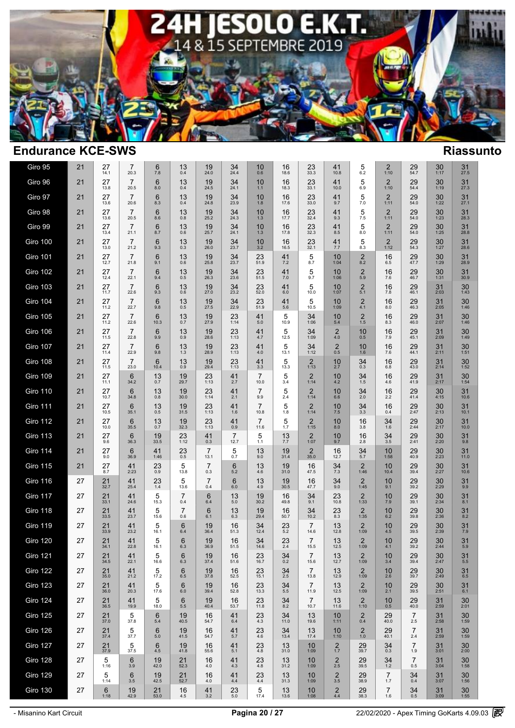# 24H JESOLO E.K.T.

14 & 15 SEPTEMBRE 2019

## Endurance KCE-SWS

## Riassunto

| Giro | | | | | | | | | | | | | | | | |
|---|---|---|---|---|---|---|---|---|---|---|---|---|---|---|---|---|
| Giro 95 | 21 | 27 14.1 | 7 20.3 | 6 7.8 | 13 0.4 | 19 24.0 | 34 24.4 | 10 0.6 | 16 18.6 | 23 33.3 | 41 10.8 | 5 6.2 | 2 1:10 | 29 54.7 | 30 1:17 | 31 27.5 |
| Giro 96 | 21 | 27 13.8 | 7 20.5 | 6 8.0 | 13 0.4 | 19 24.5 | 34 24.1 | 10 1.1 | 16 18.3 | 23 33.1 | 41 10.0 | 5 6.9 | 2 1:10 | 29 54.4 | 30 1:19 | 31 27.3 |
| Giro 97 | 21 | 27 13.6 | 7 20.6 | 6 8.3 | 13 0.4 | 19 24.8 | 34 23.9 | 10 1.8 | 16 17.6 | 23 33.0 | 41 9.7 | 5 7.0 | 2 1:11 | 29 54.0 | 30 1:22 | 31 27.1 |
| Giro 98 | 21 | 27 13.6 | 7 20.5 | 6 8.6 | 13 0.8 | 19 25.2 | 34 24.3 | 10 1.3 | 16 17.7 | 23 32.4 | 41 9.3 | 5 7.5 | 2 1:11 | 29 54.0 | 30 1:23 | 31 28.3 |
| Giro 99 | 21 | 27 13.4 | 7 21.1 | 6 8.7 | 13 0.6 | 19 25.7 | 34 24.1 | 10 1.3 | 16 17.8 | 23 32.3 | 41 8.5 | 5 8.0 | 2 1:11 | 29 54.0 | 30 1:25 | 31 28.8 |
| Giro 100 | 21 | 27 13.0 | 7 21.2 | 6 9.3 | 13 0.3 | 19 26.0 | 34 23.7 | 10 3.2 | 16 16.5 | 23 32.1 | 41 7.7 | 5 8.3 | 2 1:12 | 29 54.3 | 30 1:27 | 31 28.6 |
| Giro 101 | 21 | 27 12.7 | 7 21.8 | 6 9.1 | 13 0.6 | 19 25.8 | 34 23.7 | 23 51.9 | 41 7.2 | 5 8.7 | 10 1:04 | 2 8.2 | 16 6.5 | 29 47.7 | 30 1:29 | 31 28.9 |
| Giro 102 | 21 | 27 12.4 | 7 22.1 | 6 9.4 | 13 0.5 | 19 26.3 | 34 23.6 | 23 51.5 | 41 7.0 | 5 9.7 | 10 1:06 | 2 5.9 | 16 7.6 | 29 46.7 | 30 1:31 | 31 30.9 |
| Giro 103 | 21 | 27 11.7 | 7 22.6 | 6 9.3 | 13 0.6 | 19 27.0 | 34 23.2 | 23 52.0 | 41 6.0 | 5 10.0 | 10 1:07 | 2 5.1 | 16 7.8 | 29 46.1 | 31 2:03 | 30 1:43 |
| Giro 104 | 21 | 27 11.2 | 7 22.7 | 6 9.8 | 13 0.5 | 19 27.5 | 34 22.9 | 23 51.9 | 41 5.6 | 5 10.5 | 10 1:09 | 2 4.1 | 16 8.0 | 29 46.3 | 31 2:05 | 30 1:46 |
| Giro 105 | 21 | 27 11.2 | 7 22.6 | 6 10.3 | 13 0.7 | 19 27.9 | 23 1:14 | 41 5.0 | 5 10.9 | 34 1:06 | 10 5.4 | 2 1.5 | 16 8.3 | 29 46.0 | 31 2:07 | 30 1:46 |
| Giro 106 | 21 | 27 11.5 | 7 22.8 | 6 9.9 | 13 0.9 | 19 28.6 | 23 1:13 | 41 4.7 | 5 12.5 | 34 1:09 | 2 4.0 | 10 0.5 | 16 7.9 | 29 45.1 | 31 2:09 | 30 1:49 |
| Giro 107 | 21 | 27 11.4 | 7 22.9 | 6 9.8 | 13 1.3 | 19 28.9 | 23 1:13 | 41 4.0 | 5 13.1 | 34 1:12 | 2 0.5 | 10 1.6 | 16 7.6 | 29 44.1 | 31 2:11 | 30 1:51 |
| Giro 108 | 21 | 27 11.5 | 7 23.0 | 6 10.4 | 13 0.9 | 19 29.4 | 23 1:13 | 41 3.3 | 5 13.3 | 2 1:13 | 10 2.7 | 34 0.3 | 16 6.8 | 29 43.0 | 31 2:14 | 30 1:52 |
| Giro 109 | 21 | 27 11.1 | 6 34.2 | 13 0.7 | 19 29.7 | 23 1:13 | 41 2.7 | 7 10.0 | 5 3.4 | 2 1:14 | 10 4.2 | 34 1.5 | 16 4.6 | 29 41.9 | 31 2:17 | 30 1:54 |
| Giro 110 | 21 | 27 10.7 | 6 34.8 | 13 0.8 | 19 30.0 | 23 1:14 | 41 2.1 | 7 9.9 | 5 2.4 | 2 1:14 | 10 6.6 | 34 2.0 | 16 2.2 | 29 41.4 | 30 4:15 | 31 10.6 |
| Giro 111 | 21 | 27 10.5 | 6 35.1 | 13 0.5 | 19 31.5 | 23 1:13 | 41 1.6 | 7 10.8 | 5 1.8 | 2 1:14 | 10 7.5 | 34 3.3 | 16 0.4 | 29 2:47 | 30 2:13 | 31 10.1 |
| Giro 112 | 21 | 27 10.0 | 6 35.5 | 13 0.7 | 19 32.3 | 23 1:13 | 41 0.9 | 7 11.6 | 5 1.7 | 2 1:15 | 10 8.0 | 16 3.8 | 34 1.6 | 29 2:44 | 30 2:17 | 31 10.0 |
| Giro 113 | 21 | 27 9.6 | 6 36.3 | 19 33.5 | 23 1:12 | 41 0.3 | 7 12.7 | 5 1.1 | 13 7.7 | 2 1:07 | 10 9.7 | 16 2.8 | 34 3.5 | 29 2:41 | 30 2:20 | 31 9.8 |
| Giro 114 | 21 | 27 9.0 | 6 36.9 | 41 1:46 | 23 0.5 | 7 13.1 | 5 0.7 | 13 9.0 | 19 31.4 | 2 35.0 | 16 12.7 | 34 5.7 | 10 1:58 | 29 40.9 | 30 2:23 | 31 11.0 |
| Giro 115 | 21 | 27 8.7 | 41 2:23 | 23 0.9 | 5 13.8 | 7 0.3 | 6 5.2 | 13 4.6 | 19 31.0 | 16 47.5 | 34 7.3 | 2 1:46 | 10 10.4 | 29 39.4 | 30 2:27 | 31 10.6 |
| Giro 116 | 27 | 21 32.7 | 41 25.4 | 23 1.4 | 5 13.6 | 7 0.4 | 6 6.0 | 13 4.9 | 19 30.5 | 16 47.7 | 34 9.0 | 2 1:45 | 10 9.1 | 29 39.2 | 30 2:29 | 31 9.9 |
| Giro 117 | 27 | 21 33.1 | 41 24.6 | 5 15.3 | 7 0.4 | 6 6.4 | 13 5.0 | 19 30.2 | 16 49.8 | 34 9.1 | 23 10.8 | 2 1:33 | 10 7.9 | 29 39.1 | 30 2:34 | 31 8.1 |
| Giro 118 | 27 | 21 33.5 | 41 23.7 | 5 15.6 | 7 0.6 | 6 6.1 | 13 6.3 | 19 29.4 | 16 50.7 | 34 10.2 | 23 8.3 | 2 1:35 | 10 6.2 | 29 39.8 | 30 2:36 | 31 8.2 |
| Giro 119 | 27 | 21 33.9 | 41 23.2 | 5 16.1 | 6 6.4 | 19 36.4 | 16 51.3 | 34 12.4 | 23 5.2 | 7 14.6 | 13 12.8 | 2 1:09 | 10 4.5 | 29 39.5 | 30 2:39 | 31 7.9 |
| Giro 120 | 27 | 21 34.1 | 41 22.8 | 5 16.1 | 6 6.3 | 19 36.9 | 16 51.5 | 34 14.6 | 23 2.4 | 7 15.5 | 13 12.5 | 2 1:09 | 10 4.1 | 29 39.2 | 30 2:44 | 31 5.9 |
| Giro 121 | 27 | 21 34.5 | 41 22.1 | 5 16.6 | 6 6.3 | 19 37.4 | 16 51.6 | 23 16.7 | 34 0.2 | 7 15.6 | 13 12.7 | 2 1:09 | 10 3.4 | 29 39.4 | 30 2:47 | 31 5.5 |
| Giro 122 | 27 | 21 35.0 | 41 21.2 | 5 17.2 | 6 6.5 | 19 37.8 | 16 52.5 | 23 15.1 | 34 2.5 | 7 13.8 | 13 12.9 | 2 1:09 | 10 2.6 | 29 39.7 | 30 2:49 | 31 6.5 |
| Giro 123 | 27 | 21 36.0 | 41 20.3 | 5 17.6 | 6 6.0 | 19 39.4 | 16 52.8 | 23 13.3 | 34 5.5 | 7 11.9 | 13 12.5 | 2 1:09 | 10 2.1 | 29 39.5 | 30 2:51 | 31 6.1 |
| Giro 124 | 27 | 21 36.5 | 41 19.9 | 5 18.0 | 6 5.5 | 19 40.4 | 16 53.7 | 23 11.8 | 34 8.2 | 7 10.7 | 13 11.6 | 2 1:10 | 10 0.5 | 29 40.0 | 31 2:59 | 30 2:01 |
| Giro 125 | 27 | 21 37.0 | 5 37.8 | 6 5.4 | 19 40.5 | 16 54.7 | 41 6.4 | 23 4.3 | 34 11.0 | 13 19.6 | 10 1:11 | 2 0.4 | 29 40.0 | 7 2.5 | 31 2:58 | 30 1:59 |
| Giro 126 | 27 | 21 37.4 | 5 37.7 | 6 5.0 | 19 41.5 | 16 54.7 | 41 5.7 | 23 4.6 | 34 13.4 | 13 17.4 | 10 1:10 | 2 1.0 | 29 40.1 | 7 2.4 | 31 2:59 | 30 1:59 |
| Giro 127 | 27 | 21 37.9 | 5 37.5 | 6 4.5 | 19 41.8 | 16 55.6 | 41 5.1 | 23 4.8 | 13 31.0 | 10 1:09 | 2 1.7 | 29 39.7 | 34 0.3 | 7 1.9 | 31 3:01 | 30 2:00 |
| Giro 128 | 27 | 5 1:16 | 6 3.9 | 19 42.0 | 21 52.3 | 16 4.0 | 41 4.3 | 23 4.8 | 13 31.2 | 10 1:09 | 2 2.5 | 29 39.5 | 34 1.2 | 7 0.5 | 31 3:04 | 30 1:58 |
| Giro 129 | 27 | 5 1:14 | 6 3.5 | 19 42.5 | 21 52.7 | 16 4.0 | 41 4.4 | 23 4.4 | 13 31.3 | 10 1:09 | 2 3.5 | 29 38.9 | 7 1.7 | 34 0.4 | 31 3:07 | 30 1:56 |
| Giro 130 | 27 | 6 1:18 | 19 42.9 | 21 53.0 | 16 4.5 | 41 3.2 | 23 5.0 | 5 17.4 | 13 13.6 | 10 1:08 | 2 4.4 | 29 38.3 | 7 1.6 | 34 0.5 | 31 3:09 | 30 1:55 |

- Misanino Kart Circuit | 22/02/2020 - Apex Timing GoKarts 4.09.03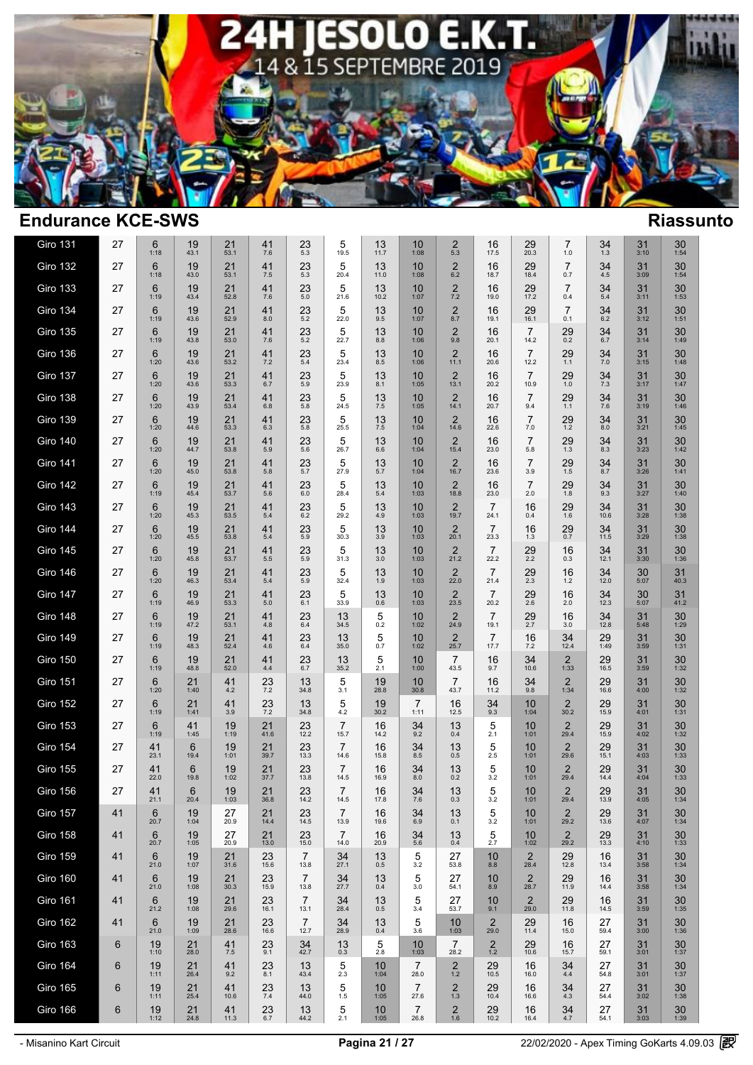# 24H JESOLO E.K.T.

14 & 15 SEPTEMBRE 2019

## Endurance KCE-SWS

## Riassunto

| | | | | | | | | | | | | | | | | |
|---|---|---|---|---|---|---|---|---|---|---|---|---|---|---|---|---|
| Giro 131 | 27 | 6 1:18 | 19 43.1 | 21 53.1 | 41 7.6 | 23 5.3 | 5 19.5 | 13 11.7 | 10 1:08 | 2 5.3 | 16 17.5 | 29 20.3 | 7 1.0 | 34 1.3 | 31 3:10 | 30 1:54 |
| Giro 132 | 27 | 6 1:18 | 19 43.0 | 21 53.1 | 41 7.5 | 23 5.3 | 5 20.4 | 13 11.0 | 10 1:08 | 2 6.2 | 16 18.7 | 29 18.4 | 7 0.7 | 34 4.5 | 31 3:09 | 30 1:54 |
| Giro 133 | 27 | 6 1:19 | 19 43.4 | 21 52.8 | 41 7.6 | 23 5.0 | 5 21.6 | 13 10.2 | 10 1:07 | 2 7.2 | 16 19.0 | 29 17.2 | 7 0.4 | 34 5.4 | 31 3:11 | 30 1:53 |
| Giro 134 | 27 | 6 1:19 | 19 43.6 | 21 52.9 | 41 8.0 | 23 5.2 | 5 22.0 | 13 9.5 | 10 1:07 | 2 8.7 | 16 19.1 | 29 16.1 | 7 0.1 | 34 6.2 | 31 3:12 | 30 1:51 |
| Giro 135 | 27 | 6 1:19 | 19 43.8 | 21 53.0 | 41 7.6 | 23 5.2 | 5 22.7 | 13 8.8 | 10 1:06 | 2 9.8 | 16 20.1 | 7 14.2 | 29 0.2 | 34 6.7 | 31 3:14 | 30 1:49 |
| Giro 136 | 27 | 6 1:20 | 19 43.6 | 21 53.2 | 41 7.2 | 23 5.4 | 5 23.4 | 13 8.5 | 10 1:06 | 2 11.1 | 16 20.6 | 7 12.2 | 29 1.1 | 34 7.0 | 31 3:15 | 30 1:48 |
| Giro 137 | 27 | 6 1:20 | 19 43.6 | 21 53.3 | 41 6.7 | 23 5.9 | 5 23.9 | 13 8.1 | 10 1:05 | 2 13.1 | 16 20.2 | 7 10.9 | 29 1.0 | 34 7.3 | 31 3:17 | 30 1:47 |
| Giro 138 | 27 | 6 1:20 | 19 43.9 | 21 53.4 | 41 6.8 | 23 5.8 | 5 24.5 | 13 7.5 | 10 1:05 | 2 14.1 | 16 20.7 | 7 9.4 | 29 1.1 | 34 7.6 | 31 3:19 | 30 1:46 |
| Giro 139 | 27 | 6 1:20 | 19 44.6 | 21 53.3 | 41 6.3 | 23 5.8 | 5 25.5 | 13 7.5 | 10 1:04 | 2 14.6 | 16 22.6 | 7 7.0 | 29 1.2 | 34 8.0 | 31 3:21 | 30 1:45 |
| Giro 140 | 27 | 6 1:20 | 19 44.7 | 21 53.8 | 41 5.9 | 23 5.6 | 5 26.7 | 13 6.6 | 10 1:04 | 2 15.4 | 16 23.0 | 7 5.8 | 29 1.3 | 34 8.3 | 31 3:23 | 30 1:42 |
| Giro 141 | 27 | 6 1:20 | 19 45.0 | 21 53.8 | 41 5.8 | 23 5.7 | 5 27.9 | 13 5.7 | 10 1:04 | 2 16.7 | 16 23.6 | 7 3.9 | 29 1.5 | 34 8.7 | 31 3:26 | 30 1:41 |
| Giro 142 | 27 | 6 1:19 | 19 45.4 | 21 53.7 | 41 5.6 | 23 6.0 | 5 28.4 | 13 5.4 | 10 1:03 | 2 18.8 | 16 23.0 | 7 2.0 | 29 1.8 | 34 9.3 | 31 3:27 | 30 1:40 |
| Giro 143 | 27 | 6 1:20 | 19 45.3 | 21 53.5 | 41 5.4 | 23 6.2 | 5 29.2 | 13 4.9 | 10 1:03 | 2 19.7 | 7 24.1 | 16 0.4 | 29 1.6 | 34 10.6 | 31 3:28 | 30 1:38 |
| Giro 144 | 27 | 6 1:20 | 19 45.5 | 21 53.8 | 41 5.4 | 23 5.9 | 5 30.3 | 13 3.9 | 10 1:03 | 2 20.1 | 7 23.3 | 16 1.3 | 29 0.7 | 34 11.5 | 31 3:29 | 30 1:38 |
| Giro 145 | 27 | 6 1:20 | 19 45.8 | 21 53.7 | 41 5.5 | 23 5.9 | 5 31.3 | 13 3.0 | 10 1:03 | 2 21.2 | 7 22.2 | 29 2.2 | 16 0.3 | 34 12.1 | 31 3:30 | 30 1:36 |
| Giro 146 | 27 | 6 1:20 | 19 46.3 | 21 53.4 | 41 5.4 | 23 5.9 | 5 32.4 | 13 1.9 | 10 1:03 | 2 22.0 | 7 21.4 | 29 2.3 | 16 1.2 | 34 12.0 | 30 5:07 | 31 40.3 |
| Giro 147 | 27 | 6 1:19 | 19 46.9 | 21 53.3 | 41 5.0 | 23 6.1 | 5 33.9 | 13 0.6 | 10 1:03 | 2 23.5 | 7 20.2 | 29 2.6 | 16 2.0 | 34 12.3 | 30 5:07 | 31 41.2 |
| Giro 148 | 27 | 6 1:19 | 19 47.2 | 21 53.1 | 41 4.8 | 23 6.4 | 13 34.5 | 5 0.2 | 10 1:02 | 2 24.9 | 7 19.1 | 29 2.7 | 16 3.0 | 34 12.8 | 31 5:48 | 30 1:29 |
| Giro 149 | 27 | 6 1:19 | 19 48.3 | 21 52.4 | 41 4.6 | 23 6.4 | 13 35.0 | 5 0.7 | 10 1:02 | 2 25.7 | 7 17.7 | 16 7.2 | 34 12.4 | 29 1:49 | 31 3:59 | 30 1:31 |
| Giro 150 | 27 | 6 1:19 | 19 48.8 | 21 52.0 | 41 4.4 | 23 6.7 | 13 35.2 | 5 2.1 | 10 1:00 | 7 43.5 | 16 9.7 | 34 10.6 | 2 1:33 | 29 16.5 | 31 3:59 | 30 1:32 |
| Giro 151 | 27 | 6 1:20 | 21 1:40 | 41 4.2 | 23 7.2 | 13 34.8 | 5 3.1 | 19 28.8 | 10 30.8 | 7 43.7 | 16 11.2 | 34 9.8 | 2 1:34 | 29 16.6 | 31 4:00 | 30 1:32 |
| Giro 152 | 27 | 6 1:19 | 21 1:41 | 41 3.9 | 23 7.2 | 13 34.8 | 5 4.2 | 19 30.2 | 7 1:11 | 16 12.5 | 34 9.3 | 10 1:04 | 2 30.2 | 29 15.9 | 31 4:01 | 30 1:31 |
| Giro 153 | 27 | 6 1:19 | 41 1:45 | 19 1:19 | 21 41.6 | 23 12.2 | 7 15.7 | 16 14.2 | 34 9.2 | 13 0.4 | 5 2.1 | 10 1:01 | 2 29.4 | 29 15.9 | 31 4:02 | 30 1:32 |
| Giro 154 | 27 | 41 23.1 | 6 19.4 | 19 1:01 | 21 39.7 | 23 13.3 | 7 14.6 | 16 15.8 | 34 8.5 | 13 0.5 | 5 2.5 | 10 1:01 | 2 29.6 | 29 15.1 | 31 4:03 | 30 1:33 |
| Giro 155 | 27 | 41 22.0 | 6 19.8 | 19 1:02 | 21 37.7 | 23 13.8 | 7 14.5 | 16 16.9 | 34 8.0 | 13 0.2 | 5 3.2 | 10 1:01 | 2 29.4 | 29 14.4 | 31 4:04 | 30 1:33 |
| Giro 156 | 27 | 41 21.1 | 6 20.4 | 19 1:03 | 21 36.8 | 23 14.2 | 7 14.5 | 16 17.8 | 34 7.6 | 13 0.3 | 5 3.2 | 10 1:01 | 2 29.4 | 29 13.9 | 31 4:05 | 30 1:34 |
| Giro 157 | 41 | 6 20.7 | 19 1:04 | 27 20.9 | 21 14.4 | 23 14.5 | 7 13.9 | 16 19.6 | 34 6.9 | 13 0.1 | 5 3.2 | 10 1:01 | 2 29.2 | 29 13.6 | 31 4:07 | 30 1:34 |
| Giro 158 | 41 | 6 20.7 | 19 1:05 | 27 20.9 | 21 13.0 | 23 15.0 | 7 14.0 | 16 20.9 | 34 5.6 | 13 0.4 | 5 2.7 | 10 1:02 | 2 29.2 | 29 13.3 | 31 4:10 | 30 1:33 |
| Giro 159 | 41 | 6 21.0 | 19 1:07 | 21 31.6 | 23 15.6 | 7 13.8 | 34 27.1 | 13 0.5 | 5 3.2 | 27 53.8 | 10 8.8 | 2 28.4 | 29 12.8 | 16 13.4 | 31 3:58 | 30 1:34 |
| Giro 160 | 41 | 6 21.0 | 19 1:08 | 21 30.3 | 23 15.9 | 7 13.8 | 34 27.7 | 13 0.4 | 5 3.0 | 27 54.1 | 10 8.9 | 2 28.7 | 29 11.9 | 16 14.4 | 31 3:58 | 30 1:34 |
| Giro 161 | 41 | 6 21.2 | 19 1:08 | 21 29.6 | 23 16.1 | 7 13.1 | 34 28.4 | 13 0.5 | 5 3.4 | 27 53.7 | 10 9.1 | 2 29.0 | 29 11.8 | 16 14.5 | 31 3:59 | 30 1:35 |
| Giro 162 | 41 | 6 21.0 | 19 1:09 | 21 28.6 | 23 16.6 | 7 12.7 | 34 28.9 | 13 0.4 | 5 3.6 | 10 1:03 | 2 29.0 | 29 11.4 | 16 15.0 | 27 59.4 | 31 3:00 | 30 1:36 |
| Giro 163 | 6 | 19 1:10 | 21 28.0 | 41 7.5 | 23 9.1 | 34 42.7 | 13 0.3 | 5 2.8 | 10 1:03 | 7 28.2 | 2 1.2 | 29 10.6 | 16 15.7 | 27 59.1 | 31 3:01 | 30 1:37 |
| Giro 164 | 6 | 19 1:11 | 21 26.4 | 41 9.2 | 23 8.1 | 13 43.4 | 5 2.3 | 10 1:04 | 7 28.0 | 2 1.2 | 29 10.5 | 16 16.0 | 34 4.4 | 27 54.8 | 31 3:01 | 30 1:37 |
| Giro 165 | 6 | 19 1:11 | 21 25.4 | 41 10.6 | 23 7.4 | 13 44.0 | 5 1.5 | 10 1:05 | 7 27.6 | 2 1.3 | 29 10.4 | 16 16.6 | 34 4.3 | 27 54.4 | 31 3:02 | 30 1:38 |
| Giro 166 | 6 | 19 1:12 | 21 24.8 | 41 11.3 | 23 6.7 | 13 44.2 | 5 2.1 | 10 1:05 | 7 26.8 | 2 1.6 | 29 10.2 | 16 16.4 | 34 4.7 | 27 54.1 | 31 3:03 | 30 1:39 |

- Misanino Kart Circuit | 22/02/2020 - Apex Timing GoKarts 4.09.03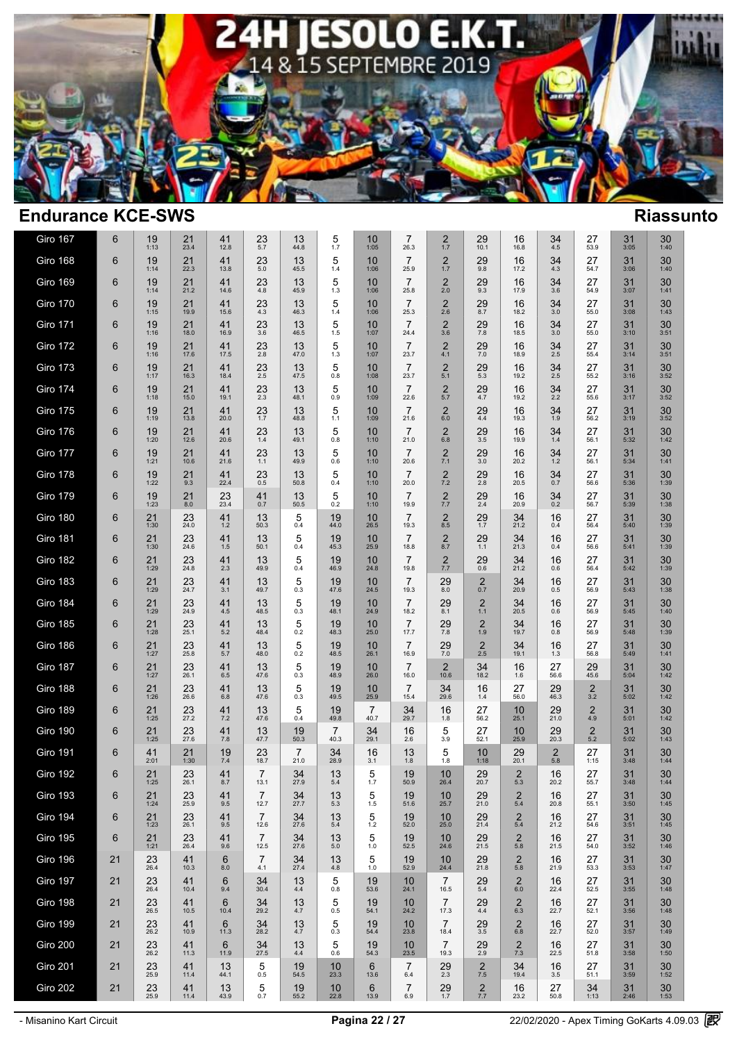# 24H JESOLO E.K.T.

14 & 15 SEPTEMBRE 2019

## Endurance KCE-SWS

## Riassunto

| Giro | | | | | | | | | | | | | | | | |
|---|---|---|---|---|---|---|---|---|---|---|---|---|---|---|---|---|
| Giro 167 | 6 | 19 1:13 | 21 23.4 | 41 12.8 | 23 5.7 | 13 44.8 | 5 1.7 | 10 1:05 | 7 26.3 | 2 1.7 | 29 10.1 | 16 16.8 | 34 4.5 | 27 53.9 | 31 3:05 | 30 1:40 |
| Giro 168 | 6 | 19 1:14 | 21 22.3 | 41 13.8 | 23 5.0 | 13 45.5 | 5 1.4 | 10 1:06 | 7 25.9 | 2 1.7 | 29 9.8 | 16 17.2 | 34 4.3 | 27 54.7 | 31 3:06 | 30 1:40 |
| Giro 169 | 6 | 19 1:14 | 21 21.2 | 41 14.6 | 23 4.8 | 13 45.9 | 5 1.3 | 10 1:06 | 7 25.8 | 2 2.0 | 29 9.3 | 16 17.9 | 34 3.6 | 27 54.9 | 31 3:07 | 30 1:41 |
| Giro 170 | 6 | 19 1:15 | 21 19.9 | 41 15.6 | 23 4.3 | 13 46.3 | 5 1.4 | 10 1:06 | 7 25.3 | 2 2.6 | 29 8.7 | 16 18.2 | 34 3.0 | 27 55.0 | 31 3:08 | 30 1:43 |
| Giro 171 | 6 | 19 1:16 | 21 18.0 | 41 16.9 | 23 3.6 | 13 46.5 | 5 1.5 | 10 1:07 | 7 24.4 | 2 3.6 | 29 7.8 | 16 18.5 | 34 3.0 | 27 55.0 | 31 3:10 | 30 3:51 |
| Giro 172 | 6 | 19 1:16 | 21 17.6 | 41 17.5 | 23 2.8 | 13 47.0 | 5 1.3 | 10 1:07 | 7 23.7 | 2 4.1 | 29 7.0 | 16 18.9 | 34 2.5 | 27 55.4 | 31 3:14 | 30 3:51 |
| Giro 173 | 6 | 19 1:17 | 21 16.3 | 41 18.4 | 23 2.5 | 13 47.5 | 5 0.8 | 10 1:08 | 7 23.7 | 2 5.1 | 29 5.3 | 16 19.2 | 34 2.5 | 27 55.2 | 31 3:16 | 30 3:52 |
| Giro 174 | 6 | 19 1:18 | 21 15.0 | 41 19.1 | 23 2.3 | 13 48.1 | 5 0.9 | 10 1:09 | 7 22.6 | 2 5.7 | 29 4.7 | 16 19.2 | 34 2.2 | 27 55.6 | 31 3:17 | 30 3:52 |
| Giro 175 | 6 | 19 1:19 | 21 13.8 | 41 20.0 | 23 1.7 | 13 48.8 | 5 1.1 | 10 1:09 | 7 21.6 | 2 6.0 | 29 4.4 | 16 19.3 | 34 1.9 | 27 56.2 | 31 3:19 | 30 3:52 |
| Giro 176 | 6 | 19 1:20 | 21 12.6 | 41 20.6 | 23 1.4 | 13 49.1 | 5 0.8 | 10 1:10 | 7 21.0 | 2 6.8 | 29 3.5 | 16 19.9 | 34 1.4 | 27 56.1 | 31 5:32 | 30 1:42 |
| Giro 177 | 6 | 19 1:21 | 21 10.6 | 41 21.6 | 23 1.1 | 13 49.9 | 5 0.6 | 10 1:10 | 7 20.6 | 2 7.1 | 29 3.0 | 16 20.2 | 34 1.2 | 27 56.1 | 31 5:34 | 30 1:41 |
| Giro 178 | 6 | 19 1:22 | 21 9.3 | 41 22.4 | 23 0.5 | 13 50.8 | 5 0.4 | 10 1:10 | 7 20.0 | 2 7.2 | 29 2.8 | 16 20.5 | 34 0.7 | 27 56.6 | 31 5:36 | 30 1:39 |
| Giro 179 | 6 | 19 1:23 | 21 8.0 | 23 23.4 | 41 0.7 | 13 50.5 | 5 0.2 | 10 1:10 | 7 19.9 | 2 7.7 | 29 2.4 | 16 20.9 | 34 0.2 | 27 56.7 | 31 5:39 | 30 1:38 |
| Giro 180 | 6 | 21 1:30 | 23 24.0 | 41 1.2 | 13 50.3 | 5 0.4 | 19 44.0 | 10 26.5 | 7 19.3 | 2 8.5 | 29 1.7 | 34 21.2 | 16 0.4 | 27 56.4 | 31 5:40 | 30 1:39 |
| Giro 181 | 6 | 21 1:30 | 23 24.6 | 41 1.5 | 13 50.1 | 5 0.4 | 19 45.3 | 10 25.9 | 7 18.8 | 2 8.7 | 29 1.1 | 34 21.3 | 16 0.4 | 27 56.6 | 31 5:41 | 30 1:39 |
| Giro 182 | 6 | 21 1:29 | 23 24.8 | 41 2.3 | 13 49.9 | 5 0.4 | 19 46.9 | 10 24.8 | 7 19.8 | 2 7.7 | 29 0.6 | 34 21.2 | 16 0.6 | 27 56.4 | 31 5:42 | 30 1:39 |
| Giro 183 | 6 | 21 1:29 | 23 24.7 | 41 3.1 | 13 49.7 | 5 0.3 | 19 47.6 | 10 24.5 | 7 19.3 | 29 8.0 | 2 0.7 | 34 20.9 | 16 0.5 | 27 56.9 | 31 5:43 | 30 1:38 |
| Giro 184 | 6 | 21 1:29 | 23 24.9 | 41 4.5 | 13 48.5 | 5 0.3 | 19 48.1 | 10 24.9 | 7 18.2 | 29 8.1 | 2 1.1 | 34 20.5 | 16 0.6 | 27 56.9 | 31 5:45 | 30 1:40 |
| Giro 185 | 6 | 21 1:28 | 23 25.1 | 41 5.2 | 13 48.4 | 5 0.2 | 19 48.3 | 10 25.0 | 7 17.7 | 29 7.8 | 2 1.9 | 34 19.7 | 16 0.8 | 27 56.9 | 31 5:48 | 30 1:39 |
| Giro 186 | 6 | 21 1:27 | 23 25.8 | 41 5.7 | 13 48.0 | 5 0.2 | 19 48.5 | 10 26.1 | 7 16.9 | 29 7.0 | 2 2.5 | 34 19.1 | 16 1.3 | 27 56.8 | 31 5:49 | 30 1:41 |
| Giro 187 | 6 | 21 1:27 | 23 26.1 | 41 6.5 | 13 47.6 | 5 0.3 | 19 48.9 | 10 26.0 | 7 16.0 | 2 10.6 | 34 18.2 | 16 1.6 | 27 56.6 | 29 45.6 | 31 5:04 | 30 1:42 |
| Giro 188 | 6 | 21 1:26 | 23 26.6 | 41 6.8 | 13 47.6 | 5 0.3 | 19 49.5 | 10 25.9 | 7 15.4 | 34 29.6 | 16 1.4 | 27 56.0 | 29 46.3 | 2 3.2 | 31 5:02 | 30 1:42 |
| Giro 189 | 6 | 21 1:25 | 23 27.2 | 41 7.2 | 13 47.6 | 5 0.4 | 19 49.8 | 7 40.7 | 34 29.7 | 16 1.8 | 27 56.2 | 10 25.1 | 29 21.0 | 2 4.9 | 31 5:01 | 30 1:42 |
| Giro 190 | 6 | 21 1:25 | 23 27.6 | 41 7.8 | 13 47.7 | 19 50.3 | 7 40.3 | 34 29.1 | 16 2.6 | 5 3.9 | 27 52.1 | 10 25.9 | 29 20.3 | 2 5.2 | 31 5:02 | 30 1:43 |
| Giro 191 | 6 | 41 2:01 | 21 1:30 | 19 7.4 | 23 18.7 | 7 21.0 | 34 28.9 | 16 3.1 | 13 1.8 | 5 1.8 | 10 1:18 | 29 20.1 | 2 5.8 | 27 1:15 | 31 3:48 | 30 1:44 |
| Giro 192 | 6 | 21 1:25 | 23 26.1 | 41 8.7 | 7 13.1 | 34 27.9 | 13 5.4 | 5 1.7 | 19 50.9 | 10 26.4 | 29 20.7 | 2 5.3 | 16 20.2 | 27 55.7 | 31 3:48 | 30 1:44 |
| Giro 193 | 6 | 21 1:24 | 23 25.9 | 41 9.5 | 7 12.7 | 34 27.7 | 13 5.3 | 5 1.5 | 19 51.6 | 10 25.7 | 29 21.0 | 2 5.4 | 16 20.8 | 27 55.1 | 31 3:50 | 30 1:45 |
| Giro 194 | 6 | 21 1:23 | 23 26.1 | 41 9.5 | 7 12.6 | 34 27.6 | 13 5.4 | 5 1.2 | 19 52.0 | 10 25.0 | 29 21.4 | 2 5.4 | 16 21.2 | 27 54.6 | 31 3:51 | 30 1:45 |
| Giro 195 | 6 | 21 1:21 | 23 26.4 | 41 9.6 | 7 12.5 | 34 27.6 | 13 5.0 | 5 1.0 | 19 52.5 | 10 24.6 | 29 21.5 | 2 5.8 | 16 21.5 | 27 54.0 | 31 3:52 | 30 1:46 |
| Giro 196 | 21 | 23 26.4 | 41 10.3 | 6 8.0 | 7 4.1 | 34 27.4 | 13 4.8 | 5 1.0 | 19 52.9 | 10 24.4 | 29 21.8 | 2 5.8 | 16 21.9 | 27 53.3 | 31 3:53 | 30 1:47 |
| Giro 197 | 21 | 23 26.4 | 41 10.4 | 6 9.4 | 34 30.4 | 13 4.4 | 5 0.8 | 19 53.6 | 10 24.1 | 7 16.5 | 29 5.4 | 2 6.0 | 16 22.4 | 27 52.5 | 31 3:55 | 30 1:48 |
| Giro 198 | 21 | 23 26.5 | 41 10.5 | 6 10.4 | 34 29.2 | 13 4.7 | 5 0.5 | 19 54.1 | 10 24.2 | 7 17.3 | 29 4.4 | 2 6.3 | 16 22.7 | 27 52.1 | 31 3:56 | 30 1:48 |
| Giro 199 | 21 | 23 26.2 | 41 10.9 | 6 11.3 | 34 28.2 | 13 4.7 | 5 0.3 | 19 54.4 | 10 23.8 | 7 18.4 | 29 3.5 | 2 6.8 | 16 22.7 | 27 52.0 | 31 3:57 | 30 1:49 |
| Giro 200 | 21 | 23 26.2 | 41 11.3 | 6 11.9 | 34 27.5 | 13 4.4 | 5 0.6 | 19 54.3 | 10 23.5 | 7 19.3 | 29 2.9 | 2 7.3 | 16 22.5 | 27 51.8 | 31 3:58 | 30 1:50 |
| Giro 201 | 21 | 23 25.9 | 41 11.4 | 13 44.1 | 5 0.5 | 19 54.5 | 10 23.3 | 6 13.6 | 7 6.4 | 29 2.3 | 2 7.5 | 34 19.4 | 16 3.5 | 27 51.1 | 31 3:59 | 30 1:52 |
| Giro 202 | 21 | 23 25.9 | 41 11.4 | 13 43.9 | 5 0.7 | 19 55.2 | 10 22.8 | 6 13.9 | 7 6.9 | 29 1.7 | 2 7.7 | 16 23.2 | 27 50.8 | 34 1:13 | 31 2:46 | 30 1:53 |

- Misanino Kart Circuit — Pagina 22 / 27 — 22/02/2020 - Apex Timing GoKarts 4.09.03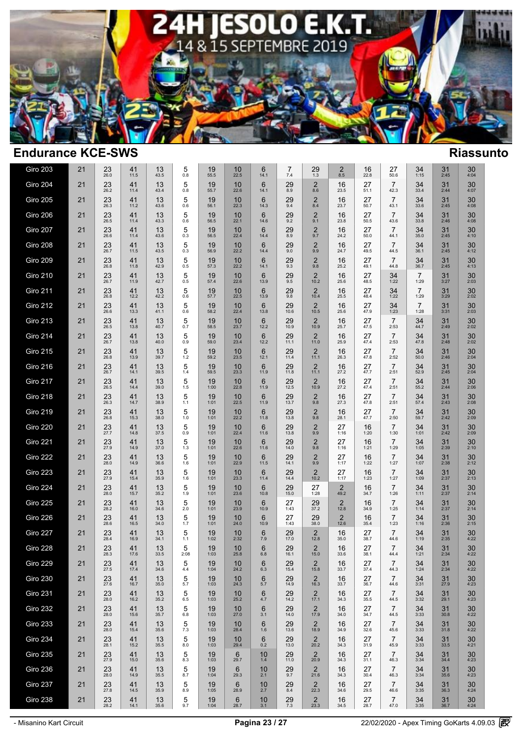# 24H JESOLO E.K.T.

14 & 15 SEPTEMBRE 2019

## Endurance KCE-SWS

## Riassunto

| Giro | | | | | | | | | | | | | | | | |
|---|---|---|---|---|---|---|---|---|---|---|---|---|---|---|---|---|
| Giro 203 | 21 | 23 26.0 | 41 11.5 | 13 43.5 | 5 0.8 | 19 55.5 | 10 22.5 | 6 14.1 | 7 7.4 | 29 1.3 | 2 8.5 | 16 22.8 | 27 50.6 | 34 1:15 | 31 2:45 | 30 4:04 |
| Giro 204 | 21 | 23 26.2 | 41 11.4 | 13 43.4 | 5 0.8 | 19 55.7 | 10 22.6 | 6 14.1 | 29 8.9 | 2 8.6 | 16 23.5 | 27 51.1 | 7 42.3 | 34 33.4 | 31 2:44 | 30 4:07 |
| Giro 205 | 21 | 23 26.3 | 41 11.2 | 13 43.6 | 5 0.6 | 19 56.1 | 10 22.3 | 6 14.3 | 29 9.4 | 2 8.4 | 16 23.7 | 27 50.7 | 7 43.1 | 34 33.6 | 31 2:45 | 30 4:08 |
| Giro 206 | 21 | 23 26.5 | 41 11.4 | 13 43.3 | 5 0.6 | 19 56.5 | 10 22.1 | 6 14.6 | 29 9.2 | 2 9.1 | 16 23.8 | 27 50.5 | 7 43.6 | 34 33.8 | 31 2:46 | 30 4:08 |
| Giro 207 | 21 | 23 26.6 | 41 11.4 | 13 43.6 | 5 0.3 | 19 56.5 | 10 22.4 | 6 14.4 | 29 8.9 | 2 9.7 | 16 24.2 | 27 50.0 | 7 44.1 | 34 35.0 | 31 2:45 | 30 4:10 |
| Giro 208 | 21 | 23 26.7 | 41 11.5 | 13 43.5 | 5 0.3 | 19 56.9 | 10 22.2 | 6 14.4 | 29 9.0 | 2 9.9 | 16 24.7 | 27 49.5 | 7 44.5 | 34 36.1 | 31 2:45 | 30 4:12 |
| Giro 209 | 21 | 23 26.8 | 41 11.8 | 13 42.9 | 5 0.5 | 19 57.3 | 10 22.2 | 6 14.1 | 29 9.3 | 2 9.8 | 16 25.2 | 27 49.1 | 7 44.8 | 34 36.7 | 31 2:45 | 30 4:13 |
| Giro 210 | 21 | 23 26.7 | 41 11.9 | 13 42.7 | 5 0.5 | 19 57.4 | 10 22.6 | 6 13.9 | 29 9.5 | 2 10.2 | 16 25.6 | 27 48.5 | 34 1:22 | 7 1:29 | 31 3:27 | 30 2:03 |
| Giro 211 | 21 | 23 26.8 | 41 12.2 | 13 42.2 | 5 0.6 | 19 57.7 | 10 22.5 | 6 13.9 | 29 9.8 | 2 10.4 | 16 25.5 | 27 48.4 | 34 1:22 | 7 1:29 | 31 3:29 | 30 2:02 |
| Giro 212 | 21 | 23 26.6 | 41 13.3 | 13 41.1 | 5 0.6 | 19 58.2 | 10 22.4 | 6 13.8 | 29 10.6 | 2 10.5 | 16 25.6 | 27 47.9 | 34 1:23 | 7 1:28 | 31 3:31 | 30 2:03 |
| Giro 213 | 21 | 23 26.5 | 41 13.8 | 13 40.7 | 5 0.7 | 19 58.5 | 10 23.7 | 6 12.2 | 29 10.9 | 2 10.9 | 16 25.7 | 27 47.5 | 7 2:53 | 34 44.7 | 31 2:49 | 30 2:02 |
| Giro 214 | 21 | 23 26.7 | 41 13.8 | 13 40.0 | 5 0.9 | 19 59.0 | 10 23.4 | 6 12.2 | 29 11.1 | 2 11.0 | 16 25.9 | 27 47.4 | 7 2:53 | 34 47.8 | 31 2:48 | 30 2:02 |
| Giro 215 | 21 | 23 26.8 | 41 13.9 | 13 39.7 | 5 1.2 | 19 59.2 | 10 23.5 | 6 12.1 | 29 11.4 | 2 11.1 | 16 26.3 | 27 47.8 | 7 2:52 | 34 50.0 | 31 2:46 | 30 2:04 |
| Giro 216 | 21 | 23 26.7 | 41 14.1 | 13 39.5 | 5 1.4 | 19 59.5 | 10 23.3 | 6 11.9 | 29 11.8 | 2 11.1 | 16 27.2 | 27 47.7 | 7 2:51 | 34 52.9 | 31 2:45 | 30 2:04 |
| Giro 217 | 21 | 23 26.5 | 41 14.4 | 13 39.0 | 5 1.5 | 19 1:00 | 10 22.8 | 6 11.9 | 29 12.5 | 2 10.9 | 16 27.2 | 27 47.4 | 7 2:51 | 34 55.2 | 31 2:44 | 30 2:06 |
| Giro 218 | 21 | 23 26.3 | 41 14.7 | 13 38.9 | 5 1.1 | 19 1:01 | 10 22.5 | 6 11.9 | 29 13.7 | 2 9.8 | 16 27.3 | 27 47.8 | 7 2:51 | 34 57.4 | 31 2:43 | 30 2:08 |
| Giro 219 | 21 | 23 26.8 | 41 15.3 | 13 38.0 | 5 1.0 | 19 1:01 | 10 22.2 | 6 11.8 | 29 13.8 | 2 9.8 | 16 28.1 | 27 47.7 | 7 2:50 | 34 59.7 | 31 2:42 | 30 2:09 |
| Giro 220 | 21 | 23 27.7 | 41 14.8 | 13 37.5 | 5 0.9 | 19 1:01 | 10 22.4 | 6 11.6 | 29 13.8 | 2 9.9 | 27 1:16 | 16 1:20 | 7 1:30 | 34 1:01 | 31 2:42 | 30 2:09 |
| Giro 221 | 21 | 23 27.9 | 41 14.9 | 13 37.0 | 5 1.3 | 19 1:01 | 10 22.6 | 6 11.6 | 29 14.0 | 2 9.8 | 27 1:16 | 16 1:21 | 7 1:29 | 34 1:05 | 31 2:39 | 30 2:10 |
| Giro 222 | 21 | 23 28.0 | 41 14.9 | 13 36.6 | 5 1.6 | 19 1:01 | 10 22.9 | 6 11.5 | 29 14.1 | 2 9.9 | 27 1:17 | 16 1:22 | 7 1:27 | 34 1:07 | 31 2:38 | 30 2:12 |
| Giro 223 | 21 | 23 27.9 | 41 15.4 | 13 35.9 | 5 1.6 | 19 1:01 | 10 23.3 | 6 11.4 | 29 14.4 | 2 10.2 | 27 1:17 | 16 1:23 | 7 1:27 | 34 1:09 | 31 2:37 | 30 2:13 |
| Giro 224 | 21 | 23 28.0 | 41 15.7 | 13 35.2 | 5 1.9 | 19 1:01 | 10 23.6 | 6 10.8 | 29 15.0 | 27 1:28 | 2 49.2 | 16 34.7 | 7 1:26 | 34 1:11 | 31 2:37 | 30 2:14 |
| Giro 225 | 21 | 23 28.2 | 41 16.0 | 13 34.6 | 5 2.0 | 19 1:01 | 10 23.9 | 6 10.9 | 27 1:43 | 29 37.2 | 2 12.8 | 16 34.9 | 7 1:25 | 34 1:14 | 31 2:37 | 30 2:14 |
| Giro 226 | 21 | 23 28.6 | 41 16.5 | 13 34.0 | 5 1.7 | 19 1:01 | 10 24.0 | 6 10.9 | 27 1:43 | 29 38.0 | 2 12.6 | 16 35.4 | 7 1:23 | 34 1:16 | 31 2:36 | 30 2:15 |
| Giro 227 | 21 | 23 28.4 | 41 16.9 | 13 34.1 | 5 1.1 | 19 1:02 | 10 2:32 | 6 7.9 | 29 17.0 | 2 12.8 | 16 35.0 | 27 38.7 | 7 44.6 | 34 1:19 | 31 2:35 | 30 4:22 |
| Giro 228 | 21 | 23 28.3 | 41 17.6 | 13 33.5 | 5 2:08 | 19 1:03 | 10 25.8 | 6 6.8 | 29 16.1 | 2 15.0 | 16 33.6 | 27 38.1 | 7 44.4 | 34 1:21 | 31 2:34 | 30 4:22 |
| Giro 229 | 21 | 23 27.5 | 41 17.4 | 13 34.6 | 5 4.4 | 19 1:04 | 10 24.2 | 6 6.3 | 29 15.4 | 2 15.8 | 16 33.7 | 27 37.4 | 7 44.3 | 34 1:24 | 31 2:34 | 30 4:22 |
| Giro 230 | 21 | 23 27.6 | 41 16.7 | 13 35.0 | 5 5.7 | 19 1:03 | 10 24.3 | 6 5.7 | 29 14.9 | 2 16.3 | 16 33.7 | 27 36.7 | 7 44.6 | 34 3:31 | 31 27.9 | 30 4:23 |
| Giro 231 | 21 | 23 28.0 | 41 16.2 | 13 35.2 | 5 6.5 | 19 1:03 | 10 25.2 | 6 4.7 | 29 14.2 | 2 17.1 | 16 34.3 | 27 35.5 | 7 44.5 | 34 3:32 | 31 29.1 | 30 4:23 |
| Giro 232 | 21 | 23 28.0 | 41 15.6 | 13 35.7 | 5 6.8 | 19 1:03 | 10 27.0 | 6 3.1 | 29 14.0 | 2 17.9 | 16 34.0 | 27 34.7 | 7 44.5 | 34 3:33 | 31 30.8 | 30 4:22 |
| Giro 233 | 21 | 23 28.0 | 41 15.4 | 13 35.6 | 5 7.3 | 19 1:03 | 10 28.4 | 6 1.6 | 29 13.6 | 2 18.9 | 16 34.9 | 27 32.6 | 7 45.6 | 34 3:33 | 31 31.8 | 30 4:22 |
| Giro 234 | 21 | 23 28.1 | 41 15.2 | 13 35.5 | 5 8.0 | 19 1:03 | 10 29.4 | 6 0.2 | 29 13.0 | 2 20.2 | 16 34.3 | 27 31.9 | 7 45.9 | 34 3:33 | 31 33.5 | 30 4:21 |
| Giro 235 | 21 | 23 27.9 | 41 15.0 | 13 35.6 | 5 8.3 | 19 1:03 | 6 29.7 | 10 1.4 | 29 11.0 | 2 20.9 | 16 34.3 | 27 31.1 | 7 46.3 | 34 3:34 | 31 34.4 | 30 4:23 |
| Giro 236 | 21 | 23 28.0 | 41 14.9 | 13 35.5 | 5 8.7 | 19 1:04 | 6 29.3 | 10 2.1 | 29 9.7 | 2 21.6 | 16 34.3 | 27 30.4 | 7 46.3 | 34 3:34 | 31 35.6 | 30 4:23 |
| Giro 237 | 21 | 23 27.8 | 41 14.5 | 13 35.9 | 5 8.9 | 19 1:05 | 6 28.9 | 10 2.7 | 29 8.4 | 2 22.3 | 16 34.6 | 27 29.5 | 7 46.6 | 34 3:35 | 31 36.3 | 30 4:24 |
| Giro 238 | 21 | 23 28.2 | 41 14.1 | 13 35.6 | 5 9.7 | 19 1:04 | 6 28.7 | 10 3.1 | 29 7.3 | 2 23.3 | 16 34.5 | 27 28.7 | 7 47.0 | 34 3:35 | 31 36.7 | 30 4:24 |

- Misanino Kart Circuit

22/02/2020 - Apex Timing GoKarts 4.09.03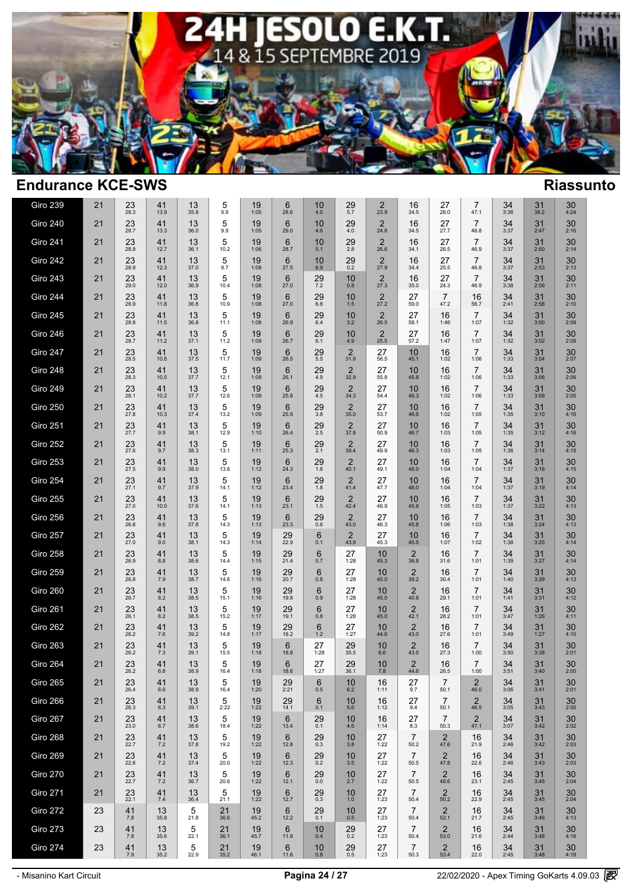# 24H JESOLO E.K.T.
14 & 15 SEPTEMBRE 2019

## Endurance KCE-SWS

## Riassunto

| | | | | | | | | | | | | | | | | |
|---|---|---|---|---|---|---|---|---|---|---|---|---|---|---|---|---|
| Giro 239 | 21 | 23 28.3 | 41 13.9 | 13 35.8 | 5 9.9 | 19 1:05 | 6 28.6 | 10 4.0 | 29 5.7 | 2 23.9 | 16 34.5 | 27 28.0 | 7 47.1 | 34 3:36 | 31 38.2 | 30 4:24 |
| Giro 240 | 21 | 23 28.7 | 41 13.3 | 13 36.0 | 5 9.9 | 19 1:05 | 6 29.0 | 10 4.6 | 29 4.0 | 2 24.8 | 16 34.5 | 27 27.7 | 7 46.8 | 34 3:37 | 31 2:47 | 30 2:16 |
| Giro 241 | 21 | 23 28.9 | 41 12.7 | 13 36.1 | 5 10.2 | 19 1:06 | 6 28.7 | 10 5.1 | 29 2.8 | 2 26.6 | 16 34.1 | 27 26.5 | 7 46.9 | 34 3:37 | 31 2:50 | 30 2:14 |
| Giro 242 | 21 | 23 28.9 | 41 12.3 | 13 37.0 | 5 9.7 | 19 1:08 | 6 27.5 | 10 6.9 | 29 0.2 | 2 27.9 | 16 34.4 | 27 25.5 | 7 46.8 | 34 3:37 | 31 2:53 | 30 2:13 |
| Giro 243 | 21 | 23 29.0 | 41 12.0 | 13 36.9 | 5 10.4 | 19 1:08 | 6 27.0 | 29 7.2 | 10 0.8 | 2 27.3 | 16 35.0 | 27 24.3 | 7 46.9 | 34 3:38 | 31 2:56 | 30 2:11 |
| Giro 244 | 21 | 23 28.9 | 41 11.8 | 13 36.8 | 5 10.9 | 19 1:08 | 6 27.0 | 29 6.8 | 10 1.5 | 2 27.2 | 27 59.0 | 7 47.2 | 16 56.7 | 34 2:41 | 31 2:58 | 30 2:10 |
| Giro 245 | 21 | 23 28.8 | 41 11.5 | 13 36.8 | 5 11.1 | 19 1:08 | 6 26.9 | 29 6.4 | 10 3.2 | 2 26.5 | 27 58.1 | 16 1:46 | 7 1:07 | 34 1:32 | 31 3:00 | 30 2:09 |
| Giro 246 | 21 | 23 28.7 | 41 11.2 | 13 37.1 | 5 11.2 | 19 1:09 | 6 26.7 | 29 6.1 | 10 4.9 | 2 25.5 | 27 57.2 | 16 1:47 | 7 1:07 | 34 1:32 | 31 3:02 | 30 2:08 |
| Giro 247 | 21 | 23 28.5 | 41 10.8 | 13 37.5 | 5 11.7 | 19 1:09 | 6 26.5 | 29 5.5 | 2 31.9 | 27 56.5 | 10 45.1 | 16 1:02 | 7 1:06 | 34 1:33 | 31 3:04 | 30 2:07 |
| Giro 248 | 21 | 23 28.3 | 41 10.5 | 13 37.7 | 5 12.1 | 19 1:09 | 6 26.1 | 29 4.9 | 2 32.9 | 27 55.8 | 10 45.8 | 16 1:02 | 7 1:06 | 34 1:33 | 31 3:06 | 30 2:06 |
| Giro 249 | 21 | 23 28.1 | 41 10.2 | 13 37.7 | 5 12.6 | 19 1:09 | 6 25.8 | 29 4.5 | 2 34.3 | 27 54.4 | 10 46.3 | 16 1:02 | 7 1:06 | 34 1:33 | 31 3:09 | 30 2:05 |
| Giro 250 | 21 | 23 27.8 | 41 10.3 | 13 37.4 | 5 13.2 | 19 1:09 | 6 25.9 | 29 3.8 | 2 35.0 | 27 53.7 | 10 46.6 | 16 1:02 | 7 1:05 | 34 1:35 | 31 3:10 | 30 4:16 |
| Giro 251 | 21 | 23 27.7 | 41 9.9 | 13 38.1 | 5 12.9 | 19 1:10 | 6 26.4 | 29 2.5 | 2 37.8 | 27 50.9 | 10 46.7 | 16 1:03 | 7 1:05 | 34 1:35 | 31 3:12 | 30 4:16 |
| Giro 252 | 21 | 23 27.6 | 41 9.7 | 13 38.3 | 5 13.1 | 19 1:11 | 6 25.3 | 29 2.1 | 2 39.4 | 27 49.9 | 10 46.3 | 16 1:03 | 7 1:05 | 34 1:36 | 31 3:14 | 30 4:15 |
| Giro 253 | 21 | 23 27.5 | 41 9.9 | 13 38.0 | 5 13.8 | 19 1:12 | 6 24.3 | 29 1.8 | 2 40.1 | 27 49.1 | 10 46.0 | 16 1:04 | 7 1:04 | 34 1:37 | 31 3:16 | 30 4:15 |
| Giro 254 | 21 | 23 27.1 | 41 9.7 | 13 37.9 | 5 14.1 | 19 1:12 | 6 23.4 | 29 1.8 | 2 41.4 | 27 47.7 | 10 46.0 | 16 1:04 | 7 1:04 | 34 1:37 | 31 3:19 | 30 4:14 |
| Giro 255 | 21 | 23 27.0 | 41 10.0 | 13 37.6 | 5 14.1 | 19 1:13 | 6 23.1 | 29 1.5 | 2 42.4 | 27 46.9 | 10 45.8 | 16 1:05 | 7 1:03 | 34 1:37 | 31 3:22 | 30 4:13 |
| Giro 256 | 21 | 23 26.8 | 41 9.6 | 13 37.8 | 5 14.3 | 19 1:13 | 6 23.3 | 29 0.6 | 2 43.0 | 27 46.3 | 10 45.8 | 16 1:06 | 7 1:03 | 34 1:38 | 31 3:24 | 30 4:13 |
| Giro 257 | 21 | 23 27.0 | 41 9.0 | 13 38.1 | 5 14.3 | 19 1:14 | 29 22.9 | 6 0.1 | 2 43.9 | 27 45.3 | 10 45.5 | 16 1:07 | 7 1:02 | 34 1:38 | 31 3:25 | 30 4:14 |
| Giro 258 | 21 | 23 26.9 | 41 8.8 | 13 38.6 | 5 14.4 | 19 1:15 | 29 21.4 | 6 0.7 | 27 1:28 | 10 45.3 | 2 36.8 | 16 31.6 | 7 1:01 | 34 1:39 | 31 3:27 | 30 4:14 |
| Giro 259 | 21 | 23 26.8 | 41 7.9 | 13 38.7 | 5 14.6 | 19 1:16 | 29 20.7 | 6 0.8 | 27 1:28 | 10 45.0 | 2 39.2 | 16 30.4 | 7 1:01 | 34 1:40 | 31 3:29 | 30 4:13 |
| Giro 260 | 21 | 23 26.7 | 41 8.2 | 13 38.5 | 5 15.1 | 19 1:16 | 29 19.8 | 6 0.9 | 27 1:28 | 10 45.0 | 2 40.8 | 16 29.1 | 7 1:01 | 34 1:41 | 31 3:31 | 30 4:12 |
| Giro 261 | 21 | 23 26.1 | 41 8.2 | 13 38.5 | 5 15.2 | 19 1:17 | 29 19.1 | 6 0.8 | 27 1:28 | 10 45.0 | 2 42.1 | 16 28.2 | 7 1:01 | 34 3:47 | 31 1:26 | 30 4:11 |
| Giro 262 | 21 | 23 26.2 | 41 7.6 | 13 39.2 | 5 14.8 | 19 1:17 | 29 18.2 | 6 1.2 | 27 1:27 | 10 44.6 | 2 43.0 | 16 27.6 | 7 1:01 | 34 3:49 | 31 1:27 | 30 4:10 |
| Giro 263 | 21 | 23 26.2 | 41 7.3 | 13 39.1 | 5 15.5 | 19 1:18 | 6 18.8 | 27 1:28 | 29 35.5 | 10 8.6 | 2 43.5 | 16 27.3 | 7 1:00 | 34 3:50 | 31 3:38 | 30 2:01 |
| Giro 264 | 21 | 23 26.2 | 41 6.8 | 13 38.9 | 5 16.4 | 19 1:18 | 6 18.6 | 27 1:27 | 29 36.1 | 10 7.8 | 2 44.6 | 16 26.5 | 7 1:00 | 34 3:51 | 31 3:40 | 30 2:00 |
| Giro 265 | 21 | 23 26.4 | 41 6.6 | 13 38.9 | 5 16.4 | 19 1:20 | 29 2:21 | 6 0.5 | 10 6.2 | 16 1:11 | 27 9.7 | 7 50.1 | 2 46.0 | 34 3:06 | 31 3:41 | 30 2:01 |
| Giro 266 | 21 | 23 26.3 | 41 6.3 | 13 39.1 | 5 2:22 | 19 1:22 | 29 14.1 | 6 0.1 | 10 5.6 | 16 1:12 | 27 9.4 | 7 50.1 | 2 46.5 | 34 3:05 | 31 3:43 | 30 2:00 |
| Giro 267 | 21 | 23 23.0 | 41 6.7 | 13 38.6 | 5 18.4 | 19 1:22 | 6 13.4 | 29 0.1 | 10 4.6 | 16 1:14 | 27 8.3 | 7 50.3 | 2 47.1 | 34 3:07 | 31 3:42 | 30 2:02 |
| Giro 268 | 21 | 23 22.7 | 41 7.2 | 13 37.8 | 5 19.2 | 19 1:22 | 6 12.8 | 29 0.3 | 10 3.8 | 27 1:22 | 7 50.2 | 2 47.6 | 16 21.9 | 34 2:46 | 31 3:42 | 30 2:03 |
| Giro 269 | 21 | 23 22.6 | 41 7.2 | 13 37.4 | 5 20.0 | 19 1:22 | 6 12.3 | 29 0.2 | 10 3.5 | 27 1:22 | 7 50.5 | 2 47.8 | 16 22.6 | 34 2:46 | 31 3:43 | 30 2:03 |
| Giro 270 | 21 | 23 22.7 | 41 7.2 | 13 36.7 | 5 20.6 | 19 1:22 | 6 12.1 | 29 0.0 | 10 2.7 | 27 1:22 | 7 50.5 | 2 48.6 | 16 23.1 | 34 2:45 | 31 3:45 | 30 2:04 |
| Giro 271 | 21 | 23 22.1 | 41 7.4 | 13 36.4 | 5 21.1 | 19 1:22 | 6 12.7 | 29 0.3 | 10 1.0 | 27 1:23 | 7 50.4 | 2 50.2 | 16 22.9 | 34 2:45 | 31 3:45 | 30 2:04 |
| Giro 272 | 23 | 41 7.8 | 13 35.8 | 5 21.8 | 21 36.6 | 19 45.2 | 6 12.2 | 29 0.1 | 10 0.5 | 27 1:23 | 7 50.4 | 2 52.1 | 16 21.7 | 34 2:45 | 31 3:46 | 30 4:13 |
| Giro 273 | 23 | 41 7.8 | 13 35.6 | 5 22.1 | 21 36.1 | 19 45.7 | 6 11.9 | 10 0.4 | 29 0.2 | 27 1:23 | 7 50.4 | 2 53.0 | 16 21.6 | 34 2:44 | 31 3:48 | 30 4:16 |
| Giro 274 | 23 | 41 7.9 | 13 35.2 | 5 22.9 | 21 35.2 | 19 46.1 | 6 11.6 | 10 0.8 | 29 0.5 | 27 1:23 | 7 50.3 | 2 53.4 | 16 22.0 | 34 2:45 | 31 3:48 | 30 4:19 |

- Misanino Kart Circuit

22/02/2020 - Apex Timing GoKarts 4.09.03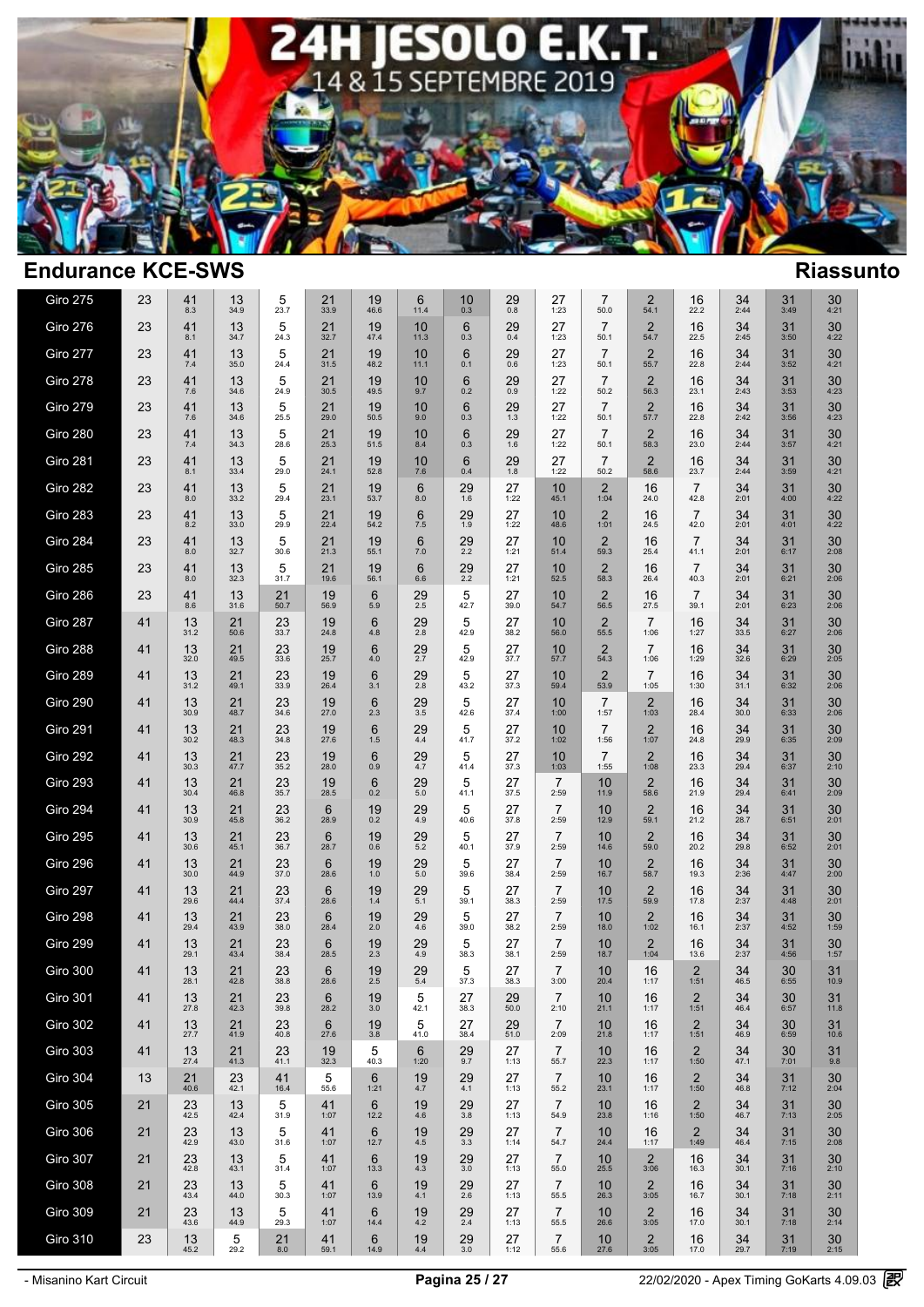# 24H JESOLO E.K.T.

14 & 15 SEPTEMBRE 2019

## Endurance KCE-SWS

## Riassunto

| Giro | | | | | | | | | | | | | | | | |
|---|---|---|---|---|---|---|---|---|---|---|---|---|---|---|---|---|
| Giro 275 | 23 | 41 8.3 | 13 34.9 | 5 23.7 | 21 33.9 | 19 46.6 | 6 11.4 | 10 0.3 | 29 0.8 | 27 1:23 | 7 50.0 | 2 54.1 | 16 22.2 | 34 2:44 | 31 3:49 | 30 4:21 |
| Giro 276 | 23 | 41 8.1 | 13 34.7 | 5 24.3 | 21 32.7 | 19 47.4 | 10 11.3 | 6 0.3 | 29 0.4 | 27 1:23 | 7 50.1 | 2 54.7 | 16 22.5 | 34 2:45 | 31 3:50 | 30 4:22 |
| Giro 277 | 23 | 41 7.4 | 13 35.0 | 5 24.4 | 21 31.5 | 19 48.2 | 10 11.1 | 6 0.1 | 29 0.6 | 27 1:23 | 7 50.1 | 2 55.7 | 16 22.8 | 34 2:44 | 31 3:52 | 30 4:21 |
| Giro 278 | 23 | 41 7.6 | 13 34.6 | 5 24.9 | 21 30.5 | 19 49.5 | 10 9.7 | 6 0.2 | 29 0.9 | 27 1:22 | 7 50.2 | 2 56.3 | 16 23.1 | 34 2:43 | 31 3:53 | 30 4:23 |
| Giro 279 | 23 | 41 7.6 | 13 34.6 | 5 25.5 | 21 29.0 | 19 50.5 | 10 9.0 | 6 0.3 | 29 1.3 | 27 1:22 | 7 50.1 | 2 57.7 | 16 22.8 | 34 2:42 | 31 3:56 | 30 4:23 |
| Giro 280 | 23 | 41 7.4 | 13 34.3 | 5 28.6 | 21 25.3 | 19 51.5 | 10 8.4 | 6 0.3 | 29 1.6 | 27 1:22 | 7 50.1 | 2 58.3 | 16 23.0 | 34 2:44 | 31 3:57 | 30 4:21 |
| Giro 281 | 23 | 41 8.1 | 13 33.4 | 5 29.0 | 21 24.1 | 19 52.8 | 10 7.6 | 6 0.4 | 29 1.8 | 27 1:22 | 7 50.2 | 2 58.6 | 16 23.7 | 34 2:44 | 31 3:59 | 30 4:21 |
| Giro 282 | 23 | 41 8.0 | 13 33.2 | 5 29.4 | 21 23.1 | 19 53.7 | 6 8.0 | 29 1.6 | 27 1:22 | 10 45.1 | 2 1:04 | 16 24.0 | 7 42.8 | 34 2:01 | 31 4:00 | 30 4:22 |
| Giro 283 | 23 | 41 8.2 | 13 33.0 | 5 29.9 | 21 22.4 | 19 54.2 | 6 7.5 | 29 1.9 | 27 1:22 | 10 48.6 | 2 1:01 | 16 24.5 | 7 42.0 | 34 2:01 | 31 4:01 | 30 4:22 |
| Giro 284 | 23 | 41 8.0 | 13 32.7 | 5 30.6 | 21 21.3 | 19 55.1 | 6 7.0 | 29 2.2 | 27 1:21 | 10 51.4 | 2 59.3 | 16 25.4 | 7 41.1 | 34 2:01 | 31 6:17 | 30 2:08 |
| Giro 285 | 23 | 41 8.0 | 13 32.3 | 5 31.7 | 21 19.6 | 19 56.1 | 6 6.6 | 29 2.2 | 27 1:21 | 10 52.5 | 2 58.3 | 16 26.4 | 7 40.3 | 34 2:01 | 31 6:21 | 30 2:06 |
| Giro 286 | 23 | 41 8.6 | 13 31.6 | 21 50.7 | 19 56.9 | 6 5.9 | 29 2.5 | 5 42.7 | 27 39.0 | 10 54.7 | 2 56.5 | 16 27.5 | 7 39.1 | 34 2:01 | 31 6:23 | 30 2:06 |
| Giro 287 | 41 | 13 31.2 | 21 50.6 | 23 33.7 | 19 24.8 | 6 4.8 | 29 2.8 | 5 42.9 | 27 38.2 | 10 56.0 | 2 55.5 | 7 1:06 | 16 1:27 | 34 33.5 | 31 6:27 | 30 2:06 |
| Giro 288 | 41 | 13 32.0 | 21 49.5 | 23 33.6 | 19 25.7 | 6 4.0 | 29 2.7 | 5 42.9 | 27 37.7 | 10 57.7 | 2 54.3 | 7 1:06 | 16 1:29 | 34 32.6 | 31 6:29 | 30 2:05 |
| Giro 289 | 41 | 13 31.2 | 21 49.1 | 23 33.9 | 19 26.4 | 6 3.1 | 29 2.8 | 5 43.2 | 27 37.3 | 10 59.4 | 2 53.9 | 7 1:05 | 16 1:30 | 34 31.1 | 31 6:32 | 30 2:06 |
| Giro 290 | 41 | 13 30.9 | 21 48.7 | 23 34.6 | 19 27.0 | 6 2.3 | 29 3.5 | 5 42.6 | 27 37.4 | 10 1:00 | 7 1:57 | 2 1:03 | 16 28.4 | 34 30.0 | 31 6:33 | 30 2:06 |
| Giro 291 | 41 | 13 30.2 | 21 48.3 | 23 34.8 | 19 27.6 | 6 1.5 | 29 4.4 | 5 41.7 | 27 37.2 | 10 1:02 | 7 1:56 | 2 1:07 | 16 24.8 | 34 29.9 | 31 6:35 | 30 2:09 |
| Giro 292 | 41 | 13 30.3 | 21 47.7 | 23 35.2 | 19 28.0 | 6 0.9 | 29 4.7 | 5 41.4 | 27 37.3 | 10 1:03 | 7 1:55 | 2 1:08 | 16 23.3 | 34 29.4 | 31 6:37 | 30 2:10 |
| Giro 293 | 41 | 13 30.4 | 21 46.8 | 23 35.7 | 19 28.5 | 6 0.2 | 29 5.0 | 5 41.1 | 27 37.5 | 7 2:59 | 10 11.9 | 2 58.6 | 16 21.9 | 34 29.4 | 31 6:41 | 30 2:09 |
| Giro 294 | 41 | 13 30.9 | 21 45.8 | 23 36.2 | 6 28.9 | 19 0.2 | 29 4.9 | 5 40.6 | 27 37.8 | 7 2:59 | 10 12.9 | 2 59.1 | 16 21.2 | 34 28.7 | 31 6:51 | 30 2:01 |
| Giro 295 | 41 | 13 30.6 | 21 45.1 | 23 36.7 | 6 28.7 | 19 0.6 | 29 5.2 | 5 40.1 | 27 37.9 | 7 2:59 | 10 14.6 | 2 59.0 | 16 20.2 | 34 29.8 | 31 6:52 | 30 2:01 |
| Giro 296 | 41 | 13 30.0 | 21 44.9 | 23 37.0 | 6 28.6 | 19 1.0 | 29 5.0 | 5 39.6 | 27 38.4 | 7 2:59 | 10 16.7 | 2 58.7 | 16 19.3 | 34 2:36 | 31 4:47 | 30 2:00 |
| Giro 297 | 41 | 13 29.6 | 21 44.4 | 23 37.4 | 6 28.6 | 19 1.4 | 29 5.1 | 5 39.1 | 27 38.3 | 7 2:59 | 10 17.5 | 2 59.9 | 16 17.8 | 34 2:37 | 31 4:48 | 30 2:01 |
| Giro 298 | 41 | 13 29.4 | 21 43.9 | 23 38.0 | 6 28.4 | 19 2.0 | 29 4.6 | 5 39.0 | 27 38.2 | 7 2:59 | 10 18.0 | 2 1:02 | 16 16.1 | 34 2:37 | 31 4:52 | 30 1:59 |
| Giro 299 | 41 | 13 29.1 | 21 43.4 | 23 38.4 | 6 28.5 | 19 2.3 | 29 4.9 | 5 38.3 | 27 38.1 | 7 2:59 | 10 18.7 | 2 1:04 | 16 13.6 | 34 2:37 | 31 4:56 | 30 1:57 |
| Giro 300 | 41 | 13 28.1 | 21 42.8 | 23 38.8 | 6 28.6 | 19 2.5 | 29 5.4 | 5 37.3 | 27 38.3 | 7 3:00 | 10 20.4 | 16 1:17 | 2 1:51 | 34 46.5 | 30 6:55 | 31 10.9 |
| Giro 301 | 41 | 13 27.8 | 21 42.3 | 23 39.8 | 6 28.2 | 19 3.0 | 5 42.1 | 27 38.3 | 29 50.0 | 7 2:10 | 10 21.1 | 16 1:17 | 2 1:51 | 34 46.4 | 30 6:57 | 31 11.8 |
| Giro 302 | 41 | 13 27.7 | 21 41.9 | 23 40.8 | 6 27.6 | 19 3.8 | 5 41.0 | 27 38.4 | 29 51.0 | 7 2:09 | 10 21.8 | 16 1:17 | 2 1:51 | 34 46.9 | 30 6:59 | 31 10.6 |
| Giro 303 | 41 | 13 27.4 | 21 41.3 | 23 41.1 | 19 32.3 | 5 40.3 | 6 1:20 | 29 9.7 | 27 1:13 | 7 55.7 | 10 22.3 | 16 1:17 | 2 1:50 | 34 47.1 | 30 7:01 | 31 9.8 |
| Giro 304 | 13 | 21 40.6 | 23 42.1 | 41 16.4 | 5 55.6 | 6 1:21 | 19 4.7 | 29 4.1 | 27 1:13 | 7 55.2 | 10 23.1 | 16 1:17 | 2 1:50 | 34 46.8 | 31 7:12 | 30 2:04 |
| Giro 305 | 21 | 23 42.5 | 13 42.4 | 5 31.9 | 41 1:07 | 6 12.2 | 19 4.6 | 29 3.8 | 27 1:13 | 7 54.9 | 10 23.8 | 16 1:16 | 2 1:50 | 34 46.7 | 31 7:13 | 30 2:05 |
| Giro 306 | 21 | 23 42.9 | 13 43.0 | 5 31.6 | 41 1:07 | 6 12.7 | 19 4.5 | 29 3.3 | 27 1:14 | 7 54.7 | 10 24.4 | 16 1:17 | 2 1:49 | 34 46.4 | 31 7:15 | 30 2:08 |
| Giro 307 | 21 | 23 42.8 | 13 43.1 | 5 31.4 | 41 1:07 | 6 13.3 | 19 4.3 | 29 3.0 | 27 1:13 | 7 55.0 | 10 25.5 | 2 3:06 | 16 16.3 | 34 30.1 | 31 7:16 | 30 2:10 |
| Giro 308 | 21 | 23 43.4 | 13 44.0 | 5 30.3 | 41 1:07 | 6 13.9 | 19 4.1 | 29 2.6 | 27 1:13 | 7 55.5 | 10 26.3 | 2 3:05 | 16 16.7 | 34 30.1 | 31 7:18 | 30 2:11 |
| Giro 309 | 21 | 23 43.6 | 13 44.9 | 5 29.3 | 41 1:07 | 6 14.4 | 19 4.2 | 29 2.4 | 27 1:13 | 7 55.5 | 10 26.6 | 2 3:05 | 16 17.0 | 34 30.1 | 31 7:18 | 30 2:14 |
| Giro 310 | 23 | 13 45.2 | 5 29.2 | 21 8.0 | 41 59.1 | 6 14.9 | 19 4.4 | 29 3.0 | 27 1:12 | 7 55.6 | 10 27.6 | 2 3:05 | 16 17.0 | 34 29.7 | 31 7:19 | 30 2:15 |

- Misanino Kart Circuit

22/02/2020 - Apex Timing GoKarts 4.09.03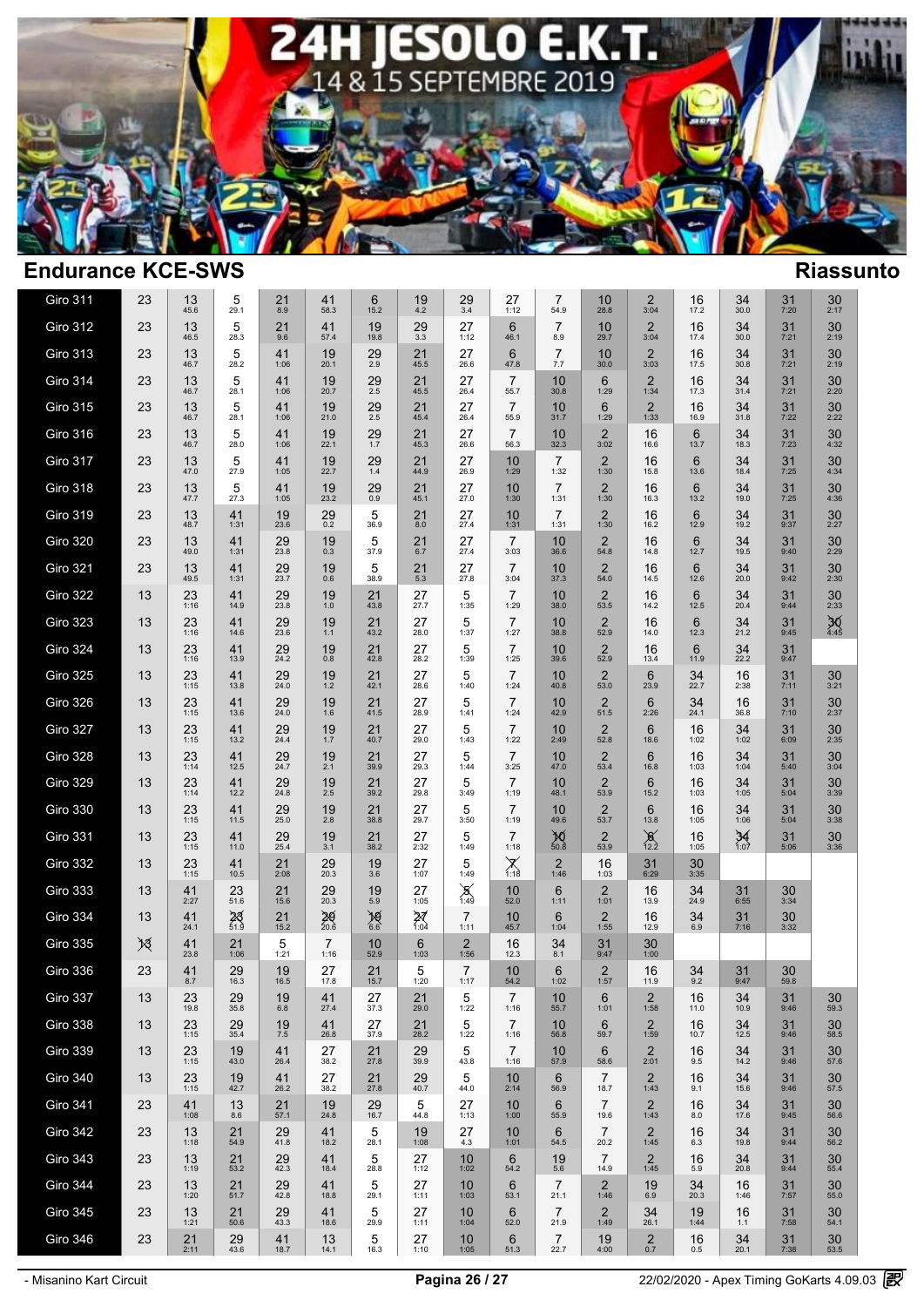# 24H JESOLO E.K.T.

14 & 15 SEPTEMBRE 2019

## Endurance KCE-SWS

### Riassunto

| Giro | 1 | 2 | 3 | 4 | 5 | 6 | 7 | 8 | 9 | 10 | 11 | 12 | 13 | 14 | 15 | 16 |
|---|---|---|---|---|---|---|---|---|---|---|---|---|---|---|---|---|
| Giro 311 | 23 | 13 45.6 | 5 29.1 | 21 8.9 | 41 58.3 | 6 15.2 | 19 4.2 | 29 3.4 | 27 1:12 | 7 54.9 | 10 28.8 | 2 3:04 | 16 17.2 | 34 30.0 | 31 7:20 | 30 2:17 |
| Giro 312 | 23 | 13 46.5 | 5 28.3 | 21 9.6 | 41 57.4 | 19 19.8 | 29 3.3 | 27 1:12 | 6 46.1 | 7 8.9 | 10 29.7 | 2 3:04 | 16 17.4 | 34 30.0 | 31 7:21 | 30 2:19 |
| Giro 313 | 23 | 13 46.7 | 5 28.2 | 41 1:06 | 19 20.1 | 29 2.9 | 21 45.5 | 27 26.6 | 6 47.8 | 7 7.7 | 10 30.0 | 2 3:03 | 16 17.5 | 34 30.8 | 31 7:21 | 30 2:19 |
| Giro 314 | 23 | 13 46.7 | 5 28.1 | 41 1:06 | 19 20.7 | 29 2.5 | 21 45.5 | 27 26.4 | 7 55.7 | 10 30.8 | 6 1:29 | 2 1:34 | 16 17.3 | 34 31.4 | 31 7:21 | 30 2:20 |
| Giro 315 | 23 | 13 46.7 | 5 28.1 | 41 1:06 | 19 21.0 | 29 2.5 | 21 45.4 | 27 26.4 | 7 55.9 | 10 31.7 | 6 1:29 | 2 1:33 | 16 16.9 | 34 31.8 | 31 7:22 | 30 2:22 |
| Giro 316 | 23 | 13 46.7 | 5 28.0 | 41 1:06 | 19 22.1 | 29 1.7 | 21 45.3 | 27 26.6 | 7 56.3 | 10 32.3 | 2 3:02 | 16 16.6 | 6 13.7 | 34 18.3 | 31 7:23 | 30 4:32 |
| Giro 317 | 23 | 13 47.0 | 5 27.9 | 41 1:05 | 19 22.7 | 29 1.4 | 21 44.9 | 27 26.9 | 10 1:29 | 7 1:32 | 2 1:30 | 16 15.8 | 6 13.6 | 34 18.4 | 31 7:25 | 30 4:34 |
| Giro 318 | 23 | 13 47.7 | 5 27.3 | 41 1:05 | 19 23.2 | 29 0.9 | 21 45.1 | 27 27.0 | 10 1:30 | 7 1:31 | 2 1:30 | 16 16.3 | 6 13.2 | 34 19.0 | 31 7:25 | 30 4:36 |
| Giro 319 | 23 | 13 48.7 | 41 1:31 | 19 23.6 | 29 0.2 | 5 36.9 | 21 8.0 | 27 27.4 | 10 1:31 | 7 1:31 | 2 1:30 | 16 16.2 | 6 12.9 | 34 19.2 | 31 9:37 | 30 2:27 |
| Giro 320 | 23 | 13 49.0 | 41 1:31 | 29 23.8 | 19 0.3 | 5 37.9 | 21 6.7 | 27 27.4 | 7 3:03 | 10 36.6 | 2 54.8 | 16 14.8 | 6 12.7 | 34 19.5 | 31 9:40 | 30 2:29 |
| Giro 321 | 23 | 13 49.5 | 41 1:31 | 29 23.7 | 19 0.6 | 5 38.9 | 21 5.3 | 27 27.8 | 7 3:04 | 10 37.3 | 2 54.0 | 16 14.5 | 6 12.6 | 34 20.0 | 31 9:42 | 30 2:30 |
| Giro 322 | 13 | 23 1:16 | 41 14.9 | 29 23.8 | 19 1.0 | 21 43.8 | 27 27.7 | 5 1:35 | 7 1:29 | 10 38.0 | 2 53.5 | 16 14.2 | 6 12.5 | 34 20.4 | 31 9:44 | 30 2:33 |
| Giro 323 | 13 | 23 1:16 | 41 14.6 | 29 23.6 | 19 1.1 | 21 43.2 | 27 28.0 | 5 1:37 | 7 1:27 | 10 38.8 | 2 52.9 | 16 14.0 | 6 12.3 | 34 21.2 | 31 9:45 | ~~30~~ 4:45 |
| Giro 324 | 13 | 23 1:16 | 41 13.9 | 29 24.2 | 19 0.8 | 21 42.8 | 27 28.2 | 5 1:39 | 7 1:25 | 10 39.6 | 2 52.9 | 16 13.4 | 6 11.9 | 34 22.2 | 31 9:47 | |
| Giro 325 | 13 | 23 1:15 | 41 13.8 | 29 24.0 | 19 1.2 | 21 42.1 | 27 28.6 | 5 1:40 | 7 1:24 | 10 40.8 | 2 53.0 | 6 23.9 | 34 22.7 | 16 2:38 | 31 7:11 | 30 3:21 |
| Giro 326 | 13 | 23 1:15 | 41 13.6 | 29 24.0 | 19 1.6 | 21 41.5 | 27 28.9 | 5 1:41 | 7 1:24 | 10 42.9 | 2 51.5 | 6 2:26 | 34 24.1 | 16 36.8 | 31 7:10 | 30 2:37 |
| Giro 327 | 13 | 23 1:15 | 41 13.2 | 29 24.4 | 19 1.7 | 21 40.7 | 27 29.0 | 5 1:43 | 7 1:22 | 10 2:49 | 2 52.8 | 6 18.6 | 16 1:02 | 34 1:02 | 31 6:09 | 30 2:35 |
| Giro 328 | 13 | 23 1:14 | 41 12.5 | 29 24.7 | 19 2.1 | 21 39.9 | 27 29.3 | 5 1:44 | 7 3:25 | 10 47.0 | 2 53.4 | 6 16.8 | 16 1:03 | 34 1:04 | 31 5:40 | 30 3:04 |
| Giro 329 | 13 | 23 1:14 | 41 12.2 | 29 24.8 | 19 2.5 | 21 39.2 | 27 29.8 | 5 3:49 | 7 1:19 | 10 48.1 | 2 53.9 | 6 15.2 | 16 1:03 | 34 1:05 | 31 5:04 | 30 3:39 |
| Giro 330 | 13 | 23 1:15 | 41 11.5 | 29 25.0 | 19 2.8 | 21 38.8 | 27 29.7 | 5 3:50 | 7 1:19 | 10 49.6 | 2 53.7 | 6 13.8 | 16 1:05 | 34 1:06 | 31 5:04 | 30 3:38 |
| Giro 331 | 13 | 23 1:15 | 41 11.0 | 29 25.4 | 19 3.1 | 21 38.2 | 27 2:32 | 5 1:49 | 7 1:18 | ~~10~~ 50.8 | 2 53.9 | ~~6~~ 12.2 | 16 1:05 | ~~34~~ 1:07 | 31 5:06 | 30 3:36 |
| Giro 332 | 13 | 23 1:15 | 41 10.5 | 21 2:08 | 29 20.3 | 19 3.6 | 27 1:07 | 5 1:49 | ~~7~~ 1:18 | 2 1:46 | 16 1:03 | 31 6:29 | 30 3:35 | | | |
| Giro 333 | 13 | 41 2:27 | 23 51.6 | 21 15.6 | 29 20.3 | 19 5.9 | 27 1:05 | ~~5~~ 1:49 | 10 52.0 | 6 1:11 | 2 1:01 | 16 13.9 | 34 24.9 | 31 6:55 | 30 3:34 | |
| Giro 334 | 13 | 41 24.1 | ~~23~~ 51.9 | 21 15.2 | ~~29~~ 20.6 | ~~19~~ 6.6 | ~~27~~ 1:04 | 7 1:11 | 10 45.7 | 6 1:04 | 2 1:55 | 16 12.9 | 34 6.9 | 31 7:16 | 30 3:32 | |
| Giro 335 | ~~13~~ | 41 23.8 | 21 1:06 | 5 1:21 | 7 1:16 | 10 52.9 | 6 1:03 | 2 1:56 | 16 12.3 | 34 8.1 | 31 9:47 | 30 1:00 | | | | |
| Giro 336 | 23 | 41 8.7 | 29 16.3 | 19 16.5 | 27 17.8 | 21 15.7 | 5 1:20 | 7 1:17 | 10 54.2 | 6 1:02 | 2 1:57 | 16 11.9 | 34 9.2 | 31 9:47 | 30 59.8 | |
| Giro 337 | 13 | 23 19.8 | 29 35.8 | 19 6.8 | 41 27.4 | 27 37.3 | 21 29.0 | 5 1:22 | 7 1:16 | 10 55.7 | 6 1:01 | 2 1:58 | 16 11.0 | 34 10.9 | 31 9:46 | 30 59.3 |
| Giro 338 | 13 | 23 1:15 | 29 35.4 | 19 7.5 | 41 26.8 | 27 37.9 | 21 28.2 | 5 1:22 | 7 1:16 | 10 56.8 | 6 59.7 | 2 1:59 | 16 10.7 | 34 12.5 | 31 9:46 | 30 58.5 |
| Giro 339 | 13 | 23 1:15 | 19 43.0 | 41 26.4 | 27 38.2 | 21 27.8 | 29 39.9 | 5 43.8 | 7 1:16 | 10 57.9 | 6 58.6 | 2 2:01 | 16 9.5 | 34 14.2 | 31 9:46 | 30 57.6 |
| Giro 340 | 13 | 23 1:15 | 19 42.7 | 41 26.2 | 27 38.2 | 21 27.8 | 29 40.7 | 5 44.0 | 10 2:14 | 6 56.9 | 7 18.7 | 2 1:43 | 16 9.1 | 34 15.6 | 31 9:46 | 30 57.5 |
| Giro 341 | 23 | 41 1:08 | 13 8.6 | 21 57.1 | 19 24.8 | 29 16.7 | 5 44.8 | 27 1:13 | 10 1:00 | 6 55.9 | 7 19.6 | 2 1:43 | 16 8.0 | 34 17.6 | 31 9:45 | 30 56.6 |
| Giro 342 | 23 | 13 1:18 | 21 54.9 | 29 41.8 | 41 18.2 | 5 28.1 | 19 1:08 | 27 4.3 | 10 1:01 | 6 54.5 | 7 20.2 | 2 1:45 | 16 6.3 | 34 19.8 | 31 9:44 | 30 56.2 |
| Giro 343 | 23 | 13 1:19 | 21 53.2 | 29 42.3 | 41 18.4 | 5 28.8 | 27 1:12 | 10 1:02 | 6 54.2 | 19 5.6 | 7 14.9 | 2 1:45 | 16 5.9 | 34 20.8 | 31 9:44 | 30 55.4 |
| Giro 344 | 23 | 13 1:20 | 21 51.7 | 29 42.8 | 41 18.8 | 5 29.1 | 27 1:11 | 10 1:03 | 6 53.1 | 7 21.1 | 2 1:46 | 19 6.9 | 34 20.3 | 16 1:46 | 31 7:57 | 30 55.0 |
| Giro 345 | 23 | 13 1:21 | 21 50.6 | 29 43.3 | 41 18.6 | 5 29.9 | 27 1:11 | 10 1:04 | 6 52.0 | 7 21.9 | 2 1:49 | 34 26.1 | 19 1:44 | 16 1.1 | 31 7:58 | 30 54.1 |
| Giro 346 | 23 | 21 2:11 | 29 43.6 | 41 18.7 | 13 14.1 | 5 16.3 | 27 1:10 | 10 1:05 | 6 51.3 | 7 22.7 | 19 4:00 | 2 0.7 | 16 0.5 | 34 20.1 | 31 7:38 | 30 53.5 |

- Misanino Kart Circuit

22/02/2020 - Apex Timing GoKarts 4.09.03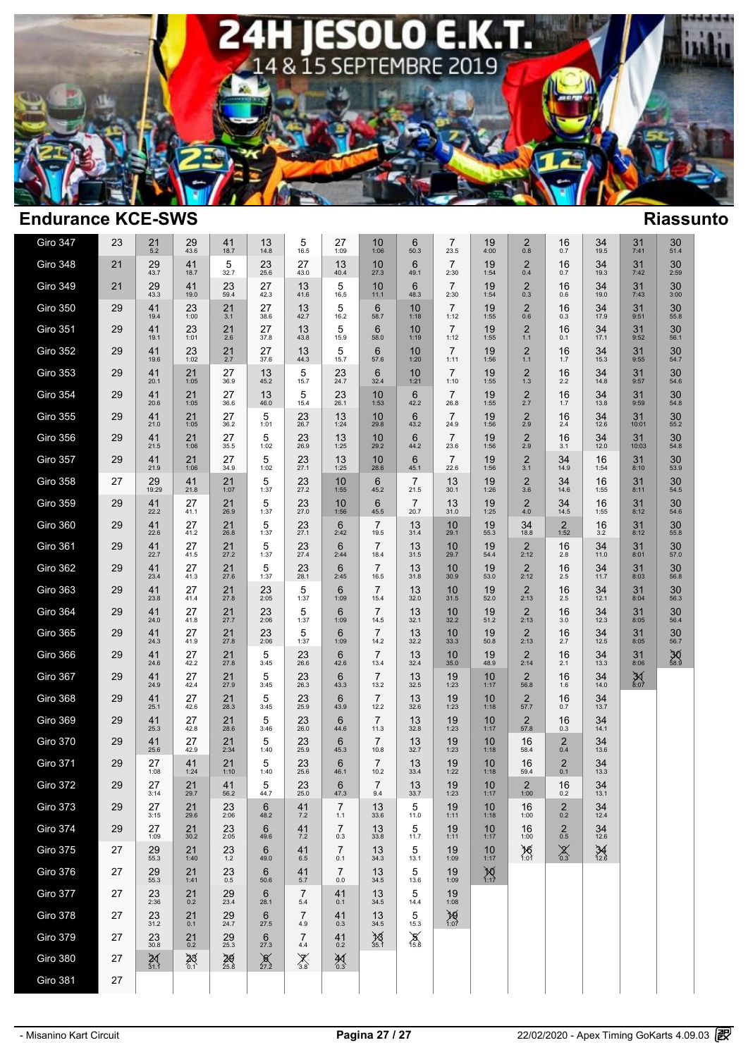# 24H JESOLO E.K.T.

14 & 15 SEPTEMBRE 2019

## Endurance KCE-SWS

## Riassunto

| | | | | | | | | | | | | | | | | |
|---|---|---|---|---|---|---|---|---|---|---|---|---|---|---|---|---|
| Giro 347 | 23 | 21 5.2 | 29 43.6 | 41 18.7 | 13 14.8 | 5 16.5 | 27 1:09 | 10 1:06 | 6 50.3 | 7 23.5 | 19 4:00 | 2 0.8 | 16 0.7 | 34 19.5 | 31 7:41 | 30 51.4 |
| Giro 348 | 21 | 29 43.7 | 41 18.7 | 5 32.7 | 23 25.6 | 27 43.0 | 13 40.4 | 10 27.3 | 6 49.1 | 7 2:30 | 19 1:54 | 2 0.4 | 16 0.7 | 34 19.3 | 31 7:42 | 30 2:59 |
| Giro 349 | 21 | 29 43.3 | 41 19.0 | 23 59.4 | 27 42.3 | 13 41.6 | 5 16.5 | 10 11.1 | 6 48.3 | 7 2:30 | 19 1:54 | 2 0.3 | 16 0.6 | 34 19.0 | 31 7:43 | 30 3:00 |
| Giro 350 | 29 | 41 19.4 | 23 1:00 | 21 3.1 | 27 38.6 | 13 42.7 | 5 16.2 | 6 58.7 | 10 1:18 | 7 1:12 | 19 1:55 | 2 0.6 | 16 0.3 | 34 17.9 | 31 9:51 | 30 55.8 |
| Giro 351 | 29 | 41 19.1 | 23 1:01 | 21 2.6 | 27 37.8 | 13 43.8 | 5 15.9 | 6 58.0 | 10 1:19 | 7 1:12 | 19 1:55 | 2 1.1 | 16 0.1 | 34 17.1 | 31 9:52 | 30 56.1 |
| Giro 352 | 29 | 41 19.6 | 23 1:02 | 21 2.7 | 27 37.6 | 13 44.3 | 5 15.7 | 6 57.6 | 10 1:20 | 7 1:11 | 19 1:56 | 2 1.1 | 16 1.7 | 34 15.3 | 31 9:55 | 30 54.7 |
| Giro 353 | 29 | 41 20.1 | 21 1:05 | 27 36.9 | 13 45.2 | 5 15.7 | 23 24.7 | 6 32.4 | 10 1:21 | 7 1:10 | 19 1:55 | 2 1.3 | 16 2.2 | 34 14.8 | 31 9:57 | 30 54.6 |
| Giro 354 | 29 | 41 20.6 | 21 1:05 | 27 36.6 | 13 46.0 | 5 15.4 | 23 26.1 | 10 1:53 | 6 42.2 | 7 26.8 | 19 1:55 | 2 2.7 | 16 1.7 | 34 13.8 | 31 9:59 | 30 54.8 |
| Giro 355 | 29 | 41 21.0 | 21 1:05 | 27 36.2 | 5 1:01 | 23 26.7 | 13 1:24 | 10 29.8 | 6 43.2 | 7 24.9 | 19 1:56 | 2 2.9 | 16 2.4 | 34 12.6 | 31 10:01 | 30 55.2 |
| Giro 356 | 29 | 41 21.5 | 21 1:06 | 27 35.5 | 5 1:02 | 23 26.9 | 13 1:25 | 10 29.2 | 6 44.2 | 7 23.6 | 19 1:56 | 2 2.9 | 16 3.1 | 34 12.0 | 31 10:03 | 30 54.8 |
| Giro 357 | 29 | 41 21.9 | 21 1:06 | 27 34.9 | 5 1:02 | 23 27.1 | 13 1:25 | 10 28.6 | 6 45.1 | 7 22.6 | 19 1:56 | 2 3.1 | 34 14.9 | 16 1:54 | 31 8:10 | 30 53.9 |
| Giro 358 | 27 | 29 19:29 | 41 21.8 | 21 1:07 | 5 1:37 | 23 27.2 | 10 1:55 | 6 45.2 | 7 21.5 | 13 30.1 | 19 1:26 | 2 3.6 | 34 14.6 | 16 1:55 | 31 8:11 | 30 54.5 |
| Giro 359 | 29 | 41 22.2 | 27 41.1 | 21 26.9 | 5 1:37 | 23 27.0 | 10 1:56 | 6 45.5 | 7 20.7 | 13 31.0 | 19 1:25 | 2 4.0 | 34 14.5 | 16 1:55 | 31 8:12 | 30 54.6 |
| Giro 360 | 29 | 41 22.6 | 27 41.2 | 21 26.8 | 5 1:37 | 23 27.1 | 6 2:42 | 7 19.5 | 13 31.4 | 10 29.1 | 19 55.3 | 34 18.8 | 2 1:52 | 16 3.2 | 31 8:12 | 30 55.8 |
| Giro 361 | 29 | 41 22.7 | 27 41.5 | 21 27.2 | 5 1:37 | 23 27.4 | 6 2:44 | 7 18.4 | 13 31.5 | 10 29.7 | 19 54.4 | 2 2:12 | 16 2.8 | 34 11.0 | 31 8:01 | 30 57.0 |
| Giro 362 | 29 | 41 23.4 | 27 41.3 | 21 27.6 | 5 1:37 | 23 28.1 | 6 2:45 | 7 16.5 | 13 31.8 | 10 30.9 | 19 53.0 | 2 2:12 | 16 2.5 | 34 11.7 | 31 8:03 | 30 56.8 |
| Giro 363 | 29 | 41 23.8 | 27 41.4 | 21 27.8 | 23 2:05 | 5 1:37 | 6 1:09 | 7 15.4 | 13 32.0 | 10 31.5 | 19 52.0 | 2 2:13 | 16 2.5 | 34 12.1 | 31 8:04 | 30 56.3 |
| Giro 364 | 29 | 41 24.0 | 27 41.8 | 21 27.7 | 23 2:06 | 5 1:37 | 6 1:09 | 7 14.5 | 13 32.1 | 10 32.2 | 19 51.2 | 2 2:13 | 16 3.0 | 34 12.3 | 31 8:05 | 30 56.4 |
| Giro 365 | 29 | 41 24.3 | 27 41.9 | 21 27.8 | 23 2:06 | 5 1:37 | 6 1:09 | 7 14.2 | 13 32.2 | 10 33.3 | 19 50.8 | 2 2:13 | 16 2.7 | 34 12.5 | 31 8:05 | 30 56.7 |
| Giro 366 | 29 | 41 24.6 | 27 42.2 | 21 27.8 | 5 3:45 | 23 26.6 | 6 42.6 | 7 13.4 | 13 32.4 | 10 35.0 | 19 48.9 | 2 2:14 | 16 2.1 | 34 13.3 | 31 8:06 | 30 58.9 |
| Giro 367 | 29 | 41 24.9 | 27 42.4 | 21 27.9 | 5 3:45 | 23 26.3 | 6 43.3 | 7 13.2 | 13 32.5 | 19 1:23 | 10 1:17 | 2 56.8 | 16 1.6 | 34 14.0 | 31 8:07 | |
| Giro 368 | 29 | 41 25.1 | 27 42.6 | 21 28.3 | 5 3:45 | 23 25.9 | 6 43.9 | 7 12.2 | 13 32.6 | 19 1:23 | 10 1:18 | 2 57.7 | 16 0.7 | 34 13.7 | | |
| Giro 369 | 29 | 41 25.3 | 27 42.8 | 21 28.6 | 5 3:46 | 23 26.0 | 6 44.6 | 7 11.3 | 13 32.8 | 19 1:23 | 10 1:17 | 2 57.8 | 16 0.3 | 34 14.1 | | |
| Giro 370 | 29 | 41 25.6 | 27 42.9 | 21 2:34 | 5 1:40 | 23 25.9 | 6 45.3 | 7 10.8 | 13 32.7 | 19 1:23 | 10 1:18 | 16 58.4 | 2 0.4 | 34 13.6 | | |
| Giro 371 | 29 | 27 1:08 | 41 1:24 | 21 1:10 | 5 1:40 | 23 25.6 | 6 46.1 | 7 10.2 | 13 33.4 | 19 1:22 | 10 1:18 | 16 59.4 | 2 0.1 | 34 13.3 | | |
| Giro 372 | 29 | 27 3:14 | 21 29.7 | 41 56.2 | 5 44.7 | 23 25.0 | 6 47.3 | 7 9.4 | 13 33.7 | 19 1:23 | 10 1:17 | 2 1:00 | 16 0.2 | 34 13.1 | | |
| Giro 373 | 29 | 27 3:15 | 21 29.6 | 23 2:06 | 6 48.2 | 41 7.2 | 7 1.1 | 13 33.6 | 5 11.0 | 19 1:11 | 10 1:18 | 16 1:00 | 2 0.2 | 34 12.4 | | |
| Giro 374 | 29 | 27 1:09 | 21 30.2 | 23 2:05 | 6 49.6 | 41 7.2 | 7 0.3 | 13 33.8 | 5 11.7 | 19 1:11 | 10 1:17 | 16 1:00 | 2 0.5 | 34 12.6 | | |
| Giro 375 | 27 | 29 55.3 | 21 1:40 | 23 1.2 | 6 49.0 | 41 6.5 | 7 0.1 | 13 34.3 | 5 13.1 | 19 1:09 | 10 1:17 | 16 1:01 | 2 0.3 | 34 12.6 | | |
| Giro 376 | 27 | 29 55.3 | 21 1:41 | 23 0.5 | 6 50.6 | 41 5.7 | 7 0.0 | 13 34.5 | 5 13.6 | 19 1:09 | 10 1:17 | | | | | |
| Giro 377 | 27 | 23 2:36 | 21 0.2 | 29 23.4 | 6 28.1 | 7 5.4 | 41 0.1 | 13 34.5 | 5 14.4 | 19 1:08 | | | | | | |
| Giro 378 | 27 | 23 31.2 | 21 0.1 | 29 24.7 | 6 27.5 | 7 4.9 | 41 0.3 | 13 34.5 | 5 15.3 | 19 1:07 | | | | | | |
| Giro 379 | 27 | 23 30.8 | 21 0.2 | 29 25.3 | 6 27.3 | 7 4.4 | 41 0.2 | 13 35.1 | 5 15.8 | | | | | | | |
| Giro 380 | 27 | 21 51.1 | 23 0.1 | 29 25.8 | 6 27.2 | 7 3.8 | 41 0.3 | | | | | | | | | |
| Giro 381 | 27 | | | | | | | | | | | | | | | |

- Misanino Kart Circuit

22/02/2020 - Apex Timing GoKarts 4.09.03